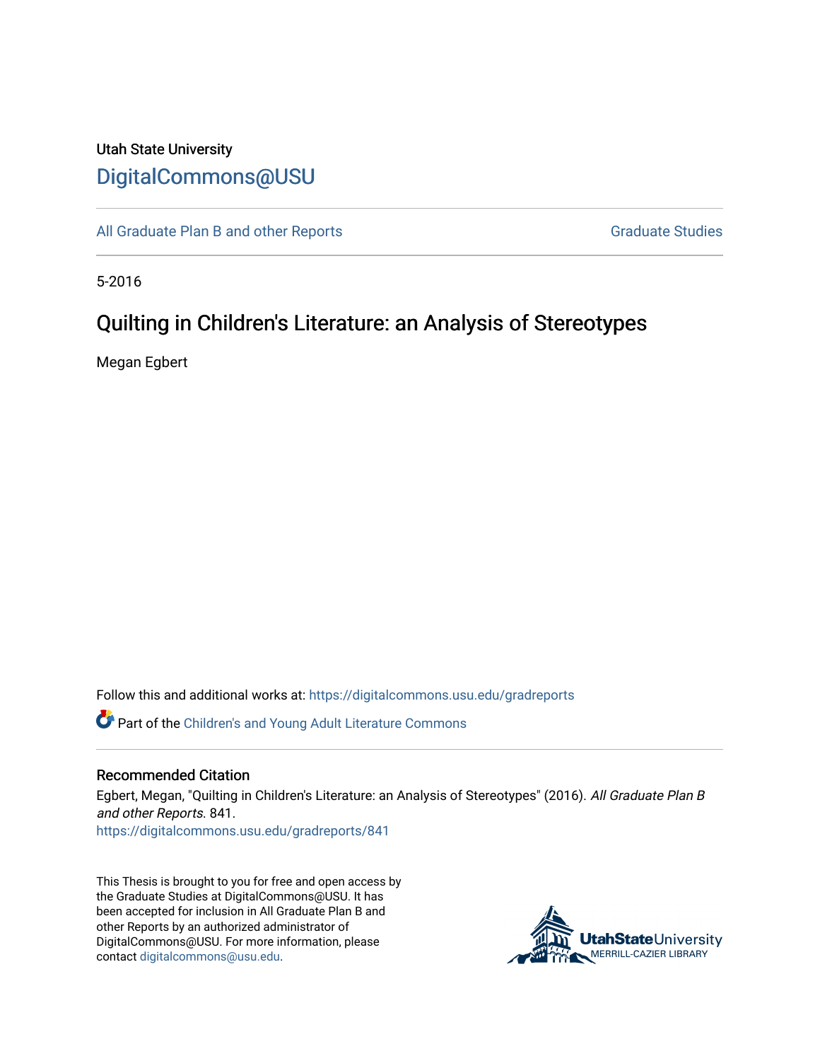Utah State University

# DigitalCommons@USU

All Graduate Plan B and other Reports | Graduate Studies

5-2016

## Quilting in Children's Literature: an Analysis of Stereotypes

Megan Egbert

Follow this and additional works at: https://digitalcommons.usu.edu/gradreports

Part of the Children's and Young Adult Literature Commons

### Recommended Citation

Egbert, Megan, "Quilting in Children's Literature: an Analysis of Stereotypes" (2016). *All Graduate Plan B and other Reports*. 841.
https://digitalcommons.usu.edu/gradreports/841

This Thesis is brought to you for free and open access by the Graduate Studies at DigitalCommons@USU. It has been accepted for inclusion in All Graduate Plan B and other Reports by an authorized administrator of DigitalCommons@USU. For more information, please contact digitalcommons@usu.edu.

UtahStateUniversity
MERRILL-CAZIER LIBRARY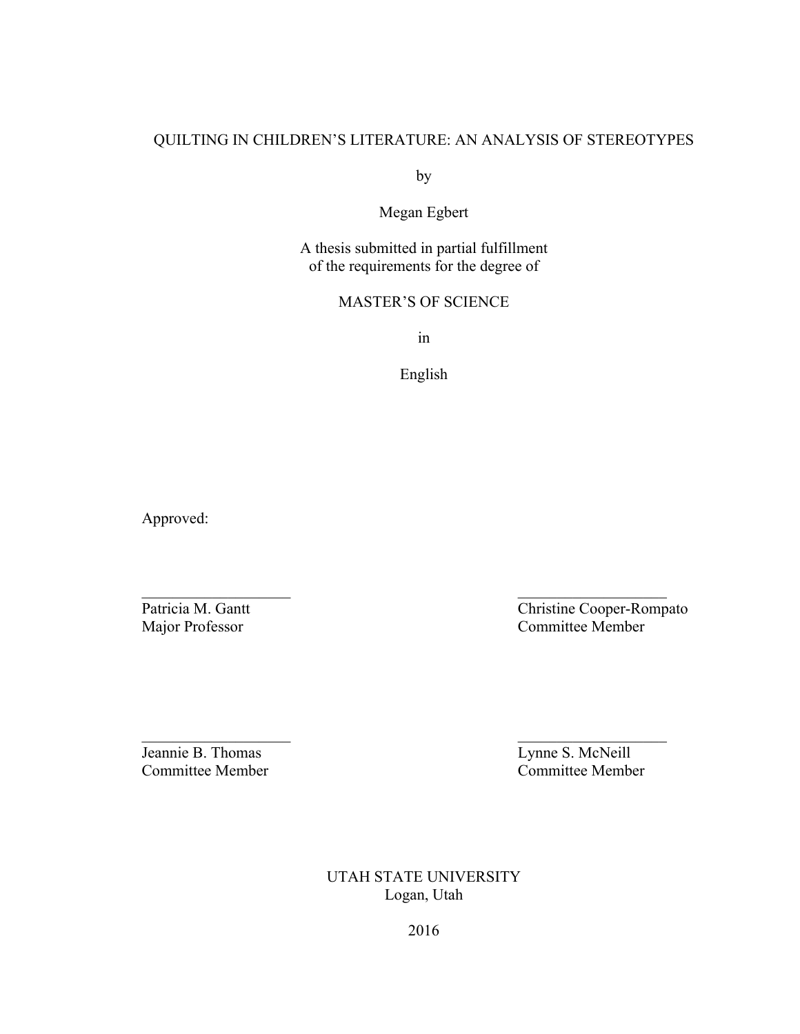QUILTING IN CHILDREN'S LITERATURE: AN ANALYSIS OF STEREOTYPES

by

Megan Egbert

A thesis submitted in partial fulfillment
of the requirements for the degree of

MASTER'S OF SCIENCE

in

English

Approved:

\_\_\_\_\_\_\_\_\_\_\_\_\_\_\_\_\_\_\_\_
Patricia M. Gantt
Major Professor

\_\_\_\_\_\_\_\_\_\_\_\_\_\_\_\_\_\_\_\_
Christine Cooper-Rompato
Committee Member

\_\_\_\_\_\_\_\_\_\_\_\_\_\_\_\_\_\_\_\_
Jeannie B. Thomas
Committee Member

\_\_\_\_\_\_\_\_\_\_\_\_\_\_\_\_\_\_\_\_
Lynne S. McNeill
Committee Member

UTAH STATE UNIVERSITY
Logan, Utah

2016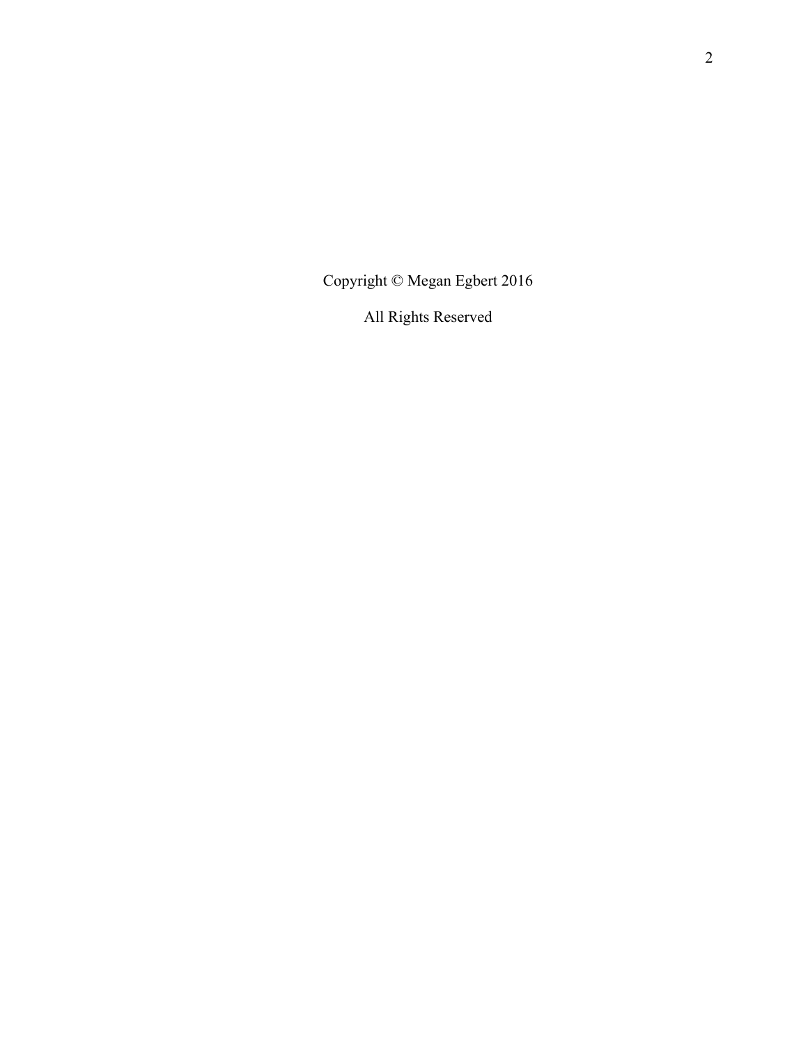Copyright © Megan Egbert 2016

All Rights Reserved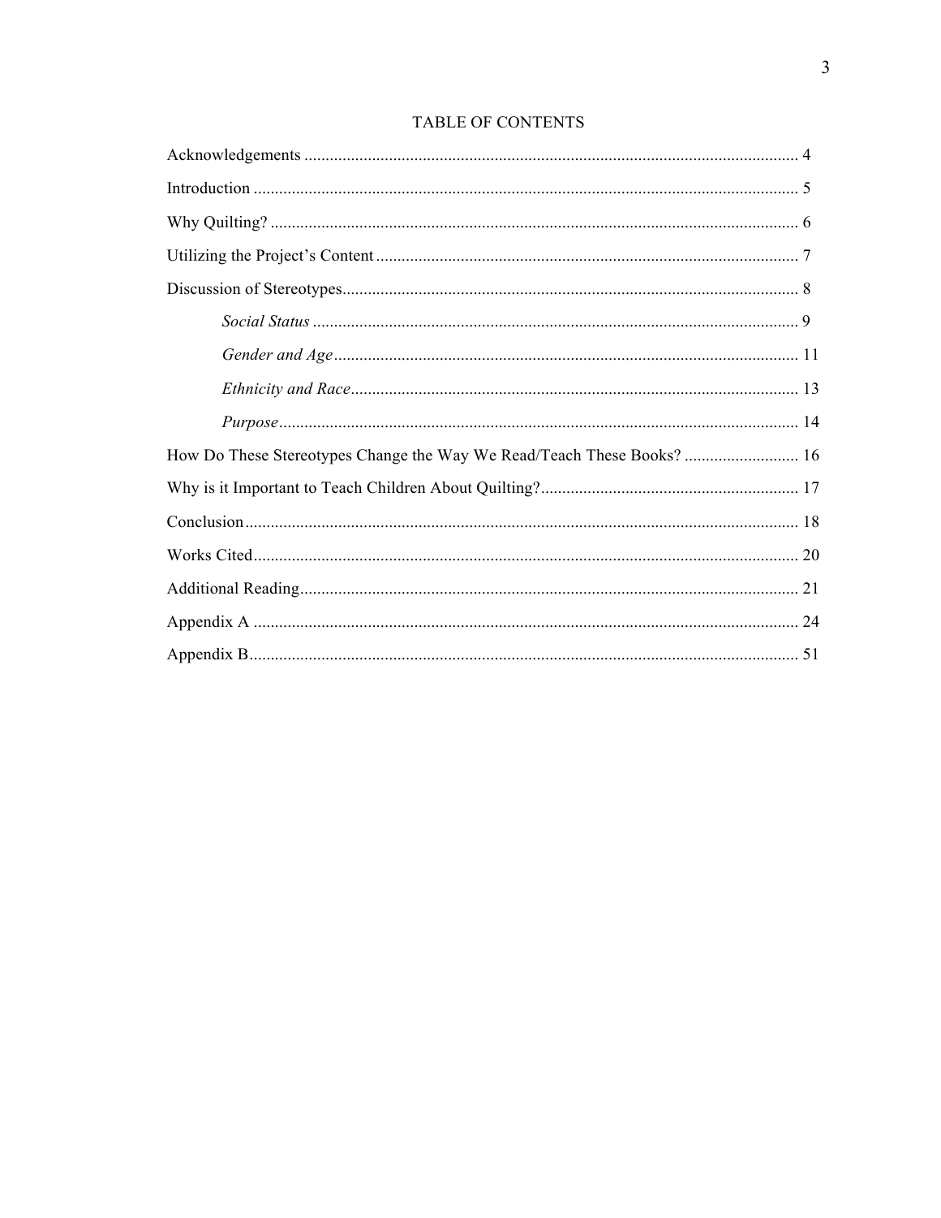# TABLE OF CONTENTS

Acknowledgements .................................................................................................................... 4

Introduction ................................................................................................................................ 5

Why Quilting? ............................................................................................................................ 6

Utilizing the Project's Content ................................................................................................... 7

Discussion of Stereotypes........................................................................................................... 8

*Social Status* .................................................................................................................. 9

*Gender and Age* ............................................................................................................. 11

*Ethnicity and Race* ......................................................................................................... 13

*Purpose* .......................................................................................................................... 14

How Do These Stereotypes Change the Way We Read/Teach These Books? ........................... 16

Why is it Important to Teach Children About Quilting?............................................................ 17

Conclusion ................................................................................................................................. 18

Works Cited ............................................................................................................................... 20

Additional Reading..................................................................................................................... 21

Appendix A ................................................................................................................................ 24

Appendix B................................................................................................................................. 51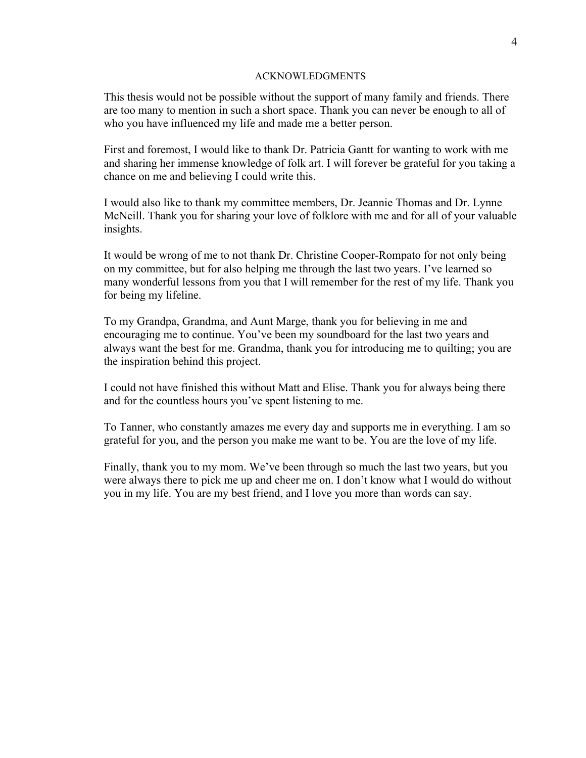# ACKNOWLEDGMENTS

This thesis would not be possible without the support of many family and friends. There are too many to mention in such a short space. Thank you can never be enough to all of who you have influenced my life and made me a better person.

First and foremost, I would like to thank Dr. Patricia Gantt for wanting to work with me and sharing her immense knowledge of folk art. I will forever be grateful for you taking a chance on me and believing I could write this.

I would also like to thank my committee members, Dr. Jeannie Thomas and Dr. Lynne McNeill. Thank you for sharing your love of folklore with me and for all of your valuable insights.

It would be wrong of me to not thank Dr. Christine Cooper-Rompato for not only being on my committee, but for also helping me through the last two years. I've learned so many wonderful lessons from you that I will remember for the rest of my life. Thank you for being my lifeline.

To my Grandpa, Grandma, and Aunt Marge, thank you for believing in me and encouraging me to continue. You've been my soundboard for the last two years and always want the best for me. Grandma, thank you for introducing me to quilting; you are the inspiration behind this project.

I could not have finished this without Matt and Elise. Thank you for always being there and for the countless hours you've spent listening to me.

To Tanner, who constantly amazes me every day and supports me in everything. I am so grateful for you, and the person you make me want to be. You are the love of my life.

Finally, thank you to my mom. We've been through so much the last two years, but you were always there to pick me up and cheer me on. I don't know what I would do without you in my life. You are my best friend, and I love you more than words can say.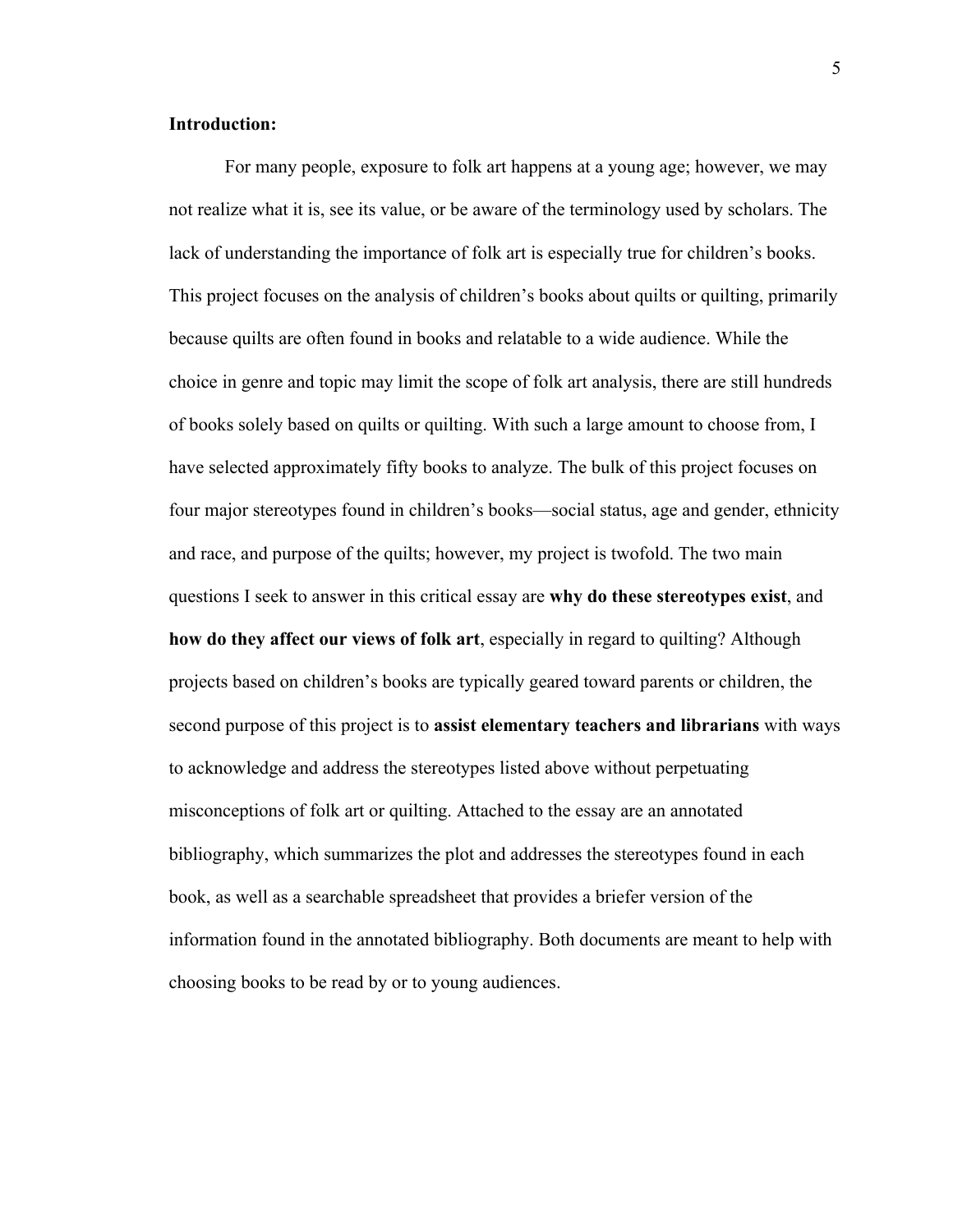**Introduction:**

For many people, exposure to folk art happens at a young age; however, we may not realize what it is, see its value, or be aware of the terminology used by scholars. The lack of understanding the importance of folk art is especially true for children's books. This project focuses on the analysis of children's books about quilts or quilting, primarily because quilts are often found in books and relatable to a wide audience. While the choice in genre and topic may limit the scope of folk art analysis, there are still hundreds of books solely based on quilts or quilting. With such a large amount to choose from, I have selected approximately fifty books to analyze. The bulk of this project focuses on four major stereotypes found in children's books—social status, age and gender, ethnicity and race, and purpose of the quilts; however, my project is twofold. The two main questions I seek to answer in this critical essay are **why do these stereotypes exist**, and **how do they affect our views of folk art**, especially in regard to quilting? Although projects based on children's books are typically geared toward parents or children, the second purpose of this project is to **assist elementary teachers and librarians** with ways to acknowledge and address the stereotypes listed above without perpetuating misconceptions of folk art or quilting. Attached to the essay are an annotated bibliography, which summarizes the plot and addresses the stereotypes found in each book, as well as a searchable spreadsheet that provides a briefer version of the information found in the annotated bibliography. Both documents are meant to help with choosing books to be read by or to young audiences.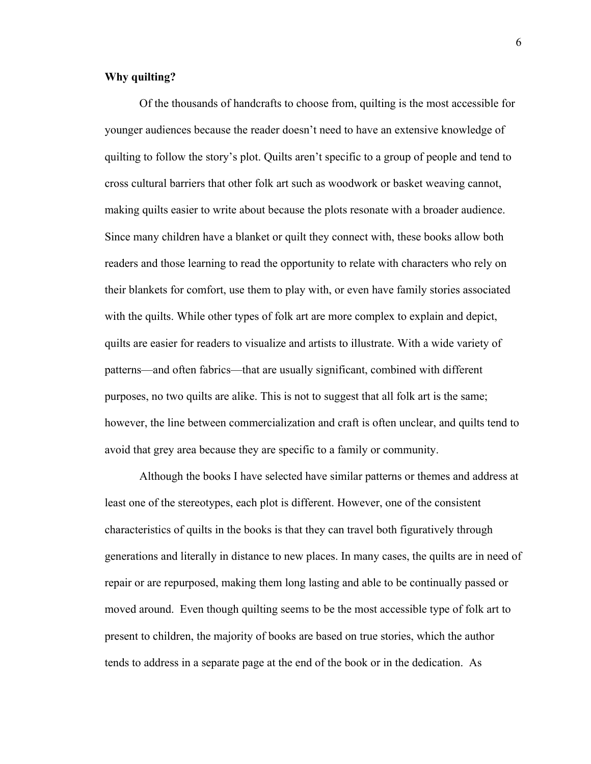**Why quilting?**

Of the thousands of handcrafts to choose from, quilting is the most accessible for younger audiences because the reader doesn't need to have an extensive knowledge of quilting to follow the story's plot. Quilts aren't specific to a group of people and tend to cross cultural barriers that other folk art such as woodwork or basket weaving cannot, making quilts easier to write about because the plots resonate with a broader audience. Since many children have a blanket or quilt they connect with, these books allow both readers and those learning to read the opportunity to relate with characters who rely on their blankets for comfort, use them to play with, or even have family stories associated with the quilts. While other types of folk art are more complex to explain and depict, quilts are easier for readers to visualize and artists to illustrate. With a wide variety of patterns—and often fabrics—that are usually significant, combined with different purposes, no two quilts are alike. This is not to suggest that all folk art is the same; however, the line between commercialization and craft is often unclear, and quilts tend to avoid that grey area because they are specific to a family or community.

Although the books I have selected have similar patterns or themes and address at least one of the stereotypes, each plot is different. However, one of the consistent characteristics of quilts in the books is that they can travel both figuratively through generations and literally in distance to new places. In many cases, the quilts are in need of repair or are repurposed, making them long lasting and able to be continually passed or moved around. Even though quilting seems to be the most accessible type of folk art to present to children, the majority of books are based on true stories, which the author tends to address in a separate page at the end of the book or in the dedication. As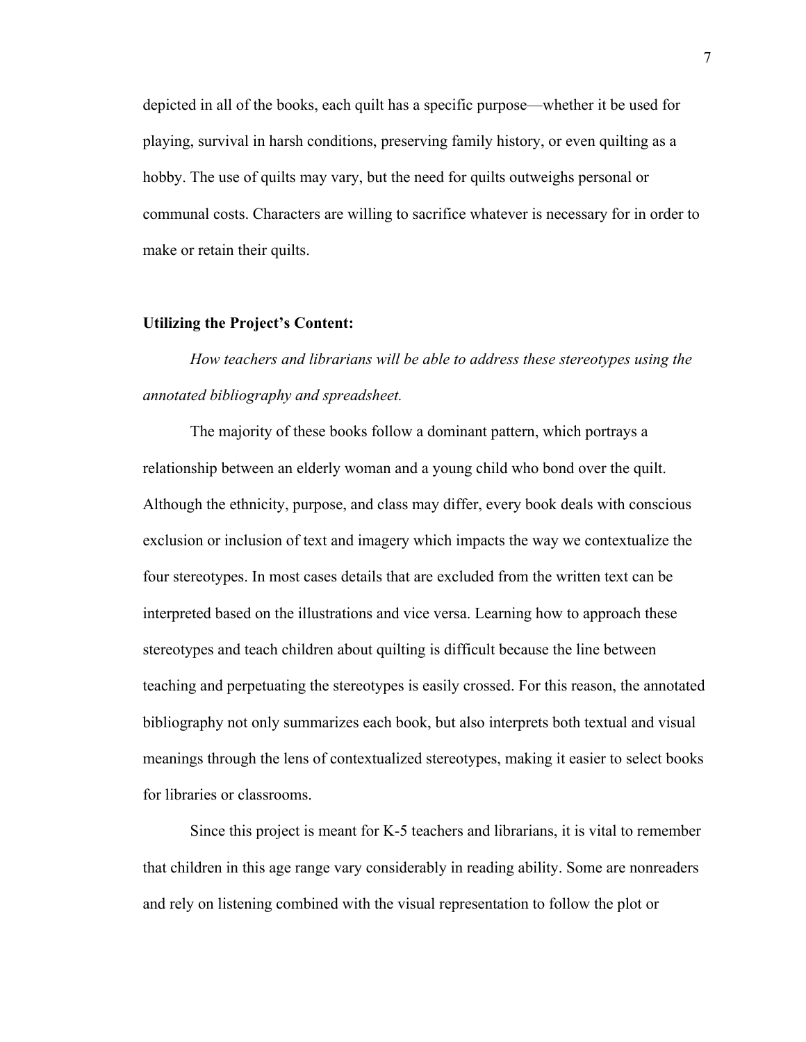depicted in all of the books, each quilt has a specific purpose—whether it be used for playing, survival in harsh conditions, preserving family history, or even quilting as a hobby. The use of quilts may vary, but the need for quilts outweighs personal or communal costs. Characters are willing to sacrifice whatever is necessary for in order to make or retain their quilts.

**Utilizing the Project's Content:**

*How teachers and librarians will be able to address these stereotypes using the annotated bibliography and spreadsheet.*

The majority of these books follow a dominant pattern, which portrays a relationship between an elderly woman and a young child who bond over the quilt. Although the ethnicity, purpose, and class may differ, every book deals with conscious exclusion or inclusion of text and imagery which impacts the way we contextualize the four stereotypes. In most cases details that are excluded from the written text can be interpreted based on the illustrations and vice versa. Learning how to approach these stereotypes and teach children about quilting is difficult because the line between teaching and perpetuating the stereotypes is easily crossed. For this reason, the annotated bibliography not only summarizes each book, but also interprets both textual and visual meanings through the lens of contextualized stereotypes, making it easier to select books for libraries or classrooms.

Since this project is meant for K-5 teachers and librarians, it is vital to remember that children in this age range vary considerably in reading ability. Some are nonreaders and rely on listening combined with the visual representation to follow the plot or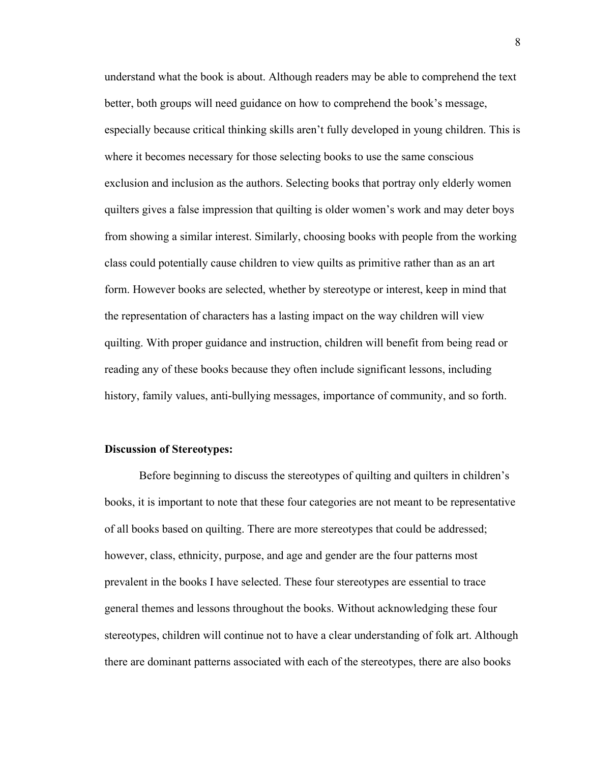understand what the book is about. Although readers may be able to comprehend the text better, both groups will need guidance on how to comprehend the book's message, especially because critical thinking skills aren't fully developed in young children. This is where it becomes necessary for those selecting books to use the same conscious exclusion and inclusion as the authors. Selecting books that portray only elderly women quilters gives a false impression that quilting is older women's work and may deter boys from showing a similar interest. Similarly, choosing books with people from the working class could potentially cause children to view quilts as primitive rather than as an art form. However books are selected, whether by stereotype or interest, keep in mind that the representation of characters has a lasting impact on the way children will view quilting. With proper guidance and instruction, children will benefit from being read or reading any of these books because they often include significant lessons, including history, family values, anti-bullying messages, importance of community, and so forth.

**Discussion of Stereotypes:**

Before beginning to discuss the stereotypes of quilting and quilters in children's books, it is important to note that these four categories are not meant to be representative of all books based on quilting. There are more stereotypes that could be addressed; however, class, ethnicity, purpose, and age and gender are the four patterns most prevalent in the books I have selected. These four stereotypes are essential to trace general themes and lessons throughout the books. Without acknowledging these four stereotypes, children will continue not to have a clear understanding of folk art. Although there are dominant patterns associated with each of the stereotypes, there are also books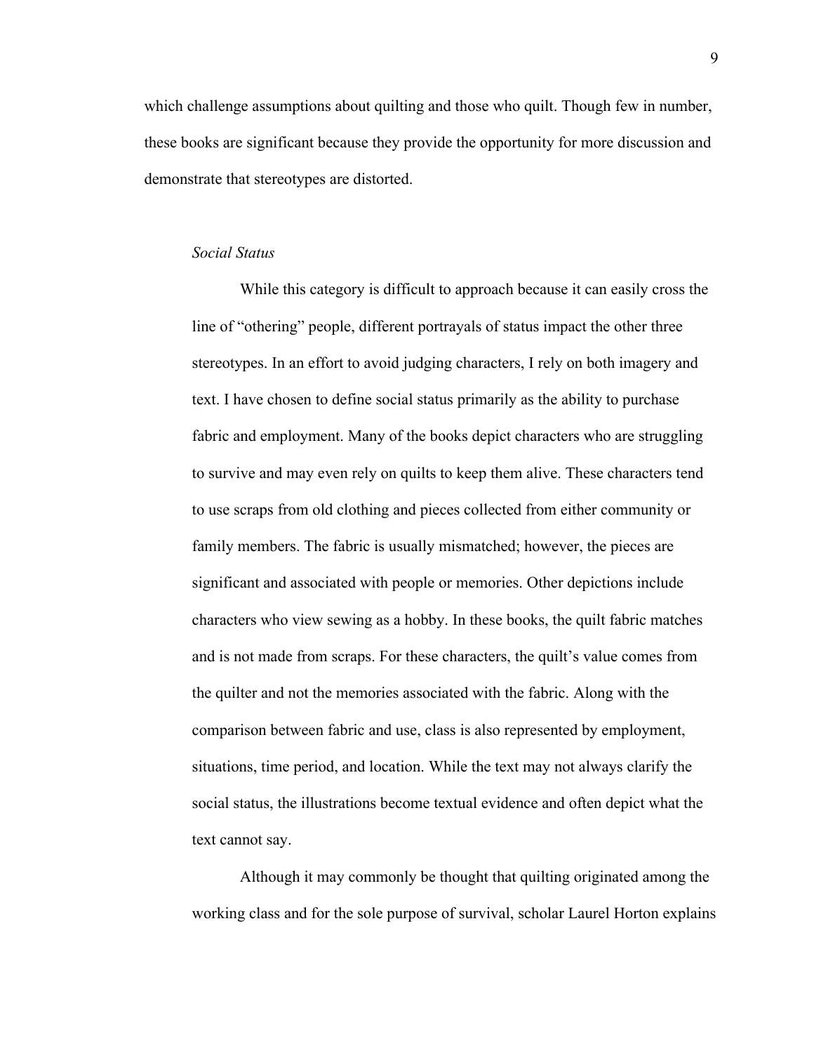which challenge assumptions about quilting and those who quilt. Though few in number, these books are significant because they provide the opportunity for more discussion and demonstrate that stereotypes are distorted.

*Social Status*

While this category is difficult to approach because it can easily cross the line of "othering" people, different portrayals of status impact the other three stereotypes. In an effort to avoid judging characters, I rely on both imagery and text. I have chosen to define social status primarily as the ability to purchase fabric and employment. Many of the books depict characters who are struggling to survive and may even rely on quilts to keep them alive. These characters tend to use scraps from old clothing and pieces collected from either community or family members. The fabric is usually mismatched; however, the pieces are significant and associated with people or memories. Other depictions include characters who view sewing as a hobby. In these books, the quilt fabric matches and is not made from scraps. For these characters, the quilt's value comes from the quilter and not the memories associated with the fabric. Along with the comparison between fabric and use, class is also represented by employment, situations, time period, and location. While the text may not always clarify the social status, the illustrations become textual evidence and often depict what the text cannot say.

Although it may commonly be thought that quilting originated among the working class and for the sole purpose of survival, scholar Laurel Horton explains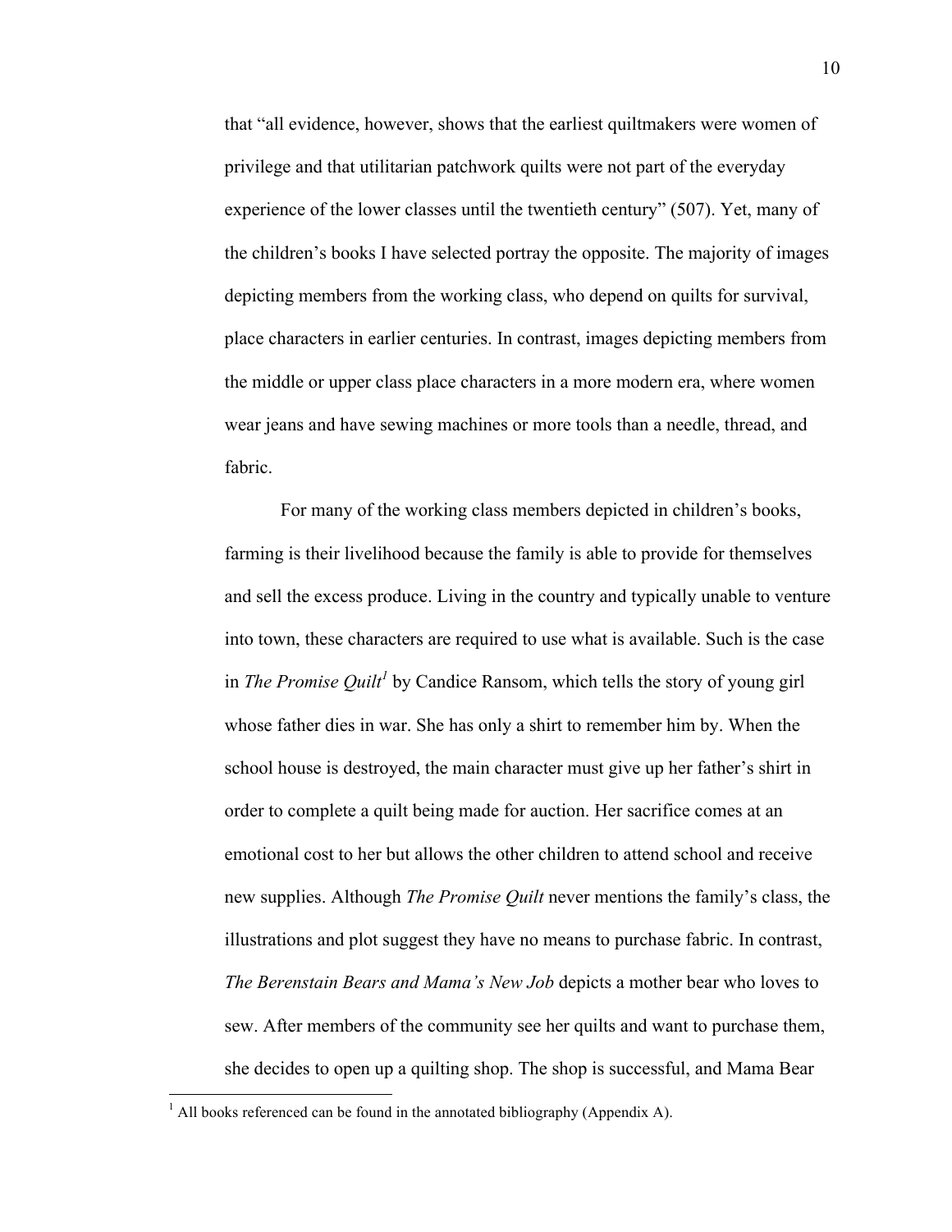that "all evidence, however, shows that the earliest quiltmakers were women of privilege and that utilitarian patchwork quilts were not part of the everyday experience of the lower classes until the twentieth century" (507). Yet, many of the children's books I have selected portray the opposite. The majority of images depicting members from the working class, who depend on quilts for survival, place characters in earlier centuries. In contrast, images depicting members from the middle or upper class place characters in a more modern era, where women wear jeans and have sewing machines or more tools than a needle, thread, and fabric.

For many of the working class members depicted in children's books, farming is their livelihood because the family is able to provide for themselves and sell the excess produce. Living in the country and typically unable to venture into town, these characters are required to use what is available. Such is the case in *The Promise Quilt*[1] by Candice Ransom, which tells the story of young girl whose father dies in war. She has only a shirt to remember him by. When the school house is destroyed, the main character must give up her father's shirt in order to complete a quilt being made for auction. Her sacrifice comes at an emotional cost to her but allows the other children to attend school and receive new supplies. Although *The Promise Quilt* never mentions the family's class, the illustrations and plot suggest they have no means to purchase fabric. In contrast, *The Berenstain Bears and Mama's New Job* depicts a mother bear who loves to sew. After members of the community see her quilts and want to purchase them, she decides to open up a quilting shop. The shop is successful, and Mama Bear

[1] All books referenced can be found in the annotated bibliography (Appendix A).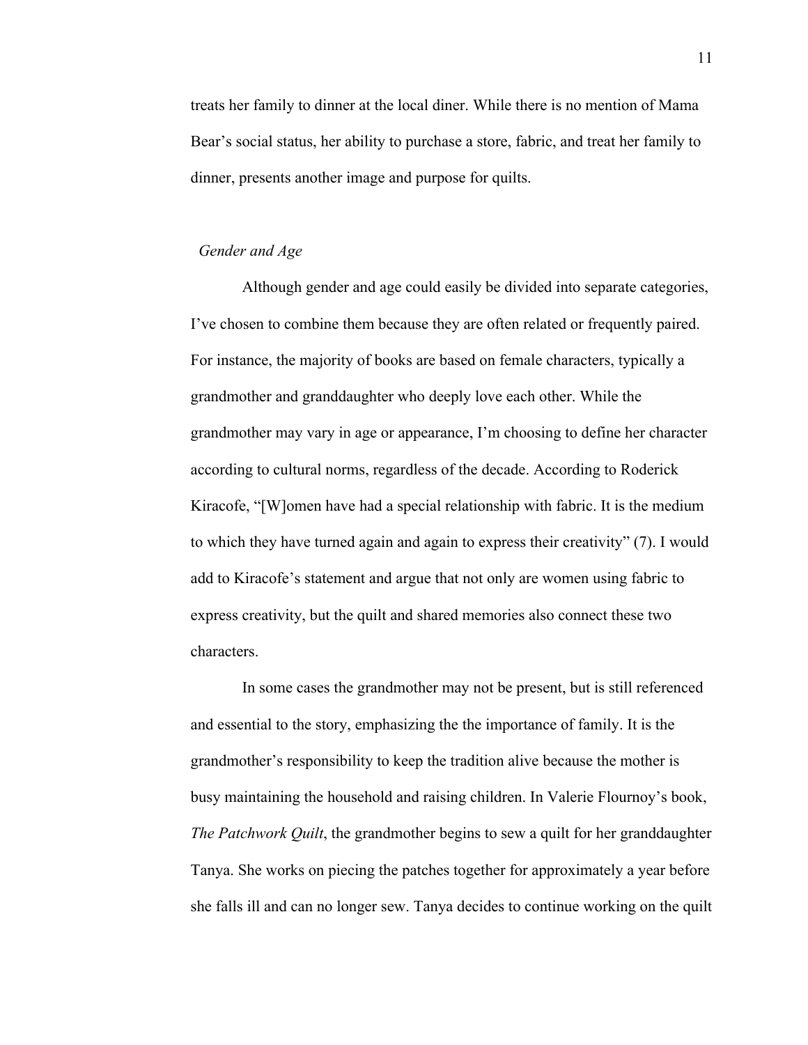treats her family to dinner at the local diner. While there is no mention of Mama Bear's social status, her ability to purchase a store, fabric, and treat her family to dinner, presents another image and purpose for quilts.

### *Gender and Age*

Although gender and age could easily be divided into separate categories, I've chosen to combine them because they are often related or frequently paired. For instance, the majority of books are based on female characters, typically a grandmother and granddaughter who deeply love each other. While the grandmother may vary in age or appearance, I'm choosing to define her character according to cultural norms, regardless of the decade. According to Roderick Kiracofe, "[W]omen have had a special relationship with fabric. It is the medium to which they have turned again and again to express their creativity" (7). I would add to Kiracofe's statement and argue that not only are women using fabric to express creativity, but the quilt and shared memories also connect these two characters.

In some cases the grandmother may not be present, but is still referenced and essential to the story, emphasizing the the importance of family. It is the grandmother's responsibility to keep the tradition alive because the mother is busy maintaining the household and raising children. In Valerie Flournoy's book, *The Patchwork Quilt*, the grandmother begins to sew a quilt for her granddaughter Tanya. She works on piecing the patches together for approximately a year before she falls ill and can no longer sew. Tanya decides to continue working on the quilt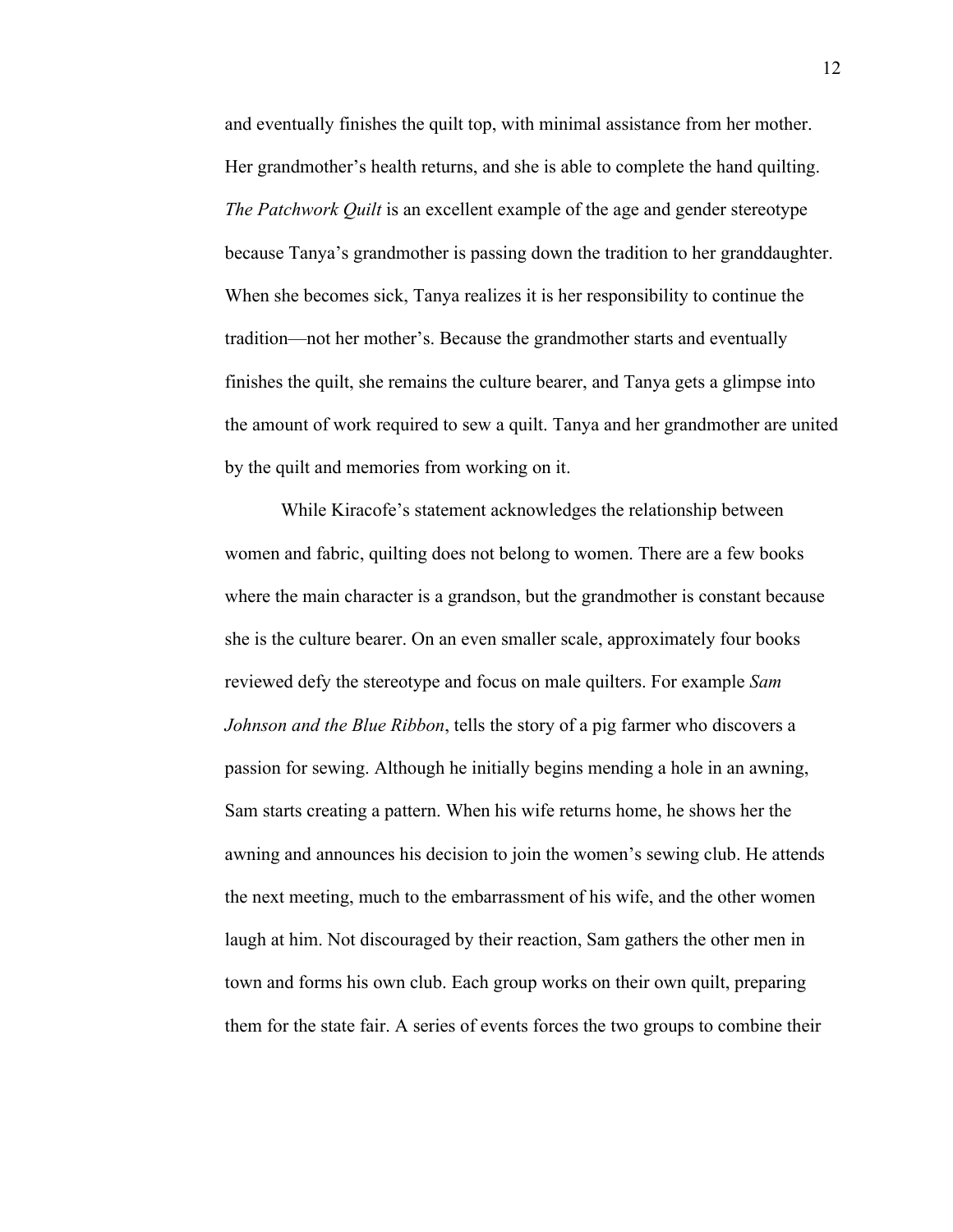and eventually finishes the quilt top, with minimal assistance from her mother. Her grandmother's health returns, and she is able to complete the hand quilting. *The Patchwork Quilt* is an excellent example of the age and gender stereotype because Tanya's grandmother is passing down the tradition to her granddaughter. When she becomes sick, Tanya realizes it is her responsibility to continue the tradition—not her mother's. Because the grandmother starts and eventually finishes the quilt, she remains the culture bearer, and Tanya gets a glimpse into the amount of work required to sew a quilt. Tanya and her grandmother are united by the quilt and memories from working on it.

While Kiracofe's statement acknowledges the relationship between women and fabric, quilting does not belong to women. There are a few books where the main character is a grandson, but the grandmother is constant because she is the culture bearer. On an even smaller scale, approximately four books reviewed defy the stereotype and focus on male quilters. For example *Sam Johnson and the Blue Ribbon*, tells the story of a pig farmer who discovers a passion for sewing. Although he initially begins mending a hole in an awning, Sam starts creating a pattern. When his wife returns home, he shows her the awning and announces his decision to join the women's sewing club. He attends the next meeting, much to the embarrassment of his wife, and the other women laugh at him. Not discouraged by their reaction, Sam gathers the other men in town and forms his own club. Each group works on their own quilt, preparing them for the state fair. A series of events forces the two groups to combine their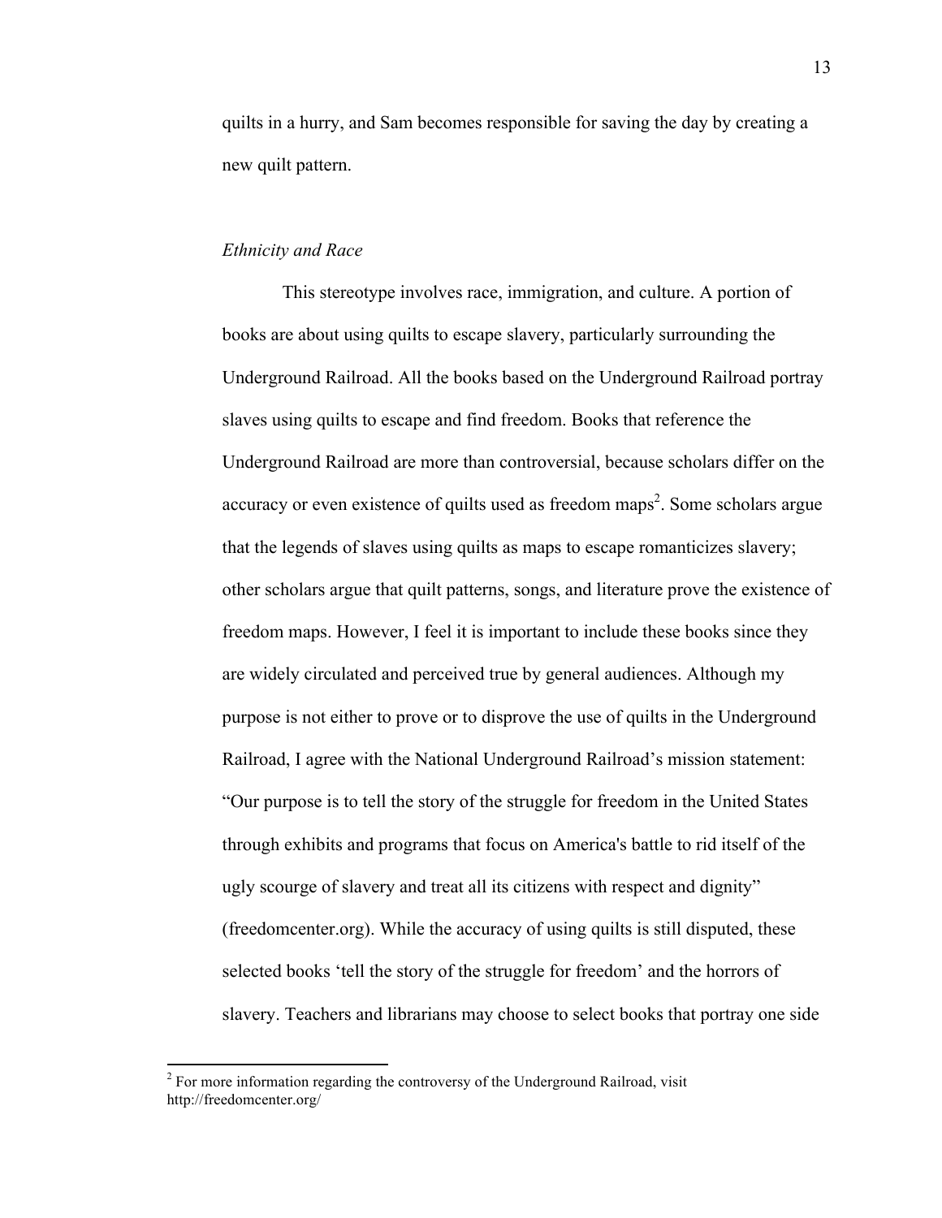quilts in a hurry, and Sam becomes responsible for saving the day by creating a new quilt pattern.

*Ethnicity and Race*

This stereotype involves race, immigration, and culture. A portion of books are about using quilts to escape slavery, particularly surrounding the Underground Railroad. All the books based on the Underground Railroad portray slaves using quilts to escape and find freedom. Books that reference the Underground Railroad are more than controversial, because scholars differ on the accuracy or even existence of quilts used as freedom maps[2]. Some scholars argue that the legends of slaves using quilts as maps to escape romanticizes slavery; other scholars argue that quilt patterns, songs, and literature prove the existence of freedom maps. However, I feel it is important to include these books since they are widely circulated and perceived true by general audiences. Although my purpose is not either to prove or to disprove the use of quilts in the Underground Railroad, I agree with the National Underground Railroad's mission statement: "Our purpose is to tell the story of the struggle for freedom in the United States through exhibits and programs that focus on America's battle to rid itself of the ugly scourge of slavery and treat all its citizens with respect and dignity" (freedomcenter.org). While the accuracy of using quilts is still disputed, these selected books 'tell the story of the struggle for freedom' and the horrors of slavery. Teachers and librarians may choose to select books that portray one side

[2] For more information regarding the controversy of the Underground Railroad, visit http://freedomcenter.org/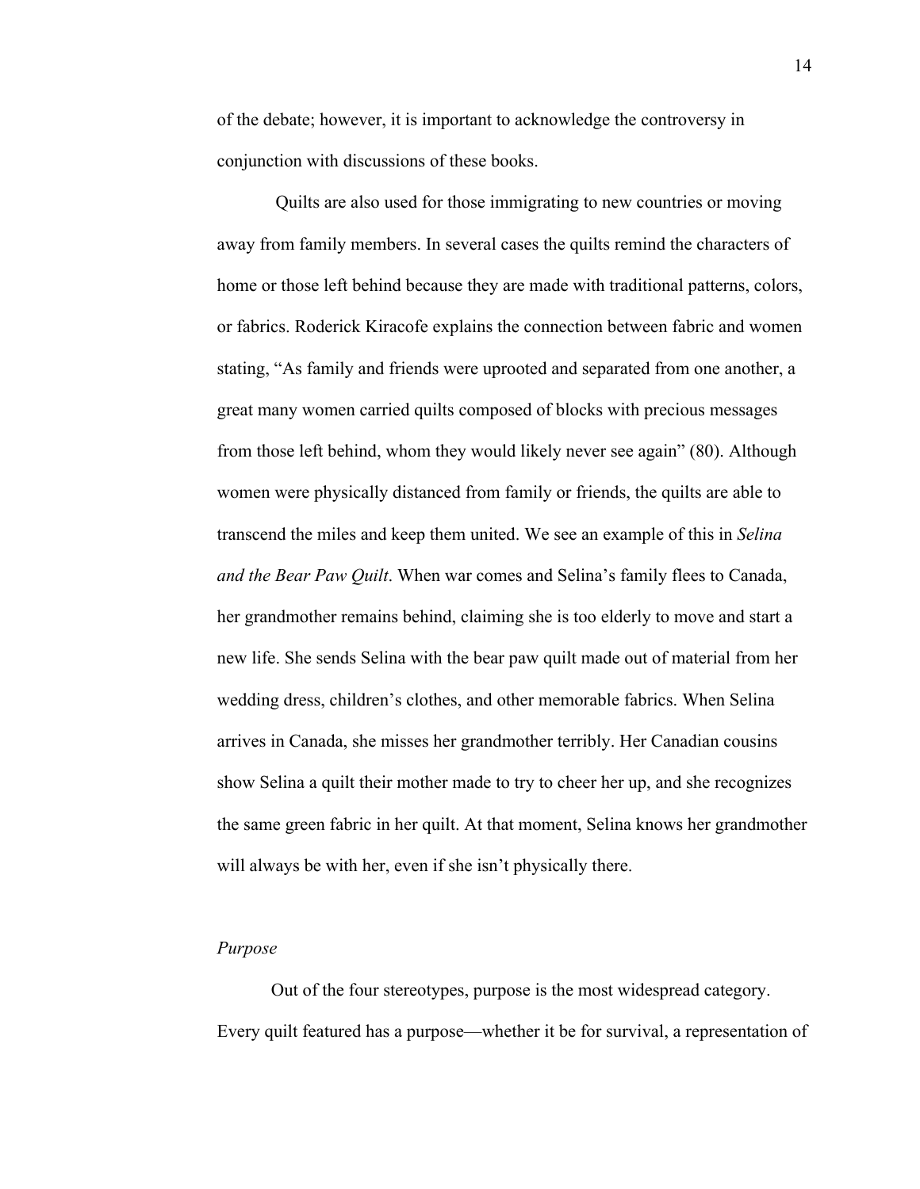of the debate; however, it is important to acknowledge the controversy in conjunction with discussions of these books.

Quilts are also used for those immigrating to new countries or moving away from family members. In several cases the quilts remind the characters of home or those left behind because they are made with traditional patterns, colors, or fabrics. Roderick Kiracofe explains the connection between fabric and women stating, "As family and friends were uprooted and separated from one another, a great many women carried quilts composed of blocks with precious messages from those left behind, whom they would likely never see again" (80). Although women were physically distanced from family or friends, the quilts are able to transcend the miles and keep them united. We see an example of this in *Selina and the Bear Paw Quilt*. When war comes and Selina's family flees to Canada, her grandmother remains behind, claiming she is too elderly to move and start a new life. She sends Selina with the bear paw quilt made out of material from her wedding dress, children's clothes, and other memorable fabrics. When Selina arrives in Canada, she misses her grandmother terribly. Her Canadian cousins show Selina a quilt their mother made to try to cheer her up, and she recognizes the same green fabric in her quilt. At that moment, Selina knows her grandmother will always be with her, even if she isn't physically there.

### *Purpose*

Out of the four stereotypes, purpose is the most widespread category. Every quilt featured has a purpose—whether it be for survival, a representation of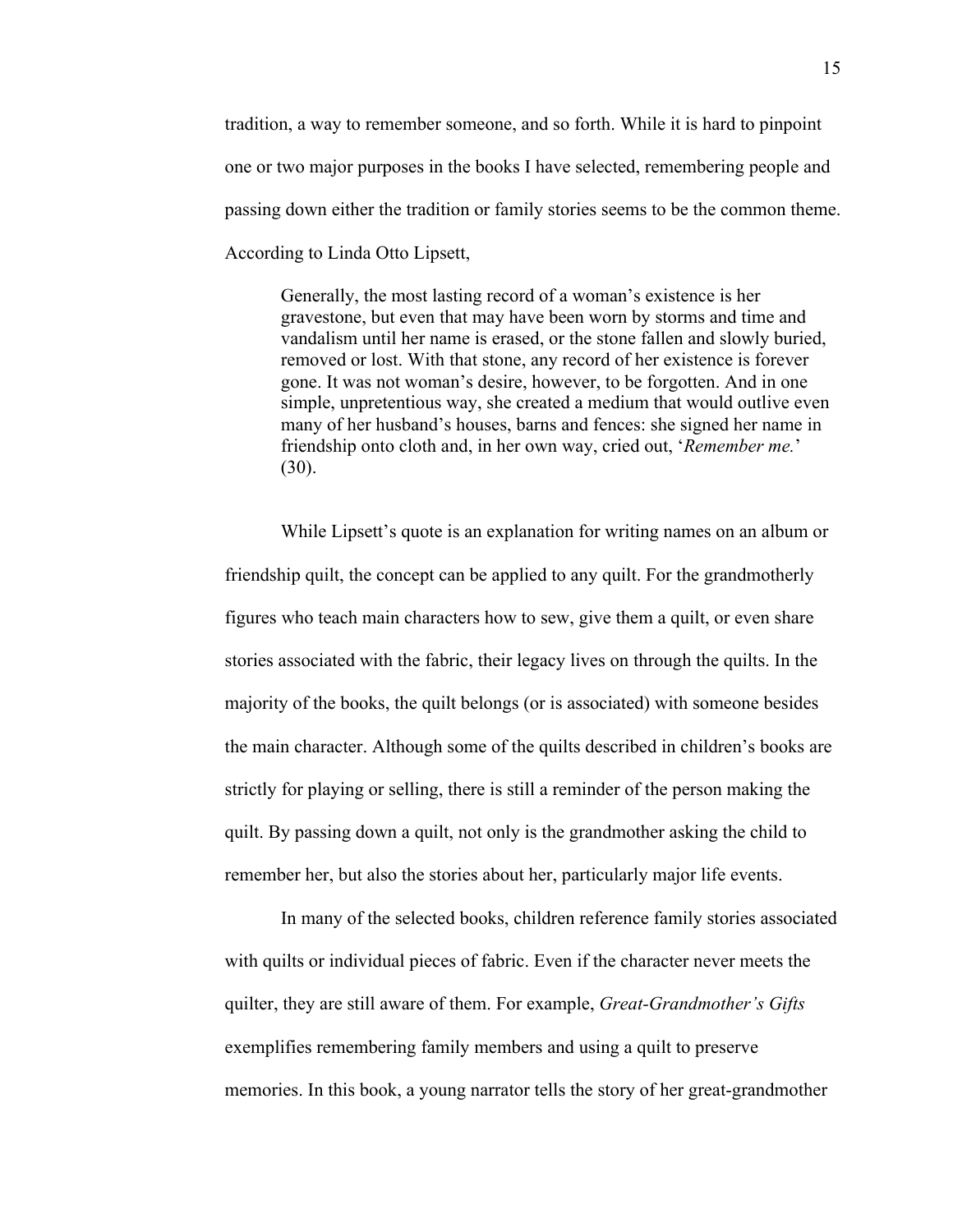tradition, a way to remember someone, and so forth. While it is hard to pinpoint one or two major purposes in the books I have selected, remembering people and passing down either the tradition or family stories seems to be the common theme. According to Linda Otto Lipsett,

> Generally, the most lasting record of a woman's existence is her gravestone, but even that may have been worn by storms and time and vandalism until her name is erased, or the stone fallen and slowly buried, removed or lost. With that stone, any record of her existence is forever gone. It was not woman's desire, however, to be forgotten. And in one simple, unpretentious way, she created a medium that would outlive even many of her husband's houses, barns and fences: she signed her name in friendship onto cloth and, in her own way, cried out, '*Remember me.*' (30).

While Lipsett's quote is an explanation for writing names on an album or friendship quilt, the concept can be applied to any quilt. For the grandmotherly figures who teach main characters how to sew, give them a quilt, or even share stories associated with the fabric, their legacy lives on through the quilts. In the majority of the books, the quilt belongs (or is associated) with someone besides the main character. Although some of the quilts described in children's books are strictly for playing or selling, there is still a reminder of the person making the quilt. By passing down a quilt, not only is the grandmother asking the child to remember her, but also the stories about her, particularly major life events.

In many of the selected books, children reference family stories associated with quilts or individual pieces of fabric. Even if the character never meets the quilter, they are still aware of them. For example, *Great-Grandmother's Gifts* exemplifies remembering family members and using a quilt to preserve memories. In this book, a young narrator tells the story of her great-grandmother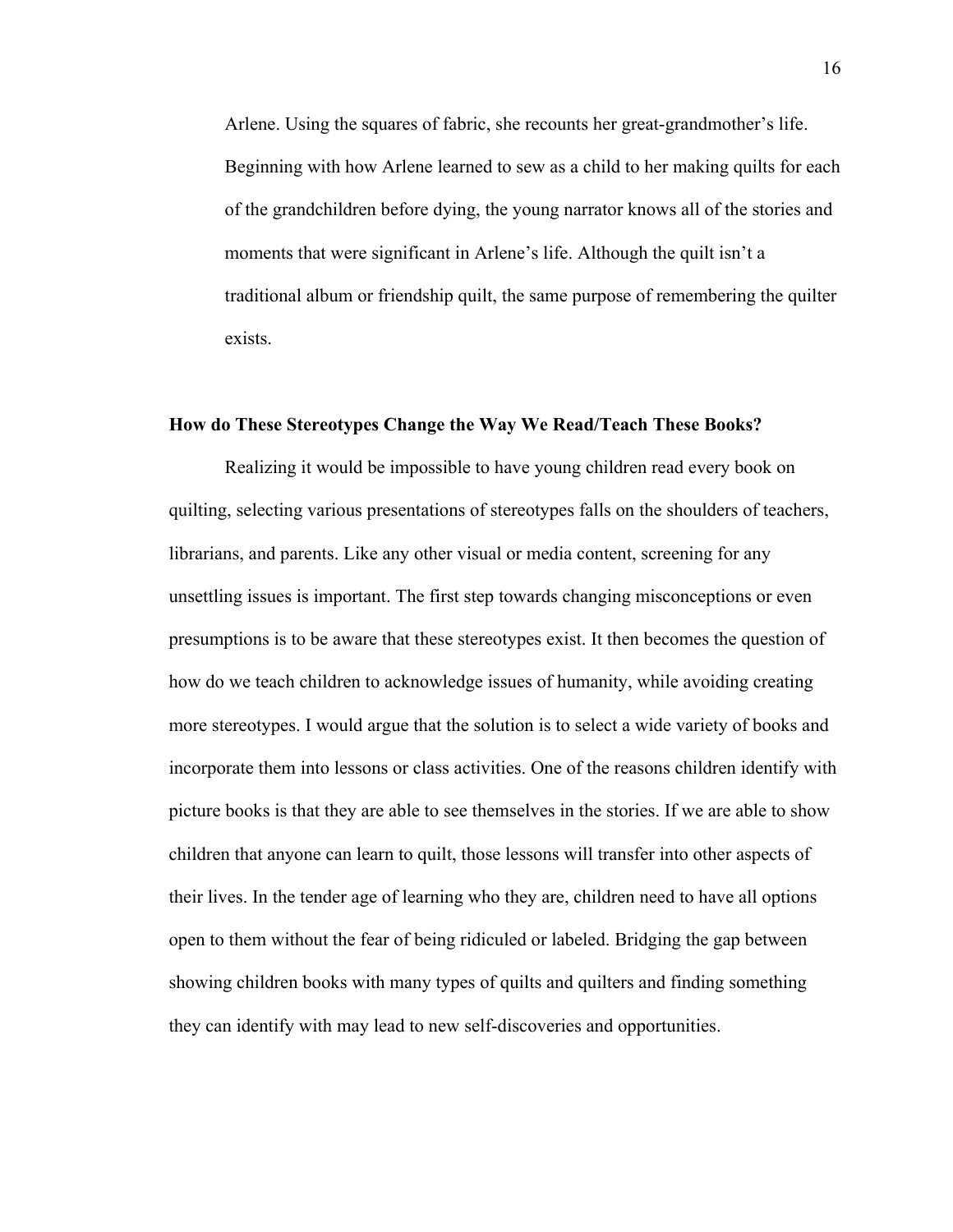Arlene. Using the squares of fabric, she recounts her great-grandmother's life. Beginning with how Arlene learned to sew as a child to her making quilts for each of the grandchildren before dying, the young narrator knows all of the stories and moments that were significant in Arlene's life. Although the quilt isn't a traditional album or friendship quilt, the same purpose of remembering the quilter exists.

**How do These Stereotypes Change the Way We Read/Teach These Books?**

Realizing it would be impossible to have young children read every book on quilting, selecting various presentations of stereotypes falls on the shoulders of teachers, librarians, and parents. Like any other visual or media content, screening for any unsettling issues is important. The first step towards changing misconceptions or even presumptions is to be aware that these stereotypes exist. It then becomes the question of how do we teach children to acknowledge issues of humanity, while avoiding creating more stereotypes. I would argue that the solution is to select a wide variety of books and incorporate them into lessons or class activities. One of the reasons children identify with picture books is that they are able to see themselves in the stories. If we are able to show children that anyone can learn to quilt, those lessons will transfer into other aspects of their lives. In the tender age of learning who they are, children need to have all options open to them without the fear of being ridiculed or labeled. Bridging the gap between showing children books with many types of quilts and quilters and finding something they can identify with may lead to new self-discoveries and opportunities.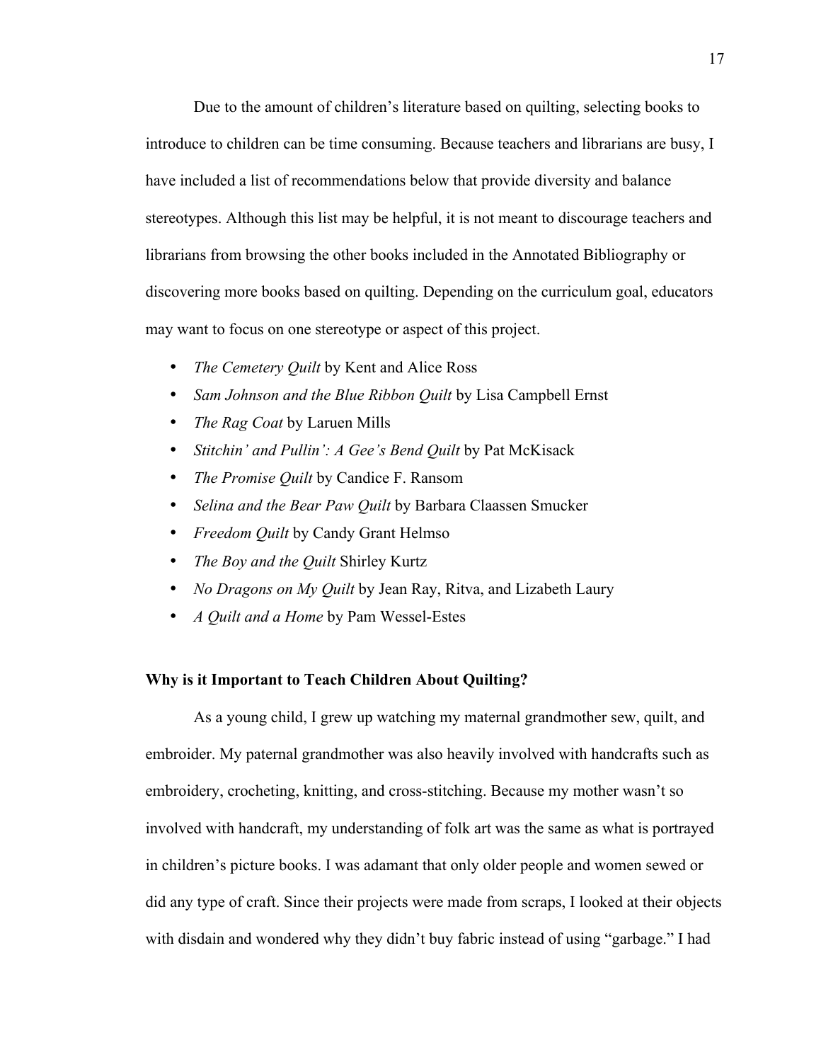Due to the amount of children's literature based on quilting, selecting books to introduce to children can be time consuming. Because teachers and librarians are busy, I have included a list of recommendations below that provide diversity and balance stereotypes. Although this list may be helpful, it is not meant to discourage teachers and librarians from browsing the other books included in the Annotated Bibliography or discovering more books based on quilting. Depending on the curriculum goal, educators may want to focus on one stereotype or aspect of this project.

- *The Cemetery Quilt* by Kent and Alice Ross
- *Sam Johnson and the Blue Ribbon Quilt* by Lisa Campbell Ernst
- *The Rag Coat* by Laruen Mills
- *Stitchin' and Pullin': A Gee's Bend Quilt* by Pat McKisack
- *The Promise Quilt* by Candice F. Ransom
- *Selina and the Bear Paw Quilt* by Barbara Claassen Smucker
- *Freedom Quilt* by Candy Grant Helmso
- *The Boy and the Quilt* Shirley Kurtz
- *No Dragons on My Quilt* by Jean Ray, Ritva, and Lizabeth Laury
- *A Quilt and a Home* by Pam Wessel-Estes

**Why is it Important to Teach Children About Quilting?**

As a young child, I grew up watching my maternal grandmother sew, quilt, and embroider. My paternal grandmother was also heavily involved with handcrafts such as embroidery, crocheting, knitting, and cross-stitching. Because my mother wasn't so involved with handcraft, my understanding of folk art was the same as what is portrayed in children's picture books. I was adamant that only older people and women sewed or did any type of craft. Since their projects were made from scraps, I looked at their objects with disdain and wondered why they didn't buy fabric instead of using "garbage." I had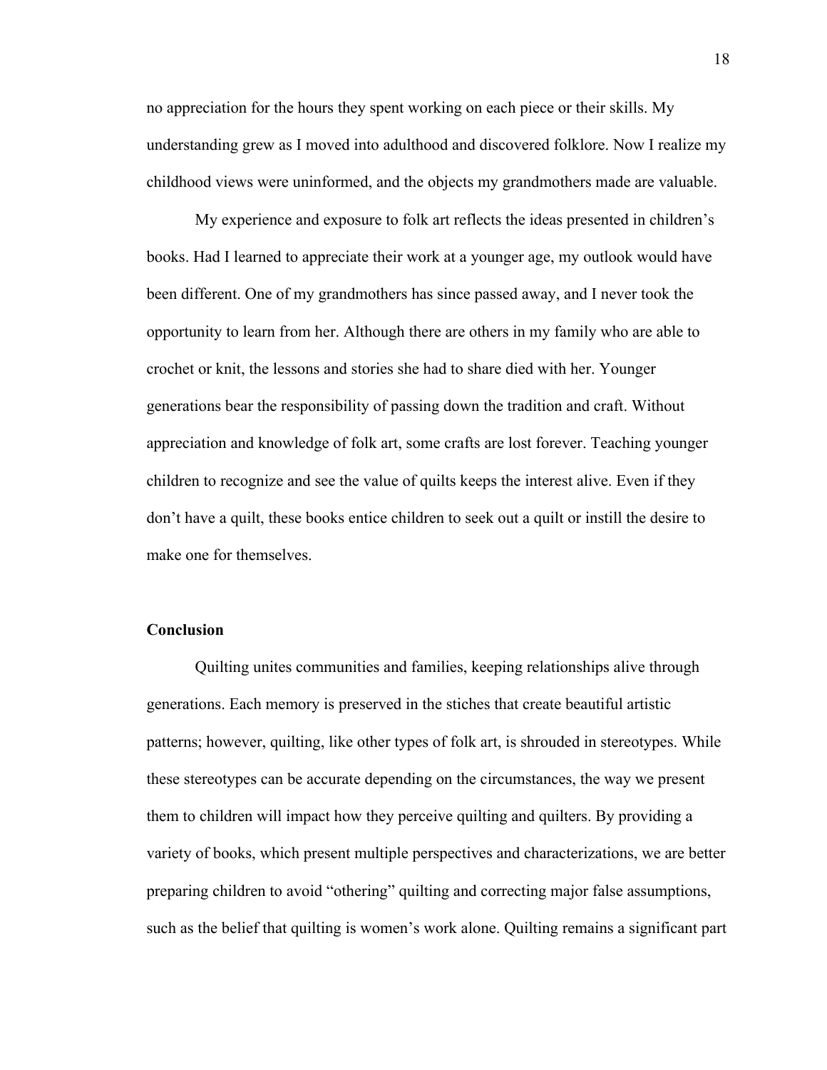no appreciation for the hours they spent working on each piece or their skills. My understanding grew as I moved into adulthood and discovered folklore. Now I realize my childhood views were uninformed, and the objects my grandmothers made are valuable.

My experience and exposure to folk art reflects the ideas presented in children's books. Had I learned to appreciate their work at a younger age, my outlook would have been different. One of my grandmothers has since passed away, and I never took the opportunity to learn from her. Although there are others in my family who are able to crochet or knit, the lessons and stories she had to share died with her. Younger generations bear the responsibility of passing down the tradition and craft. Without appreciation and knowledge of folk art, some crafts are lost forever. Teaching younger children to recognize and see the value of quilts keeps the interest alive. Even if they don't have a quilt, these books entice children to seek out a quilt or instill the desire to make one for themselves.

**Conclusion**

Quilting unites communities and families, keeping relationships alive through generations. Each memory is preserved in the stiches that create beautiful artistic patterns; however, quilting, like other types of folk art, is shrouded in stereotypes. While these stereotypes can be accurate depending on the circumstances, the way we present them to children will impact how they perceive quilting and quilters. By providing a variety of books, which present multiple perspectives and characterizations, we are better preparing children to avoid "othering" quilting and correcting major false assumptions, such as the belief that quilting is women's work alone. Quilting remains a significant part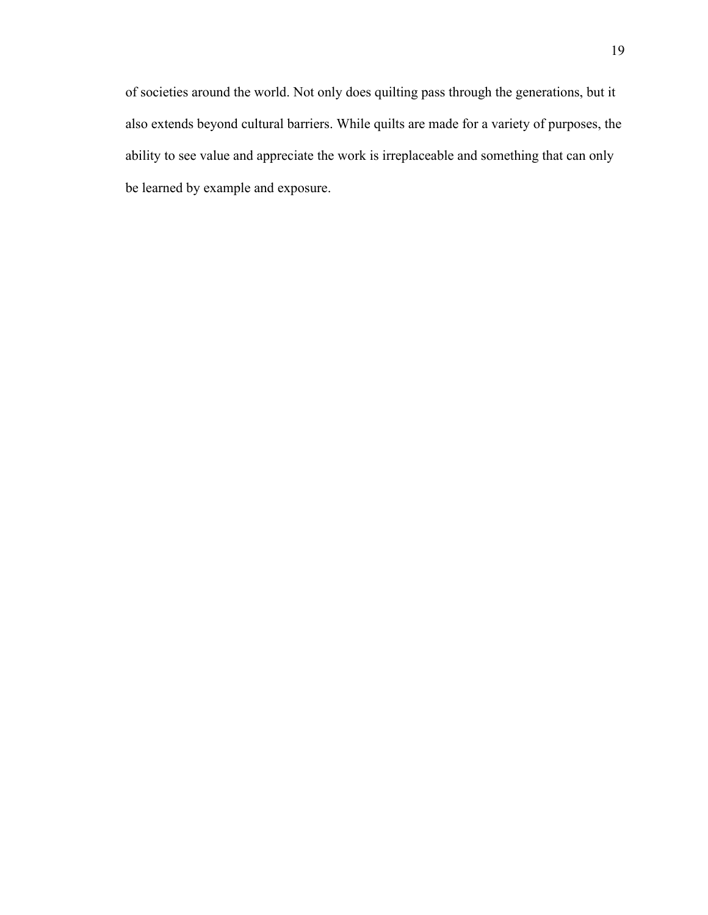of societies around the world. Not only does quilting pass through the generations, but it also extends beyond cultural barriers. While quilts are made for a variety of purposes, the ability to see value and appreciate the work is irreplaceable and something that can only be learned by example and exposure.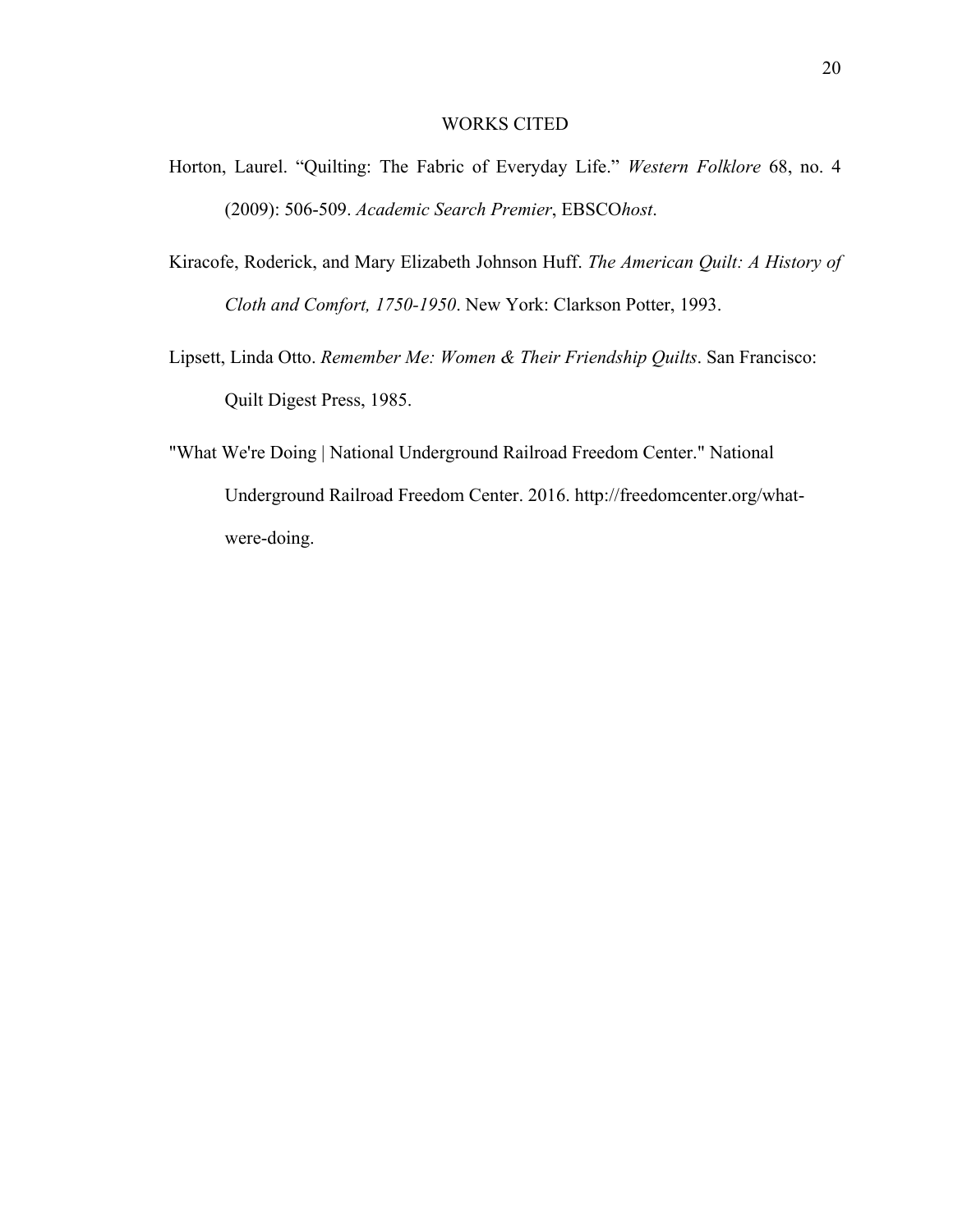## WORKS CITED

Horton, Laurel. "Quilting: The Fabric of Everyday Life." *Western Folklore* 68, no. 4 (2009): 506-509. *Academic Search Premier*, EBSCO*host*.

Kiracofe, Roderick, and Mary Elizabeth Johnson Huff. *The American Quilt: A History of Cloth and Comfort, 1750-1950*. New York: Clarkson Potter, 1993.

Lipsett, Linda Otto. *Remember Me: Women & Their Friendship Quilts*. San Francisco: Quilt Digest Press, 1985.

"What We're Doing | National Underground Railroad Freedom Center." National Underground Railroad Freedom Center. 2016. http://freedomcenter.org/what-were-doing.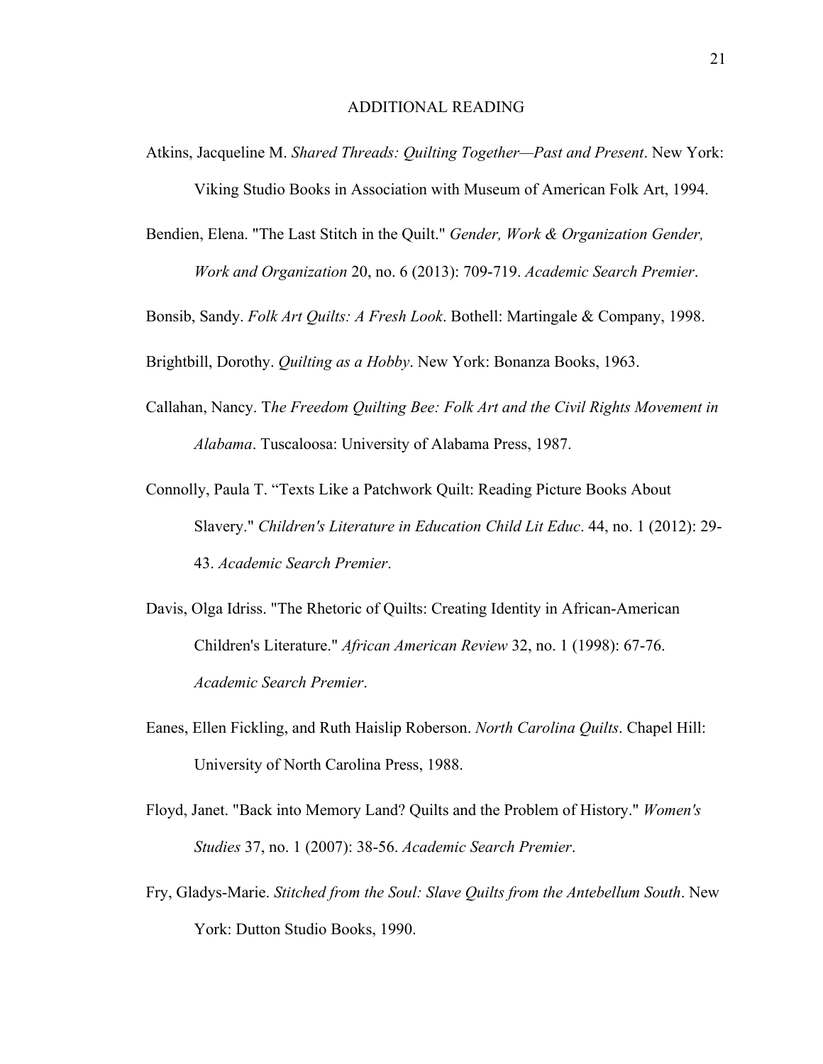## ADDITIONAL READING

Atkins, Jacqueline M. *Shared Threads: Quilting Together—Past and Present*. New York: Viking Studio Books in Association with Museum of American Folk Art, 1994.

Bendien, Elena. "The Last Stitch in the Quilt." *Gender, Work & Organization Gender, Work and Organization* 20, no. 6 (2013): 709-719. *Academic Search Premier*.

Bonsib, Sandy. *Folk Art Quilts: A Fresh Look*. Bothell: Martingale & Company, 1998.

Brightbill, Dorothy. *Quilting as a Hobby*. New York: Bonanza Books, 1963.

Callahan, Nancy. T*he Freedom Quilting Bee: Folk Art and the Civil Rights Movement in Alabama*. Tuscaloosa: University of Alabama Press, 1987.

Connolly, Paula T. "Texts Like a Patchwork Quilt: Reading Picture Books About Slavery." *Children's Literature in Education Child Lit Educ*. 44, no. 1 (2012): 29-43. *Academic Search Premier*.

Davis, Olga Idriss. "The Rhetoric of Quilts: Creating Identity in African-American Children's Literature." *African American Review* 32, no. 1 (1998): 67-76. *Academic Search Premier*.

Eanes, Ellen Fickling, and Ruth Haislip Roberson. *North Carolina Quilts*. Chapel Hill: University of North Carolina Press, 1988.

Floyd, Janet. "Back into Memory Land? Quilts and the Problem of History." *Women's Studies* 37, no. 1 (2007): 38-56. *Academic Search Premier*.

Fry, Gladys-Marie. *Stitched from the Soul: Slave Quilts from the Antebellum South*. New York: Dutton Studio Books, 1990.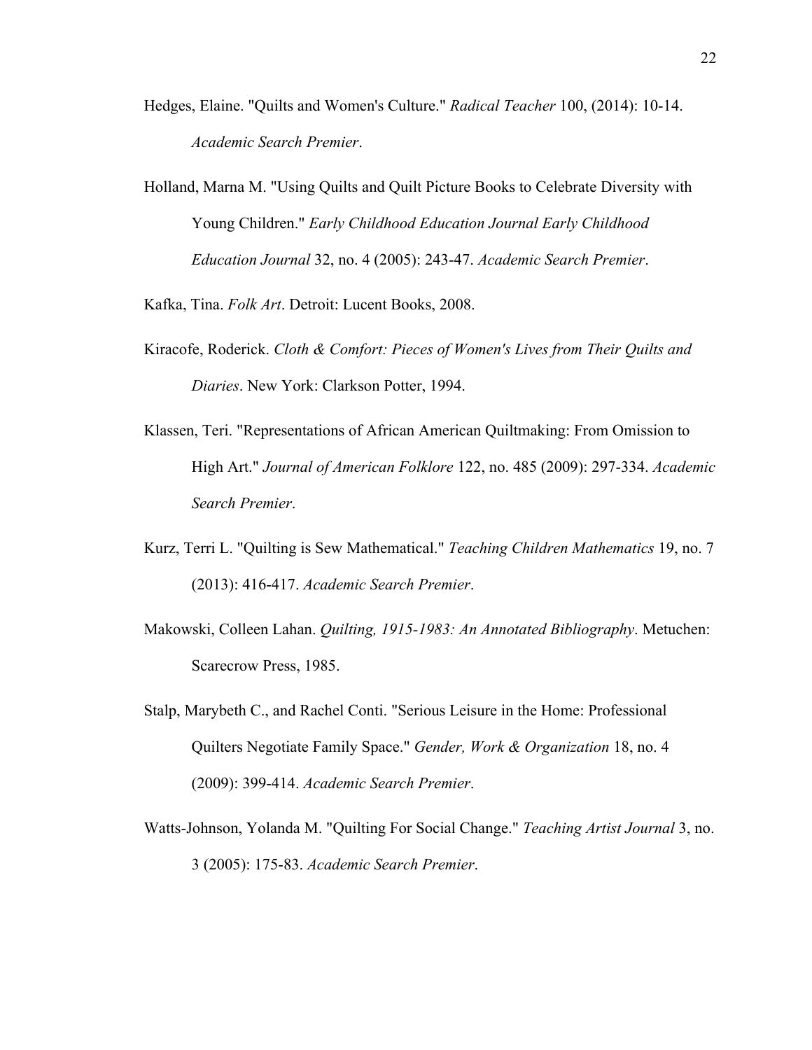Hedges, Elaine. "Quilts and Women's Culture." *Radical Teacher* 100, (2014): 10-14. *Academic Search Premier*.

Holland, Marna M. "Using Quilts and Quilt Picture Books to Celebrate Diversity with Young Children." *Early Childhood Education Journal Early Childhood Education Journal* 32, no. 4 (2005): 243-47. *Academic Search Premier*.

Kafka, Tina. *Folk Art*. Detroit: Lucent Books, 2008.

Kiracofe, Roderick. *Cloth & Comfort: Pieces of Women's Lives from Their Quilts and Diaries*. New York: Clarkson Potter, 1994.

Klassen, Teri. "Representations of African American Quiltmaking: From Omission to High Art." *Journal of American Folklore* 122, no. 485 (2009): 297-334. *Academic Search Premier*.

Kurz, Terri L. "Quilting is Sew Mathematical." *Teaching Children Mathematics* 19, no. 7 (2013): 416-417. *Academic Search Premier*.

Makowski, Colleen Lahan. *Quilting, 1915-1983: An Annotated Bibliography*. Metuchen: Scarecrow Press, 1985.

Stalp, Marybeth C., and Rachel Conti. "Serious Leisure in the Home: Professional Quilters Negotiate Family Space." *Gender, Work & Organization* 18, no. 4 (2009): 399-414. *Academic Search Premier*.

Watts-Johnson, Yolanda M. "Quilting For Social Change." *Teaching Artist Journal* 3, no. 3 (2005): 175-83. *Academic Search Premier*.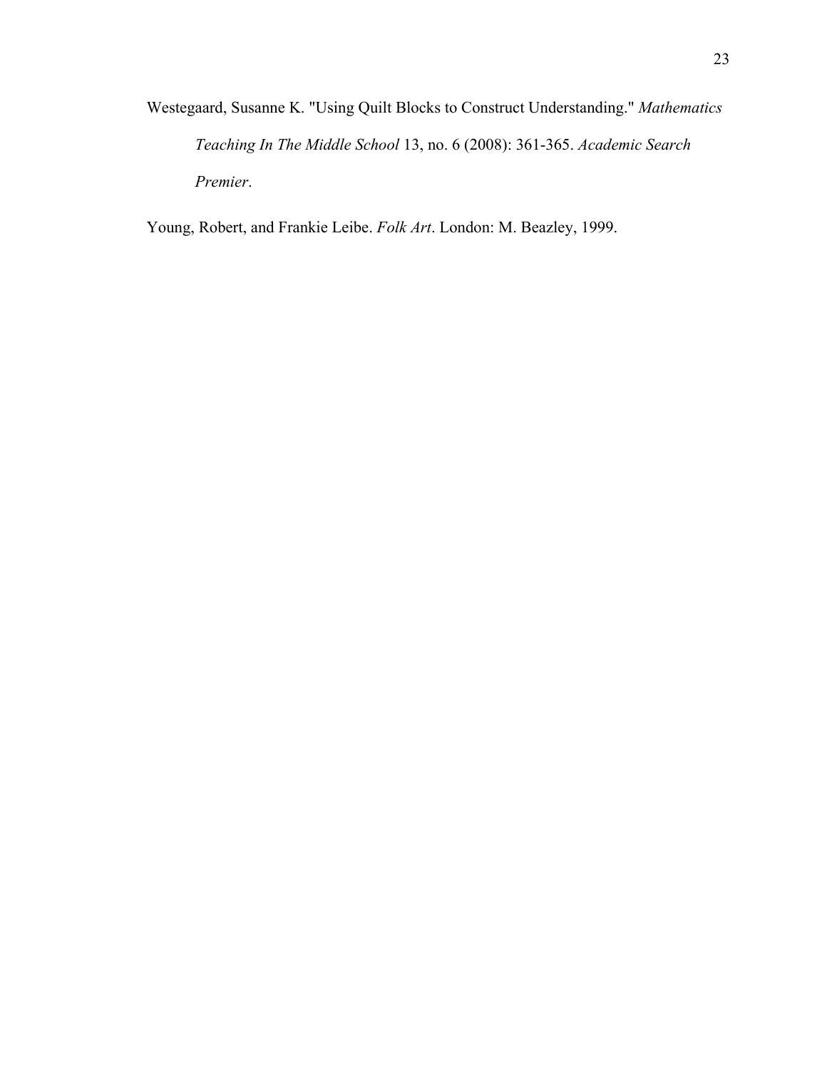Westegaard, Susanne K. "Using Quilt Blocks to Construct Understanding." *Mathematics Teaching In The Middle School* 13, no. 6 (2008): 361-365. *Academic Search Premier*.

Young, Robert, and Frankie Leibe. *Folk Art*. London: M. Beazley, 1999.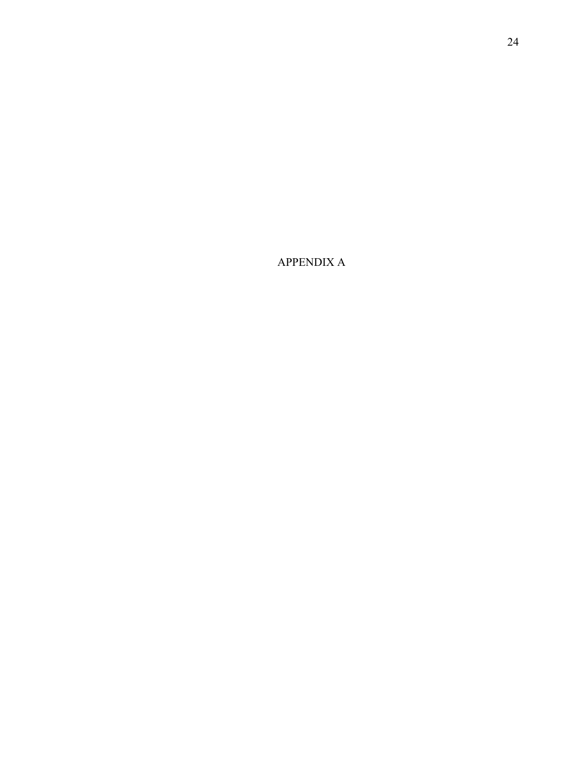# APPENDIX A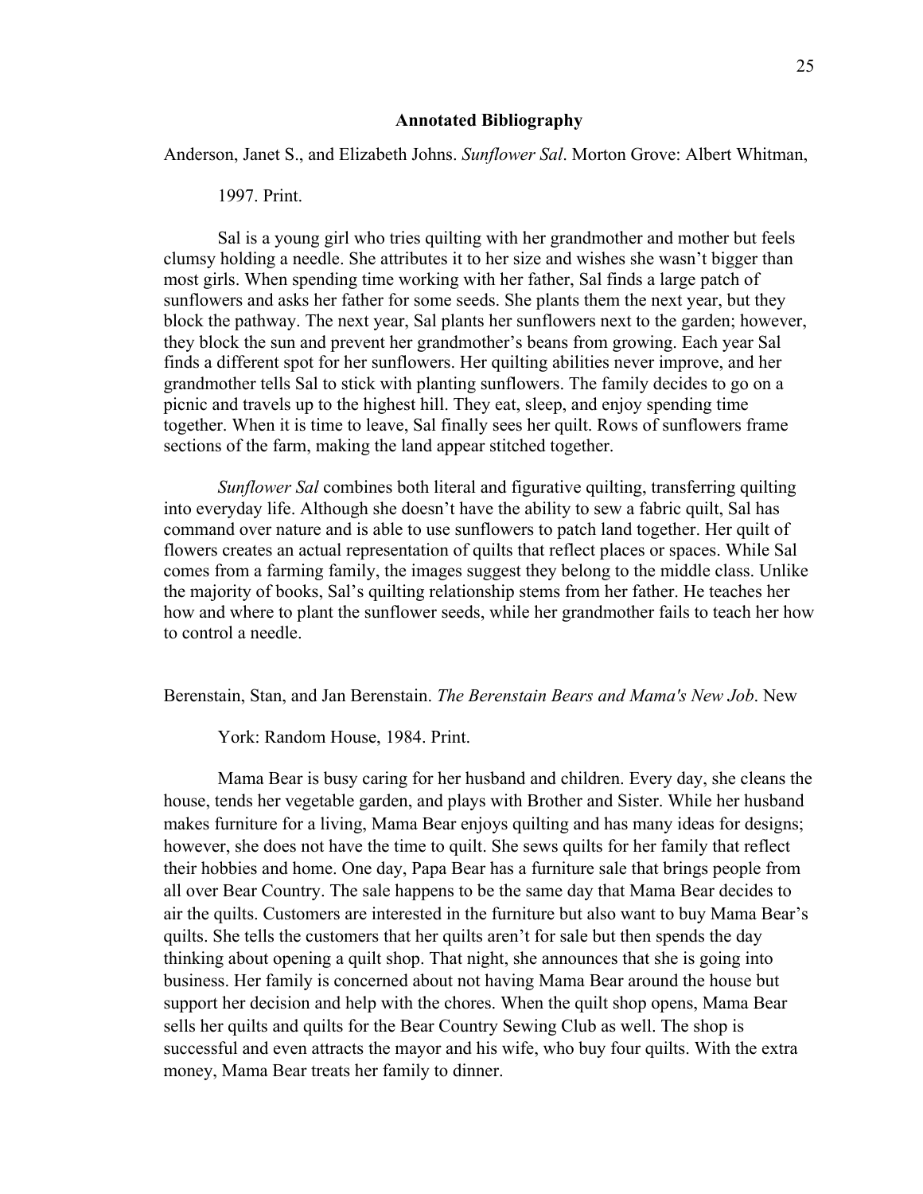## Annotated Bibliography

Anderson, Janet S., and Elizabeth Johns. *Sunflower Sal*. Morton Grove: Albert Whitman, 1997. Print.

Sal is a young girl who tries quilting with her grandmother and mother but feels clumsy holding a needle. She attributes it to her size and wishes she wasn't bigger than most girls. When spending time working with her father, Sal finds a large patch of sunflowers and asks her father for some seeds. She plants them the next year, but they block the pathway. The next year, Sal plants her sunflowers next to the garden; however, they block the sun and prevent her grandmother's beans from growing. Each year Sal finds a different spot for her sunflowers. Her quilting abilities never improve, and her grandmother tells Sal to stick with planting sunflowers. The family decides to go on a picnic and travels up to the highest hill. They eat, sleep, and enjoy spending time together. When it is time to leave, Sal finally sees her quilt. Rows of sunflowers frame sections of the farm, making the land appear stitched together.

*Sunflower Sal* combines both literal and figurative quilting, transferring quilting into everyday life. Although she doesn't have the ability to sew a fabric quilt, Sal has command over nature and is able to use sunflowers to patch land together. Her quilt of flowers creates an actual representation of quilts that reflect places or spaces. While Sal comes from a farming family, the images suggest they belong to the middle class. Unlike the majority of books, Sal's quilting relationship stems from her father. He teaches her how and where to plant the sunflower seeds, while her grandmother fails to teach her how to control a needle.

Berenstain, Stan, and Jan Berenstain. *The Berenstain Bears and Mama's New Job*. New York: Random House, 1984. Print.

Mama Bear is busy caring for her husband and children. Every day, she cleans the house, tends her vegetable garden, and plays with Brother and Sister. While her husband makes furniture for a living, Mama Bear enjoys quilting and has many ideas for designs; however, she does not have the time to quilt. She sews quilts for her family that reflect their hobbies and home. One day, Papa Bear has a furniture sale that brings people from all over Bear Country. The sale happens to be the same day that Mama Bear decides to air the quilts. Customers are interested in the furniture but also want to buy Mama Bear's quilts. She tells the customers that her quilts aren't for sale but then spends the day thinking about opening a quilt shop. That night, she announces that she is going into business. Her family is concerned about not having Mama Bear around the house but support her decision and help with the chores. When the quilt shop opens, Mama Bear sells her quilts and quilts for the Bear Country Sewing Club as well. The shop is successful and even attracts the mayor and his wife, who buy four quilts. With the extra money, Mama Bear treats her family to dinner.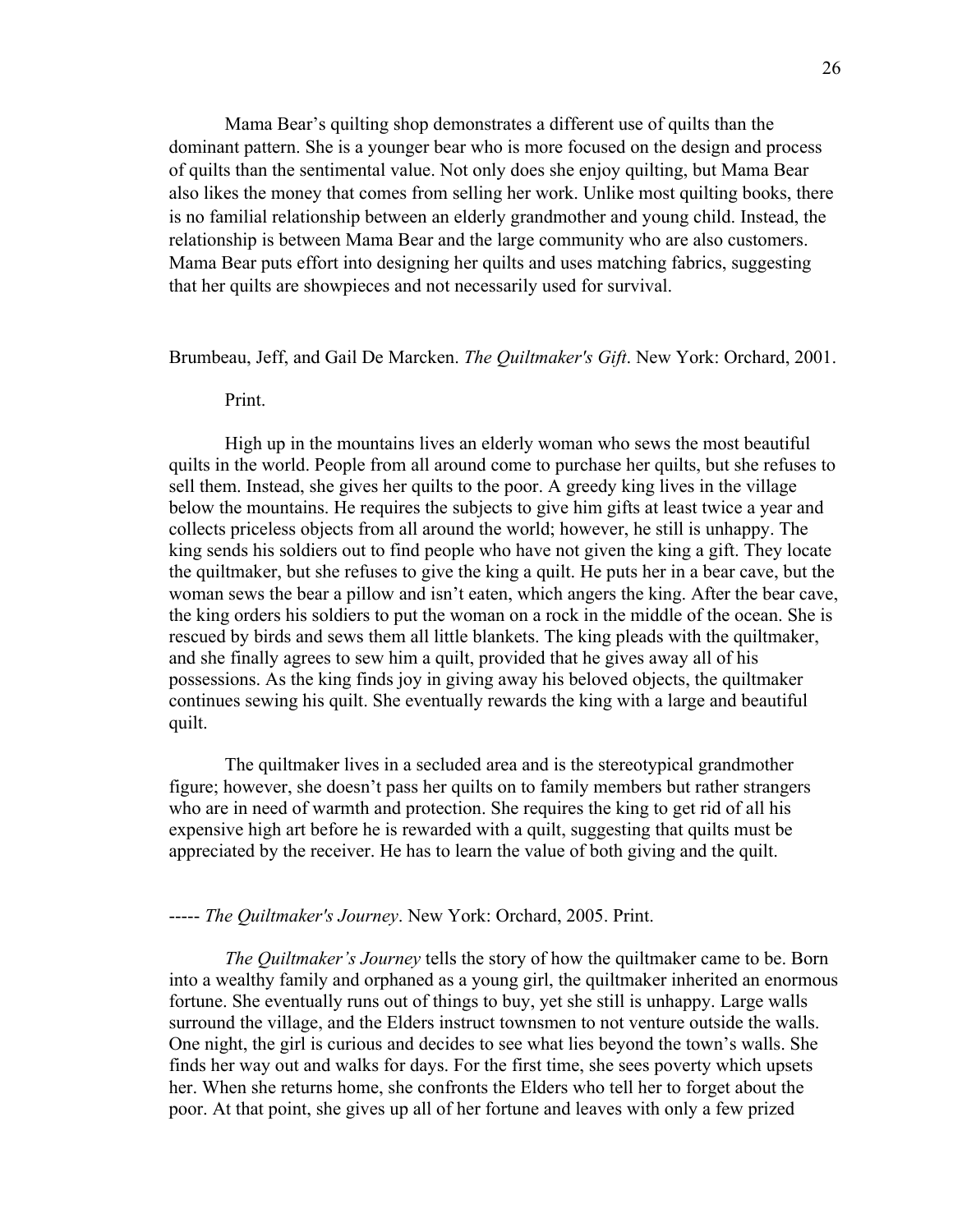Mama Bear's quilting shop demonstrates a different use of quilts than the dominant pattern. She is a younger bear who is more focused on the design and process of quilts than the sentimental value. Not only does she enjoy quilting, but Mama Bear also likes the money that comes from selling her work. Unlike most quilting books, there is no familial relationship between an elderly grandmother and young child. Instead, the relationship is between Mama Bear and the large community who are also customers. Mama Bear puts effort into designing her quilts and uses matching fabrics, suggesting that her quilts are showpieces and not necessarily used for survival.

Brumbeau, Jeff, and Gail De Marcken. *The Quiltmaker's Gift*. New York: Orchard, 2001. Print.

High up in the mountains lives an elderly woman who sews the most beautiful quilts in the world. People from all around come to purchase her quilts, but she refuses to sell them. Instead, she gives her quilts to the poor. A greedy king lives in the village below the mountains. He requires the subjects to give him gifts at least twice a year and collects priceless objects from all around the world; however, he still is unhappy. The king sends his soldiers out to find people who have not given the king a gift. They locate the quiltmaker, but she refuses to give the king a quilt. He puts her in a bear cave, but the woman sews the bear a pillow and isn't eaten, which angers the king. After the bear cave, the king orders his soldiers to put the woman on a rock in the middle of the ocean. She is rescued by birds and sews them all little blankets. The king pleads with the quiltmaker, and she finally agrees to sew him a quilt, provided that he gives away all of his possessions. As the king finds joy in giving away his beloved objects, the quiltmaker continues sewing his quilt. She eventually rewards the king with a large and beautiful quilt.

The quiltmaker lives in a secluded area and is the stereotypical grandmother figure; however, she doesn't pass her quilts on to family members but rather strangers who are in need of warmth and protection. She requires the king to get rid of all his expensive high art before he is rewarded with a quilt, suggesting that quilts must be appreciated by the receiver. He has to learn the value of both giving and the quilt.

----- *The Quiltmaker's Journey*. New York: Orchard, 2005. Print.

*The Quiltmaker's Journey* tells the story of how the quiltmaker came to be. Born into a wealthy family and orphaned as a young girl, the quiltmaker inherited an enormous fortune. She eventually runs out of things to buy, yet she still is unhappy. Large walls surround the village, and the Elders instruct townsmen to not venture outside the walls. One night, the girl is curious and decides to see what lies beyond the town's walls. She finds her way out and walks for days. For the first time, she sees poverty which upsets her. When she returns home, she confronts the Elders who tell her to forget about the poor. At that point, she gives up all of her fortune and leaves with only a few prized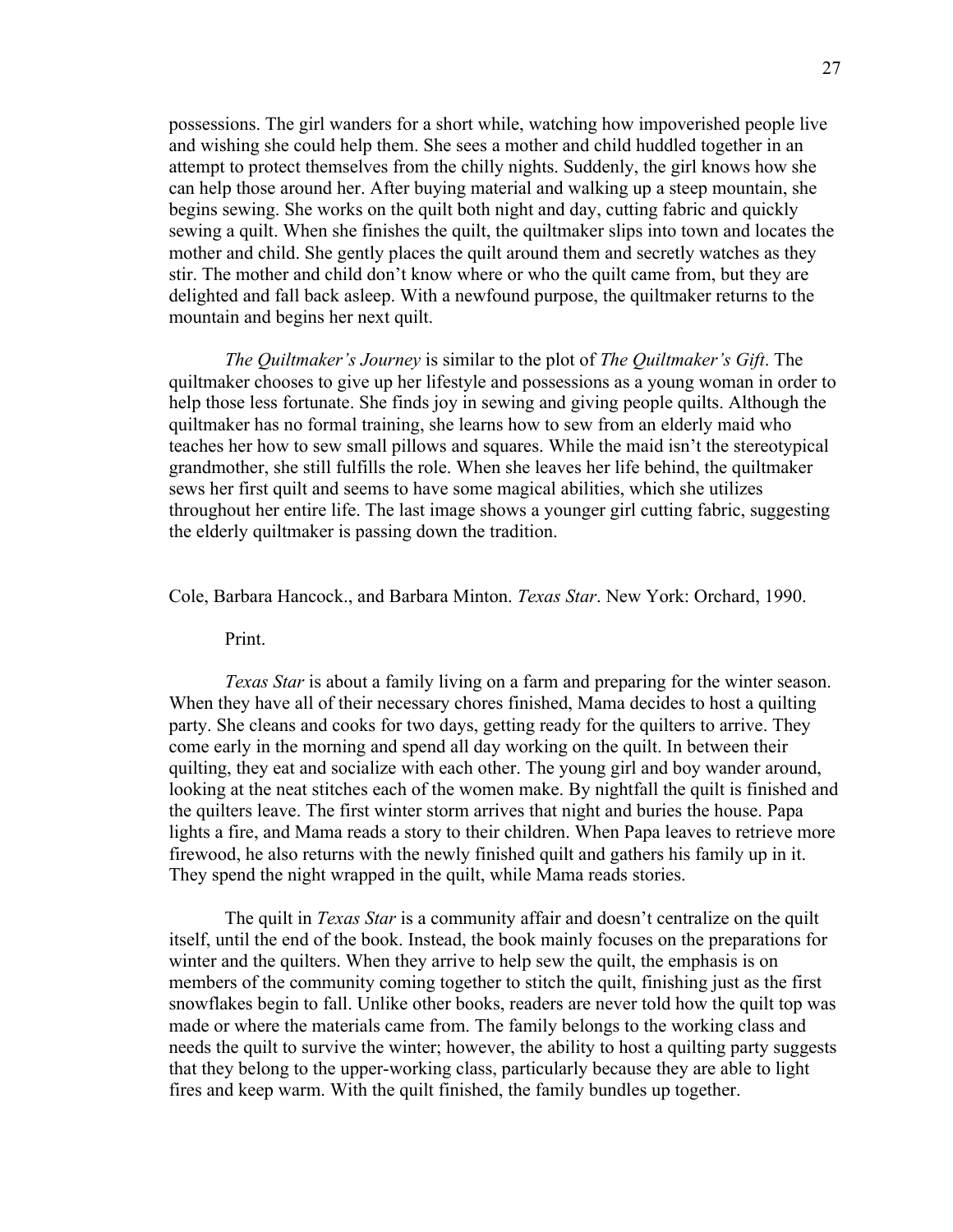possessions. The girl wanders for a short while, watching how impoverished people live and wishing she could help them. She sees a mother and child huddled together in an attempt to protect themselves from the chilly nights. Suddenly, the girl knows how she can help those around her. After buying material and walking up a steep mountain, she begins sewing. She works on the quilt both night and day, cutting fabric and quickly sewing a quilt. When she finishes the quilt, the quiltmaker slips into town and locates the mother and child. She gently places the quilt around them and secretly watches as they stir. The mother and child don't know where or who the quilt came from, but they are delighted and fall back asleep. With a newfound purpose, the quiltmaker returns to the mountain and begins her next quilt.

*The Quiltmaker's Journey* is similar to the plot of *The Quiltmaker's Gift*. The quiltmaker chooses to give up her lifestyle and possessions as a young woman in order to help those less fortunate. She finds joy in sewing and giving people quilts. Although the quiltmaker has no formal training, she learns how to sew from an elderly maid who teaches her how to sew small pillows and squares. While the maid isn't the stereotypical grandmother, she still fulfills the role. When she leaves her life behind, the quiltmaker sews her first quilt and seems to have some magical abilities, which she utilizes throughout her entire life. The last image shows a younger girl cutting fabric, suggesting the elderly quiltmaker is passing down the tradition.

Cole, Barbara Hancock., and Barbara Minton. *Texas Star*. New York: Orchard, 1990. Print.

*Texas Star* is about a family living on a farm and preparing for the winter season. When they have all of their necessary chores finished, Mama decides to host a quilting party. She cleans and cooks for two days, getting ready for the quilters to arrive. They come early in the morning and spend all day working on the quilt. In between their quilting, they eat and socialize with each other. The young girl and boy wander around, looking at the neat stitches each of the women make. By nightfall the quilt is finished and the quilters leave. The first winter storm arrives that night and buries the house. Papa lights a fire, and Mama reads a story to their children. When Papa leaves to retrieve more firewood, he also returns with the newly finished quilt and gathers his family up in it. They spend the night wrapped in the quilt, while Mama reads stories.

The quilt in *Texas Star* is a community affair and doesn't centralize on the quilt itself, until the end of the book. Instead, the book mainly focuses on the preparations for winter and the quilters. When they arrive to help sew the quilt, the emphasis is on members of the community coming together to stitch the quilt, finishing just as the first snowflakes begin to fall. Unlike other books, readers are never told how the quilt top was made or where the materials came from. The family belongs to the working class and needs the quilt to survive the winter; however, the ability to host a quilting party suggests that they belong to the upper-working class, particularly because they are able to light fires and keep warm. With the quilt finished, the family bundles up together.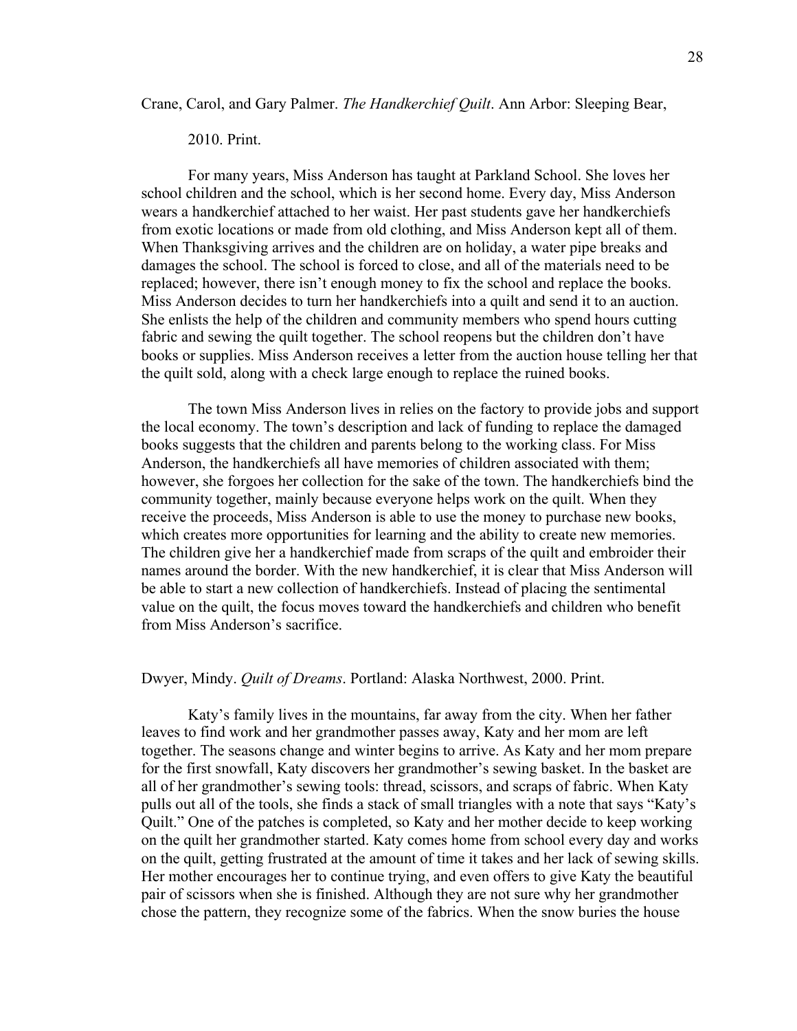Crane, Carol, and Gary Palmer. *The Handkerchief Quilt*. Ann Arbor: Sleeping Bear, 2010. Print.

For many years, Miss Anderson has taught at Parkland School. She loves her school children and the school, which is her second home. Every day, Miss Anderson wears a handkerchief attached to her waist. Her past students gave her handkerchiefs from exotic locations or made from old clothing, and Miss Anderson kept all of them. When Thanksgiving arrives and the children are on holiday, a water pipe breaks and damages the school. The school is forced to close, and all of the materials need to be replaced; however, there isn't enough money to fix the school and replace the books. Miss Anderson decides to turn her handkerchiefs into a quilt and send it to an auction. She enlists the help of the children and community members who spend hours cutting fabric and sewing the quilt together. The school reopens but the children don't have books or supplies. Miss Anderson receives a letter from the auction house telling her that the quilt sold, along with a check large enough to replace the ruined books.

The town Miss Anderson lives in relies on the factory to provide jobs and support the local economy. The town's description and lack of funding to replace the damaged books suggests that the children and parents belong to the working class. For Miss Anderson, the handkerchiefs all have memories of children associated with them; however, she forgoes her collection for the sake of the town. The handkerchiefs bind the community together, mainly because everyone helps work on the quilt. When they receive the proceeds, Miss Anderson is able to use the money to purchase new books, which creates more opportunities for learning and the ability to create new memories. The children give her a handkerchief made from scraps of the quilt and embroider their names around the border. With the new handkerchief, it is clear that Miss Anderson will be able to start a new collection of handkerchiefs. Instead of placing the sentimental value on the quilt, the focus moves toward the handkerchiefs and children who benefit from Miss Anderson's sacrifice.

Dwyer, Mindy. *Quilt of Dreams*. Portland: Alaska Northwest, 2000. Print.

Katy's family lives in the mountains, far away from the city. When her father leaves to find work and her grandmother passes away, Katy and her mom are left together. The seasons change and winter begins to arrive. As Katy and her mom prepare for the first snowfall, Katy discovers her grandmother's sewing basket. In the basket are all of her grandmother's sewing tools: thread, scissors, and scraps of fabric. When Katy pulls out all of the tools, she finds a stack of small triangles with a note that says "Katy's Quilt." One of the patches is completed, so Katy and her mother decide to keep working on the quilt her grandmother started. Katy comes home from school every day and works on the quilt, getting frustrated at the amount of time it takes and her lack of sewing skills. Her mother encourages her to continue trying, and even offers to give Katy the beautiful pair of scissors when she is finished. Although they are not sure why her grandmother chose the pattern, they recognize some of the fabrics. When the snow buries the house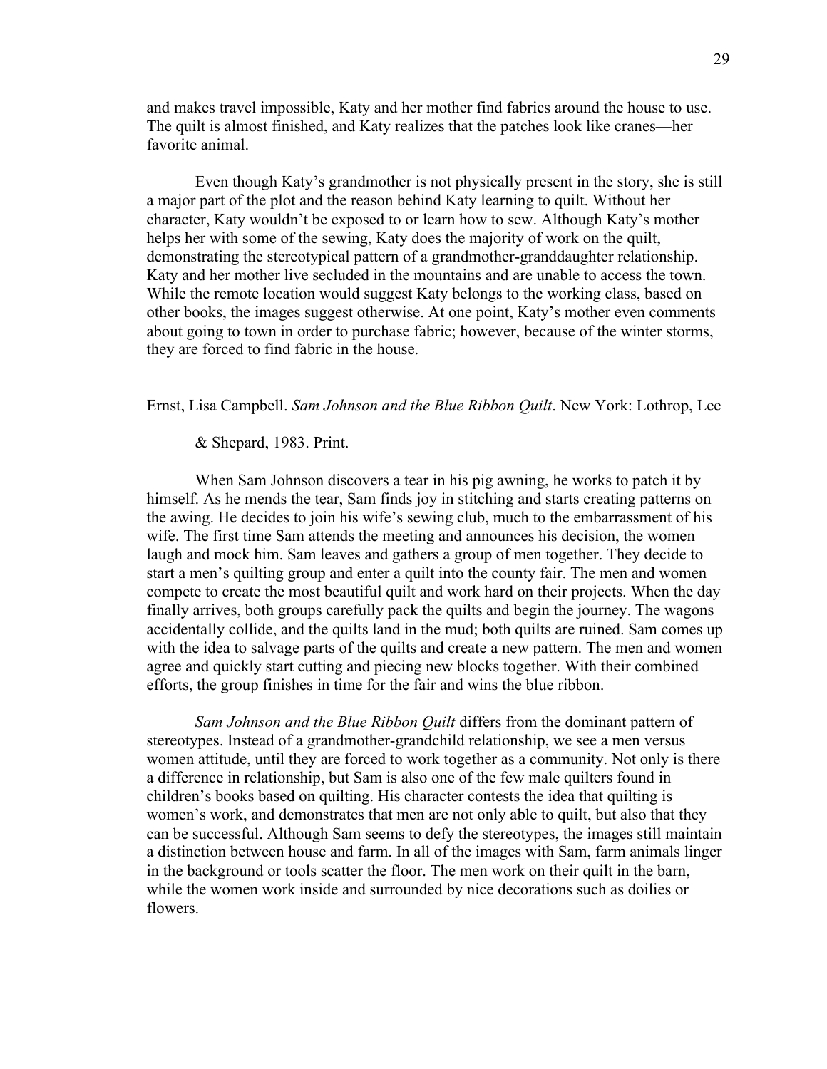and makes travel impossible, Katy and her mother find fabrics around the house to use. The quilt is almost finished, and Katy realizes that the patches look like cranes—her favorite animal.

Even though Katy's grandmother is not physically present in the story, she is still a major part of the plot and the reason behind Katy learning to quilt. Without her character, Katy wouldn't be exposed to or learn how to sew. Although Katy's mother helps her with some of the sewing, Katy does the majority of work on the quilt, demonstrating the stereotypical pattern of a grandmother-granddaughter relationship. Katy and her mother live secluded in the mountains and are unable to access the town. While the remote location would suggest Katy belongs to the working class, based on other books, the images suggest otherwise. At one point, Katy's mother even comments about going to town in order to purchase fabric; however, because of the winter storms, they are forced to find fabric in the house.

Ernst, Lisa Campbell. *Sam Johnson and the Blue Ribbon Quilt*. New York: Lothrop, Lee & Shepard, 1983. Print.

When Sam Johnson discovers a tear in his pig awning, he works to patch it by himself. As he mends the tear, Sam finds joy in stitching and starts creating patterns on the awing. He decides to join his wife's sewing club, much to the embarrassment of his wife. The first time Sam attends the meeting and announces his decision, the women laugh and mock him. Sam leaves and gathers a group of men together. They decide to start a men's quilting group and enter a quilt into the county fair. The men and women compete to create the most beautiful quilt and work hard on their projects. When the day finally arrives, both groups carefully pack the quilts and begin the journey. The wagons accidentally collide, and the quilts land in the mud; both quilts are ruined. Sam comes up with the idea to salvage parts of the quilts and create a new pattern. The men and women agree and quickly start cutting and piecing new blocks together. With their combined efforts, the group finishes in time for the fair and wins the blue ribbon.

*Sam Johnson and the Blue Ribbon Quilt* differs from the dominant pattern of stereotypes. Instead of a grandmother-grandchild relationship, we see a men versus women attitude, until they are forced to work together as a community. Not only is there a difference in relationship, but Sam is also one of the few male quilters found in children's books based on quilting. His character contests the idea that quilting is women's work, and demonstrates that men are not only able to quilt, but also that they can be successful. Although Sam seems to defy the stereotypes, the images still maintain a distinction between house and farm. In all of the images with Sam, farm animals linger in the background or tools scatter the floor. The men work on their quilt in the barn, while the women work inside and surrounded by nice decorations such as doilies or flowers.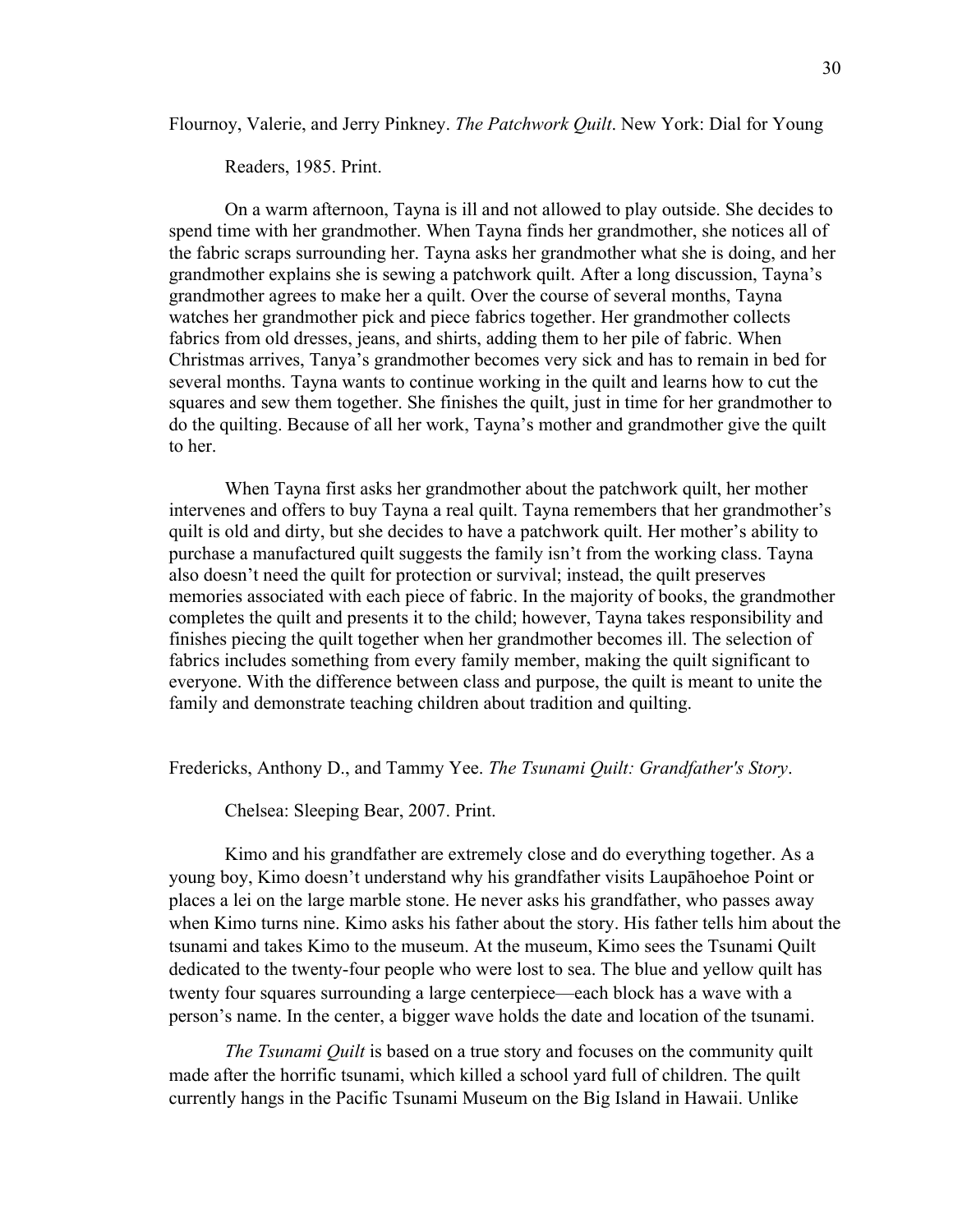Flournoy, Valerie, and Jerry Pinkney. *The Patchwork Quilt*. New York: Dial for Young Readers, 1985. Print.

On a warm afternoon, Tayna is ill and not allowed to play outside. She decides to spend time with her grandmother. When Tayna finds her grandmother, she notices all of the fabric scraps surrounding her. Tayna asks her grandmother what she is doing, and her grandmother explains she is sewing a patchwork quilt. After a long discussion, Tayna's grandmother agrees to make her a quilt. Over the course of several months, Tayna watches her grandmother pick and piece fabrics together. Her grandmother collects fabrics from old dresses, jeans, and shirts, adding them to her pile of fabric. When Christmas arrives, Tanya's grandmother becomes very sick and has to remain in bed for several months. Tayna wants to continue working in the quilt and learns how to cut the squares and sew them together. She finishes the quilt, just in time for her grandmother to do the quilting. Because of all her work, Tayna's mother and grandmother give the quilt to her.

When Tayna first asks her grandmother about the patchwork quilt, her mother intervenes and offers to buy Tayna a real quilt. Tayna remembers that her grandmother's quilt is old and dirty, but she decides to have a patchwork quilt. Her mother's ability to purchase a manufactured quilt suggests the family isn't from the working class. Tayna also doesn't need the quilt for protection or survival; instead, the quilt preserves memories associated with each piece of fabric. In the majority of books, the grandmother completes the quilt and presents it to the child; however, Tayna takes responsibility and finishes piecing the quilt together when her grandmother becomes ill. The selection of fabrics includes something from every family member, making the quilt significant to everyone. With the difference between class and purpose, the quilt is meant to unite the family and demonstrate teaching children about tradition and quilting.

Fredericks, Anthony D., and Tammy Yee. *The Tsunami Quilt: Grandfather's Story*. Chelsea: Sleeping Bear, 2007. Print.

Kimo and his grandfather are extremely close and do everything together. As a young boy, Kimo doesn't understand why his grandfather visits Laupāhoehoe Point or places a lei on the large marble stone. He never asks his grandfather, who passes away when Kimo turns nine. Kimo asks his father about the story. His father tells him about the tsunami and takes Kimo to the museum. At the museum, Kimo sees the Tsunami Quilt dedicated to the twenty-four people who were lost to sea. The blue and yellow quilt has twenty four squares surrounding a large centerpiece—each block has a wave with a person's name. In the center, a bigger wave holds the date and location of the tsunami.

*The Tsunami Quilt* is based on a true story and focuses on the community quilt made after the horrific tsunami, which killed a school yard full of children. The quilt currently hangs in the Pacific Tsunami Museum on the Big Island in Hawaii. Unlike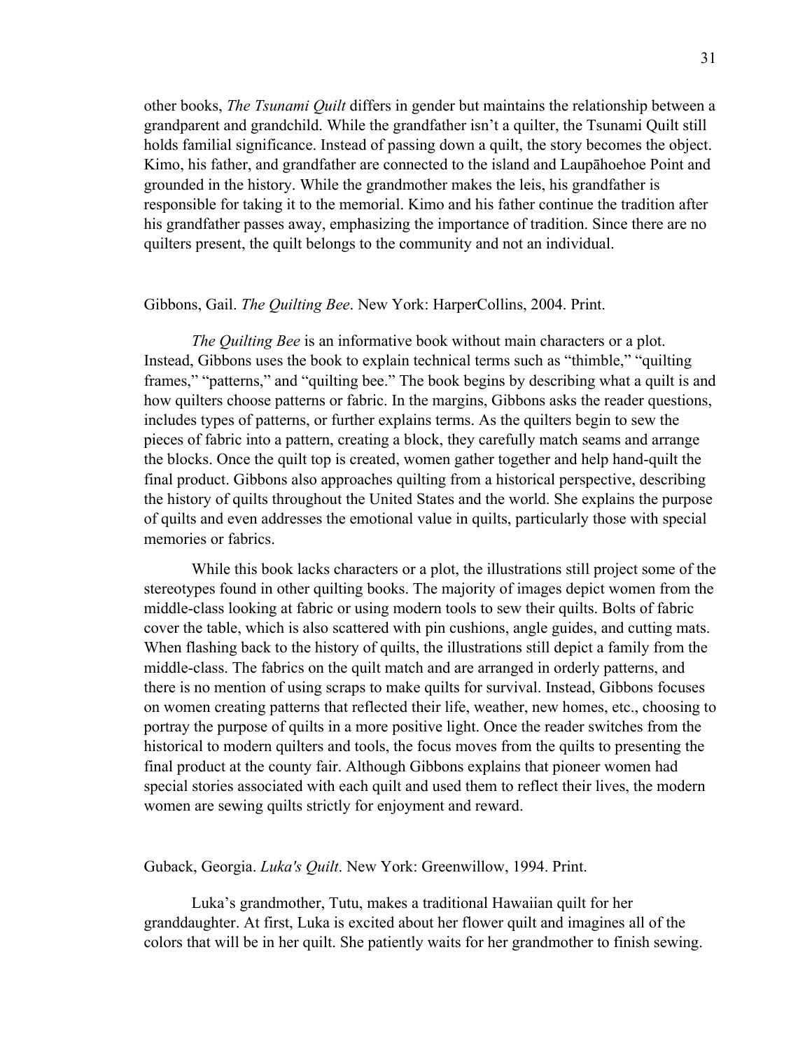other books, *The Tsunami Quilt* differs in gender but maintains the relationship between a grandparent and grandchild. While the grandfather isn't a quilter, the Tsunami Quilt still holds familial significance. Instead of passing down a quilt, the story becomes the object. Kimo, his father, and grandfather are connected to the island and Laupāhoehoe Point and grounded in the history. While the grandmother makes the leis, his grandfather is responsible for taking it to the memorial. Kimo and his father continue the tradition after his grandfather passes away, emphasizing the importance of tradition. Since there are no quilters present, the quilt belongs to the community and not an individual.

Gibbons, Gail. *The Quilting Bee*. New York: HarperCollins, 2004. Print.

*The Quilting Bee* is an informative book without main characters or a plot. Instead, Gibbons uses the book to explain technical terms such as "thimble," "quilting frames," "patterns," and "quilting bee." The book begins by describing what a quilt is and how quilters choose patterns or fabric. In the margins, Gibbons asks the reader questions, includes types of patterns, or further explains terms. As the quilters begin to sew the pieces of fabric into a pattern, creating a block, they carefully match seams and arrange the blocks. Once the quilt top is created, women gather together and help hand-quilt the final product. Gibbons also approaches quilting from a historical perspective, describing the history of quilts throughout the United States and the world. She explains the purpose of quilts and even addresses the emotional value in quilts, particularly those with special memories or fabrics.

While this book lacks characters or a plot, the illustrations still project some of the stereotypes found in other quilting books. The majority of images depict women from the middle-class looking at fabric or using modern tools to sew their quilts. Bolts of fabric cover the table, which is also scattered with pin cushions, angle guides, and cutting mats. When flashing back to the history of quilts, the illustrations still depict a family from the middle-class. The fabrics on the quilt match and are arranged in orderly patterns, and there is no mention of using scraps to make quilts for survival. Instead, Gibbons focuses on women creating patterns that reflected their life, weather, new homes, etc., choosing to portray the purpose of quilts in a more positive light. Once the reader switches from the historical to modern quilters and tools, the focus moves from the quilts to presenting the final product at the county fair. Although Gibbons explains that pioneer women had special stories associated with each quilt and used them to reflect their lives, the modern women are sewing quilts strictly for enjoyment and reward.

Guback, Georgia. *Luka's Quilt*. New York: Greenwillow, 1994. Print.

Luka's grandmother, Tutu, makes a traditional Hawaiian quilt for her granddaughter. At first, Luka is excited about her flower quilt and imagines all of the colors that will be in her quilt. She patiently waits for her grandmother to finish sewing.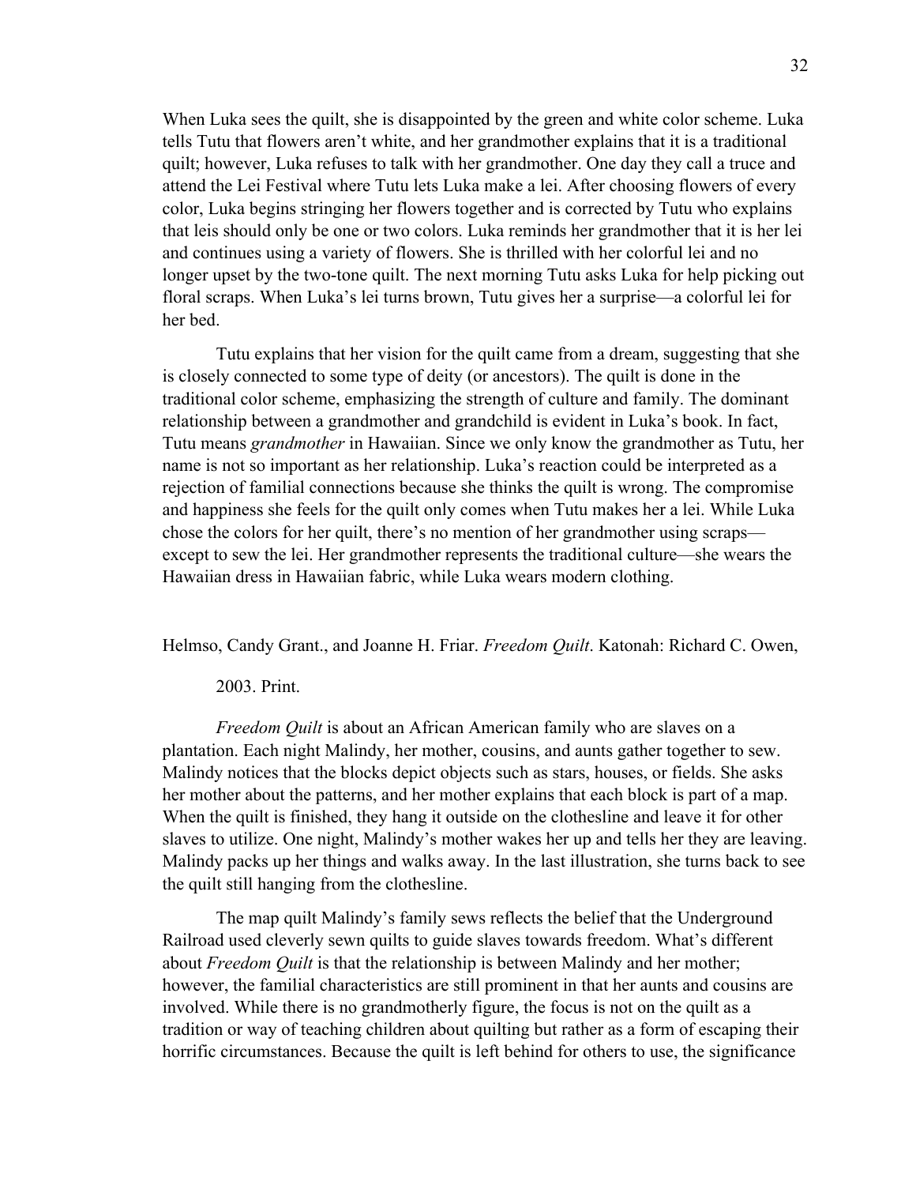When Luka sees the quilt, she is disappointed by the green and white color scheme. Luka tells Tutu that flowers aren't white, and her grandmother explains that it is a traditional quilt; however, Luka refuses to talk with her grandmother. One day they call a truce and attend the Lei Festival where Tutu lets Luka make a lei. After choosing flowers of every color, Luka begins stringing her flowers together and is corrected by Tutu who explains that leis should only be one or two colors. Luka reminds her grandmother that it is her lei and continues using a variety of flowers. She is thrilled with her colorful lei and no longer upset by the two-tone quilt. The next morning Tutu asks Luka for help picking out floral scraps. When Luka's lei turns brown, Tutu gives her a surprise—a colorful lei for her bed.

Tutu explains that her vision for the quilt came from a dream, suggesting that she is closely connected to some type of deity (or ancestors). The quilt is done in the traditional color scheme, emphasizing the strength of culture and family. The dominant relationship between a grandmother and grandchild is evident in Luka's book. In fact, Tutu means *grandmother* in Hawaiian. Since we only know the grandmother as Tutu, her name is not so important as her relationship. Luka's reaction could be interpreted as a rejection of familial connections because she thinks the quilt is wrong. The compromise and happiness she feels for the quilt only comes when Tutu makes her a lei. While Luka chose the colors for her quilt, there's no mention of her grandmother using scraps—except to sew the lei. Her grandmother represents the traditional culture—she wears the Hawaiian dress in Hawaiian fabric, while Luka wears modern clothing.

Helmso, Candy Grant., and Joanne H. Friar. *Freedom Quilt*. Katonah: Richard C. Owen, 2003. Print.

*Freedom Quilt* is about an African American family who are slaves on a plantation. Each night Malindy, her mother, cousins, and aunts gather together to sew. Malindy notices that the blocks depict objects such as stars, houses, or fields. She asks her mother about the patterns, and her mother explains that each block is part of a map. When the quilt is finished, they hang it outside on the clothesline and leave it for other slaves to utilize. One night, Malindy's mother wakes her up and tells her they are leaving. Malindy packs up her things and walks away. In the last illustration, she turns back to see the quilt still hanging from the clothesline.

The map quilt Malindy's family sews reflects the belief that the Underground Railroad used cleverly sewn quilts to guide slaves towards freedom. What's different about *Freedom Quilt* is that the relationship is between Malindy and her mother; however, the familial characteristics are still prominent in that her aunts and cousins are involved. While there is no grandmotherly figure, the focus is not on the quilt as a tradition or way of teaching children about quilting but rather as a form of escaping their horrific circumstances. Because the quilt is left behind for others to use, the significance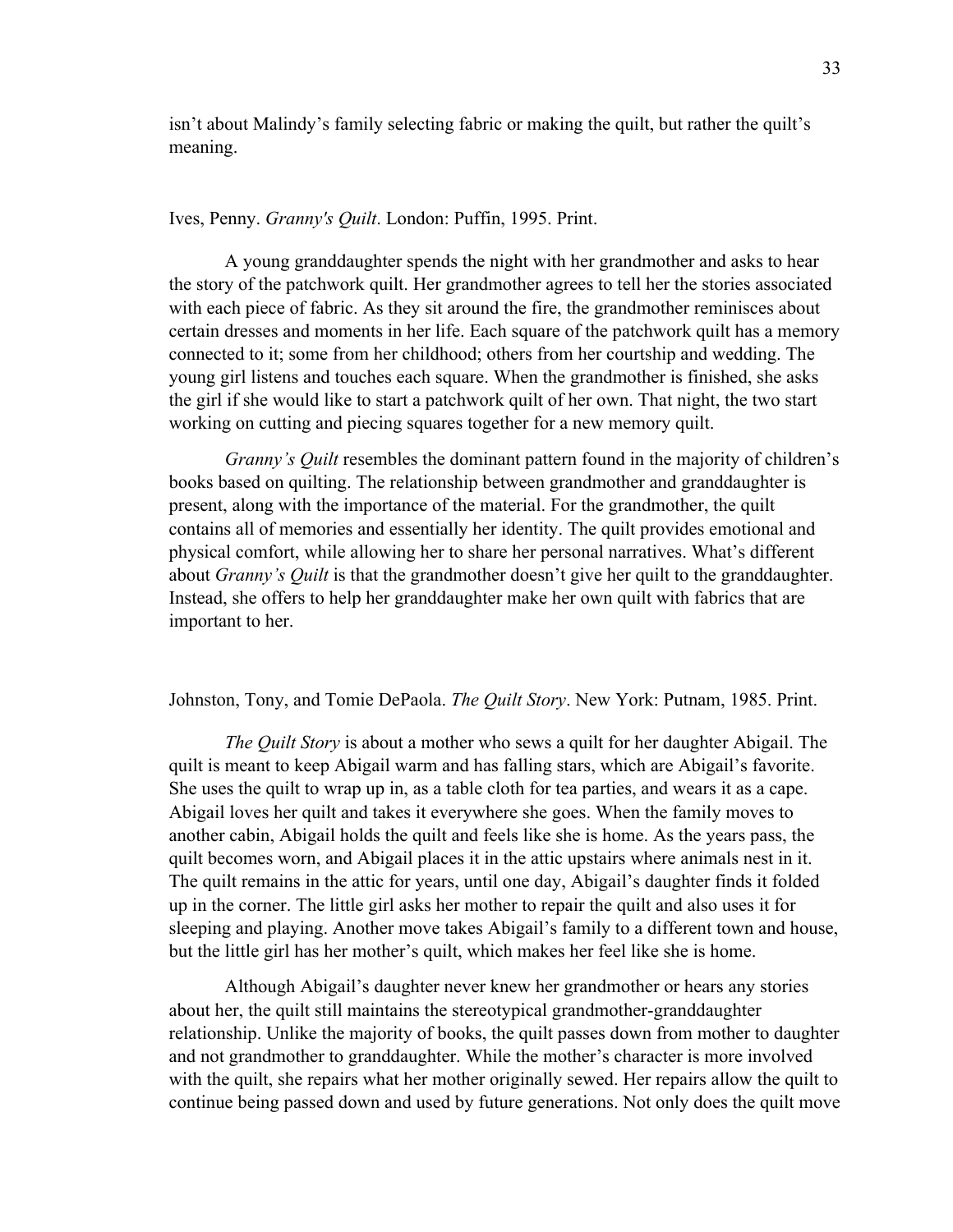isn't about Malindy's family selecting fabric or making the quilt, but rather the quilt's meaning.

Ives, Penny. *Granny's Quilt*. London: Puffin, 1995. Print.

A young granddaughter spends the night with her grandmother and asks to hear the story of the patchwork quilt. Her grandmother agrees to tell her the stories associated with each piece of fabric. As they sit around the fire, the grandmother reminisces about certain dresses and moments in her life. Each square of the patchwork quilt has a memory connected to it; some from her childhood; others from her courtship and wedding. The young girl listens and touches each square. When the grandmother is finished, she asks the girl if she would like to start a patchwork quilt of her own. That night, the two start working on cutting and piecing squares together for a new memory quilt.

*Granny's Quilt* resembles the dominant pattern found in the majority of children's books based on quilting. The relationship between grandmother and granddaughter is present, along with the importance of the material. For the grandmother, the quilt contains all of memories and essentially her identity. The quilt provides emotional and physical comfort, while allowing her to share her personal narratives. What's different about *Granny's Quilt* is that the grandmother doesn't give her quilt to the granddaughter. Instead, she offers to help her granddaughter make her own quilt with fabrics that are important to her.

Johnston, Tony, and Tomie DePaola. *The Quilt Story*. New York: Putnam, 1985. Print.

*The Quilt Story* is about a mother who sews a quilt for her daughter Abigail. The quilt is meant to keep Abigail warm and has falling stars, which are Abigail's favorite. She uses the quilt to wrap up in, as a table cloth for tea parties, and wears it as a cape. Abigail loves her quilt and takes it everywhere she goes. When the family moves to another cabin, Abigail holds the quilt and feels like she is home. As the years pass, the quilt becomes worn, and Abigail places it in the attic upstairs where animals nest in it. The quilt remains in the attic for years, until one day, Abigail's daughter finds it folded up in the corner. The little girl asks her mother to repair the quilt and also uses it for sleeping and playing. Another move takes Abigail's family to a different town and house, but the little girl has her mother's quilt, which makes her feel like she is home.

Although Abigail's daughter never knew her grandmother or hears any stories about her, the quilt still maintains the stereotypical grandmother-granddaughter relationship. Unlike the majority of books, the quilt passes down from mother to daughter and not grandmother to granddaughter. While the mother's character is more involved with the quilt, she repairs what her mother originally sewed. Her repairs allow the quilt to continue being passed down and used by future generations. Not only does the quilt move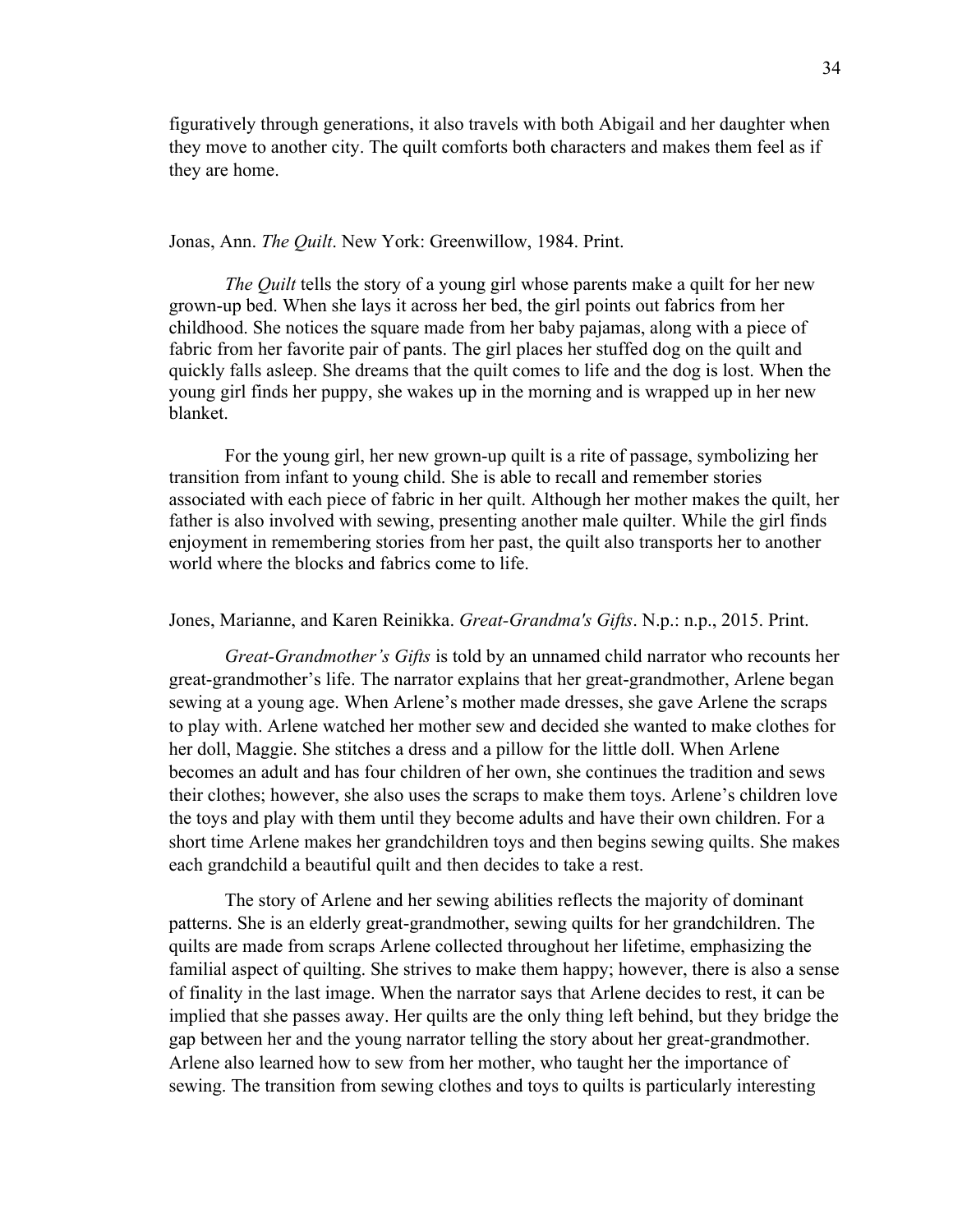figuratively through generations, it also travels with both Abigail and her daughter when they move to another city. The quilt comforts both characters and makes them feel as if they are home.

Jonas, Ann. *The Quilt*. New York: Greenwillow, 1984. Print.

*The Quilt* tells the story of a young girl whose parents make a quilt for her new grown-up bed. When she lays it across her bed, the girl points out fabrics from her childhood. She notices the square made from her baby pajamas, along with a piece of fabric from her favorite pair of pants. The girl places her stuffed dog on the quilt and quickly falls asleep. She dreams that the quilt comes to life and the dog is lost. When the young girl finds her puppy, she wakes up in the morning and is wrapped up in her new blanket.

For the young girl, her new grown-up quilt is a rite of passage, symbolizing her transition from infant to young child. She is able to recall and remember stories associated with each piece of fabric in her quilt. Although her mother makes the quilt, her father is also involved with sewing, presenting another male quilter. While the girl finds enjoyment in remembering stories from her past, the quilt also transports her to another world where the blocks and fabrics come to life.

Jones, Marianne, and Karen Reinikka. *Great-Grandma's Gifts*. N.p.: n.p., 2015. Print.

*Great-Grandmother's Gifts* is told by an unnamed child narrator who recounts her great-grandmother's life. The narrator explains that her great-grandmother, Arlene began sewing at a young age. When Arlene's mother made dresses, she gave Arlene the scraps to play with. Arlene watched her mother sew and decided she wanted to make clothes for her doll, Maggie. She stitches a dress and a pillow for the little doll. When Arlene becomes an adult and has four children of her own, she continues the tradition and sews their clothes; however, she also uses the scraps to make them toys. Arlene's children love the toys and play with them until they become adults and have their own children. For a short time Arlene makes her grandchildren toys and then begins sewing quilts. She makes each grandchild a beautiful quilt and then decides to take a rest.

The story of Arlene and her sewing abilities reflects the majority of dominant patterns. She is an elderly great-grandmother, sewing quilts for her grandchildren. The quilts are made from scraps Arlene collected throughout her lifetime, emphasizing the familial aspect of quilting. She strives to make them happy; however, there is also a sense of finality in the last image. When the narrator says that Arlene decides to rest, it can be implied that she passes away. Her quilts are the only thing left behind, but they bridge the gap between her and the young narrator telling the story about her great-grandmother. Arlene also learned how to sew from her mother, who taught her the importance of sewing. The transition from sewing clothes and toys to quilts is particularly interesting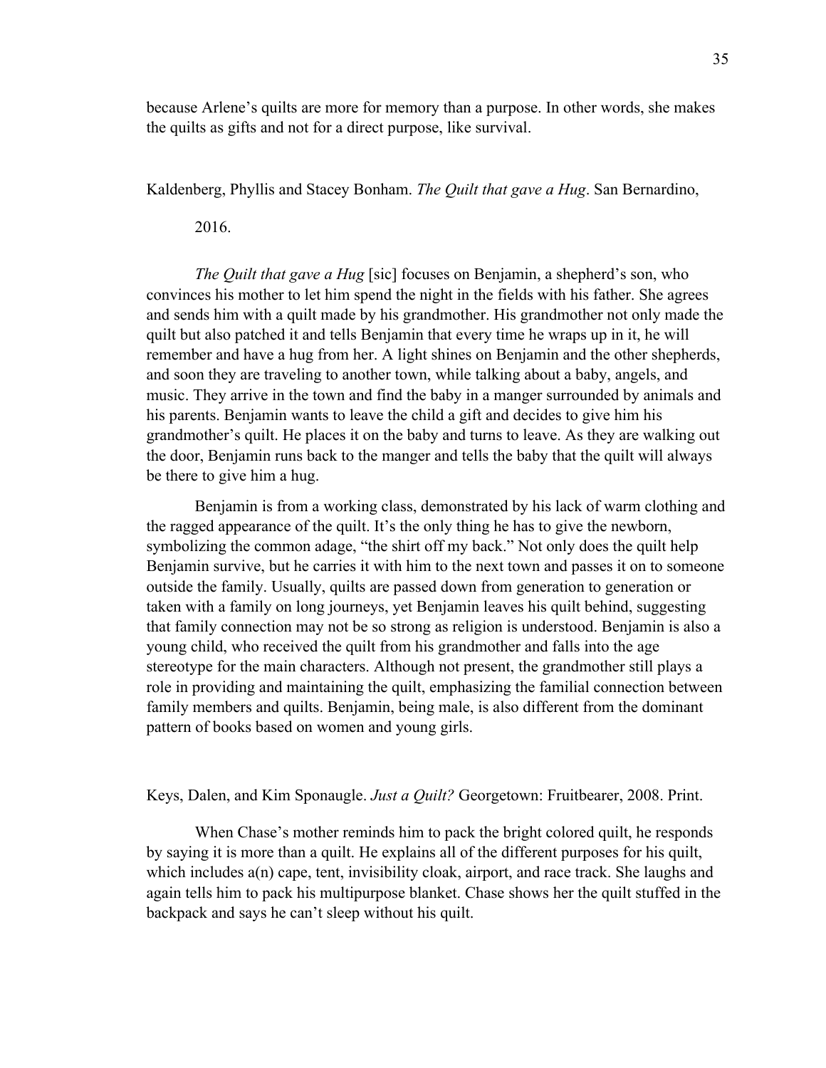because Arlene's quilts are more for memory than a purpose. In other words, she makes the quilts as gifts and not for a direct purpose, like survival.

Kaldenberg, Phyllis and Stacey Bonham. *The Quilt that gave a Hug*. San Bernardino, 2016.

*The Quilt that gave a Hug* [sic] focuses on Benjamin, a shepherd's son, who convinces his mother to let him spend the night in the fields with his father. She agrees and sends him with a quilt made by his grandmother. His grandmother not only made the quilt but also patched it and tells Benjamin that every time he wraps up in it, he will remember and have a hug from her. A light shines on Benjamin and the other shepherds, and soon they are traveling to another town, while talking about a baby, angels, and music. They arrive in the town and find the baby in a manger surrounded by animals and his parents. Benjamin wants to leave the child a gift and decides to give him his grandmother's quilt. He places it on the baby and turns to leave. As they are walking out the door, Benjamin runs back to the manger and tells the baby that the quilt will always be there to give him a hug.

Benjamin is from a working class, demonstrated by his lack of warm clothing and the ragged appearance of the quilt. It's the only thing he has to give the newborn, symbolizing the common adage, "the shirt off my back." Not only does the quilt help Benjamin survive, but he carries it with him to the next town and passes it on to someone outside the family. Usually, quilts are passed down from generation to generation or taken with a family on long journeys, yet Benjamin leaves his quilt behind, suggesting that family connection may not be so strong as religion is understood. Benjamin is also a young child, who received the quilt from his grandmother and falls into the age stereotype for the main characters. Although not present, the grandmother still plays a role in providing and maintaining the quilt, emphasizing the familial connection between family members and quilts. Benjamin, being male, is also different from the dominant pattern of books based on women and young girls.

Keys, Dalen, and Kim Sponaugle. *Just a Quilt?* Georgetown: Fruitbearer, 2008. Print.

When Chase's mother reminds him to pack the bright colored quilt, he responds by saying it is more than a quilt. He explains all of the different purposes for his quilt, which includes a(n) cape, tent, invisibility cloak, airport, and race track. She laughs and again tells him to pack his multipurpose blanket. Chase shows her the quilt stuffed in the backpack and says he can't sleep without his quilt.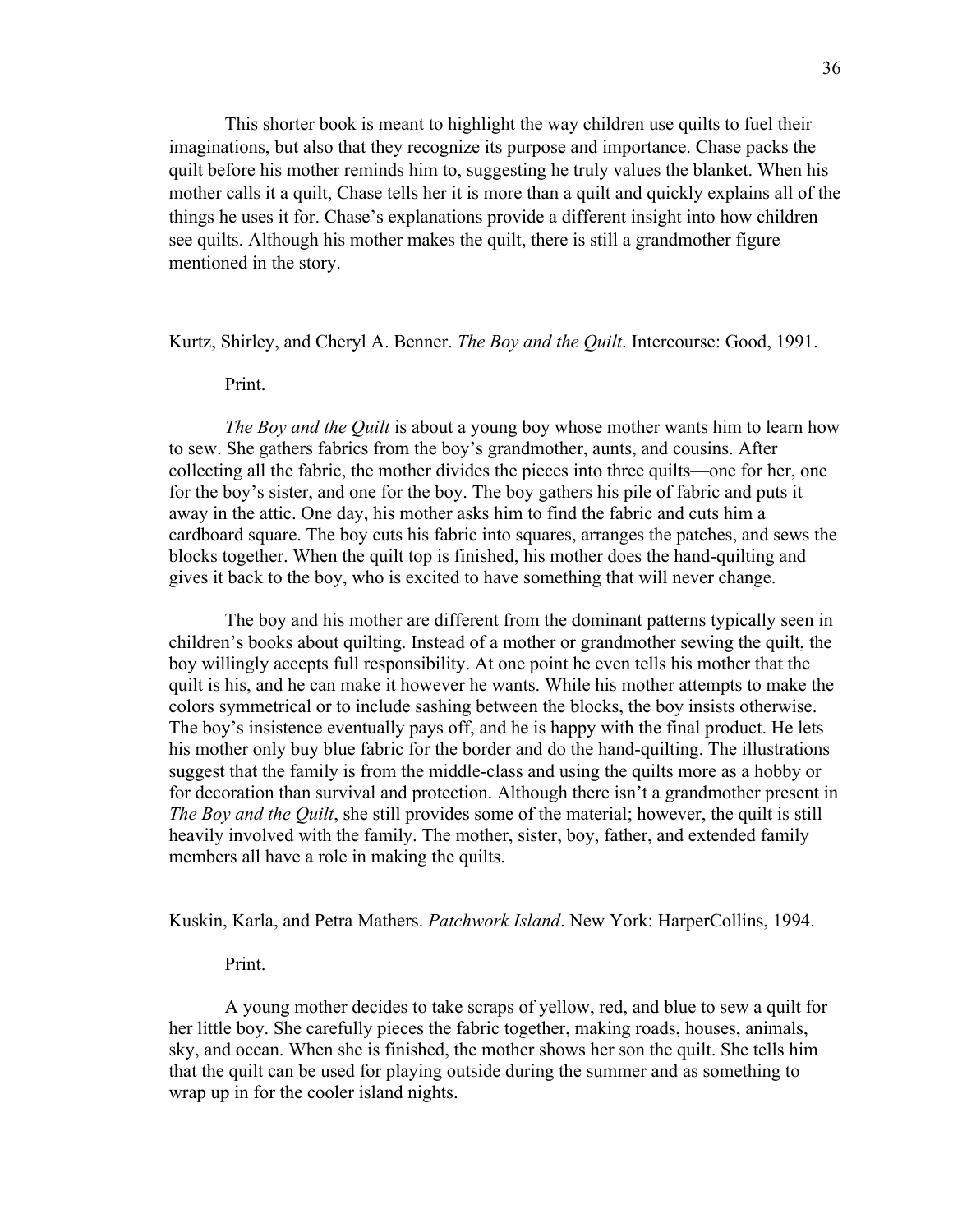This shorter book is meant to highlight the way children use quilts to fuel their imaginations, but also that they recognize its purpose and importance. Chase packs the quilt before his mother reminds him to, suggesting he truly values the blanket. When his mother calls it a quilt, Chase tells her it is more than a quilt and quickly explains all of the things he uses it for. Chase's explanations provide a different insight into how children see quilts. Although his mother makes the quilt, there is still a grandmother figure mentioned in the story.

Kurtz, Shirley, and Cheryl A. Benner. *The Boy and the Quilt*. Intercourse: Good, 1991. Print.

*The Boy and the Quilt* is about a young boy whose mother wants him to learn how to sew. She gathers fabrics from the boy's grandmother, aunts, and cousins. After collecting all the fabric, the mother divides the pieces into three quilts—one for her, one for the boy's sister, and one for the boy. The boy gathers his pile of fabric and puts it away in the attic. One day, his mother asks him to find the fabric and cuts him a cardboard square. The boy cuts his fabric into squares, arranges the patches, and sews the blocks together. When the quilt top is finished, his mother does the hand-quilting and gives it back to the boy, who is excited to have something that will never change.

The boy and his mother are different from the dominant patterns typically seen in children's books about quilting. Instead of a mother or grandmother sewing the quilt, the boy willingly accepts full responsibility. At one point he even tells his mother that the quilt is his, and he can make it however he wants. While his mother attempts to make the colors symmetrical or to include sashing between the blocks, the boy insists otherwise. The boy's insistence eventually pays off, and he is happy with the final product. He lets his mother only buy blue fabric for the border and do the hand-quilting. The illustrations suggest that the family is from the middle-class and using the quilts more as a hobby or for decoration than survival and protection. Although there isn't a grandmother present in *The Boy and the Quilt*, she still provides some of the material; however, the quilt is still heavily involved with the family. The mother, sister, boy, father, and extended family members all have a role in making the quilts.

Kuskin, Karla, and Petra Mathers. *Patchwork Island*. New York: HarperCollins, 1994. Print.

A young mother decides to take scraps of yellow, red, and blue to sew a quilt for her little boy. She carefully pieces the fabric together, making roads, houses, animals, sky, and ocean. When she is finished, the mother shows her son the quilt. She tells him that the quilt can be used for playing outside during the summer and as something to wrap up in for the cooler island nights.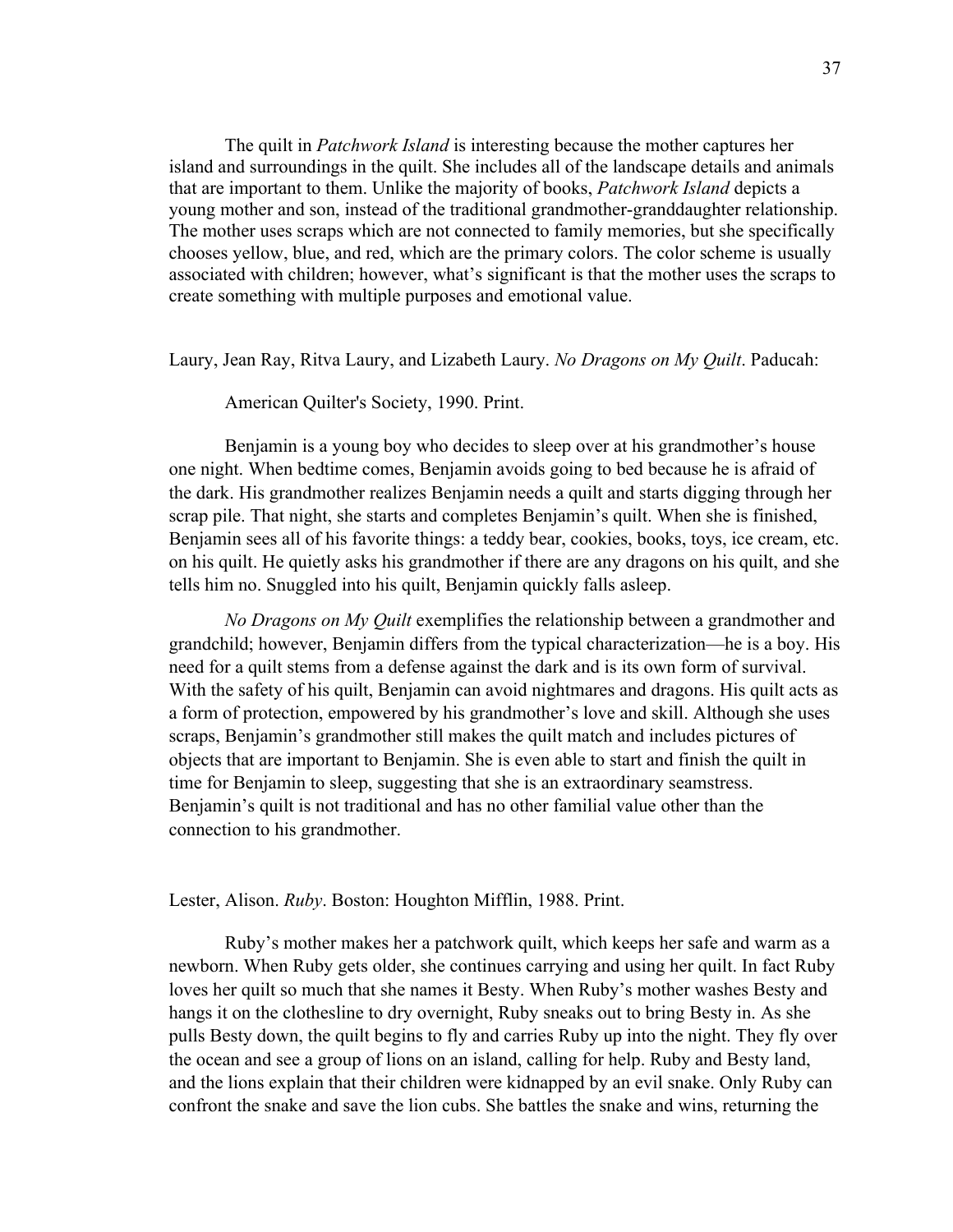The quilt in *Patchwork Island* is interesting because the mother captures her island and surroundings in the quilt. She includes all of the landscape details and animals that are important to them. Unlike the majority of books, *Patchwork Island* depicts a young mother and son, instead of the traditional grandmother-granddaughter relationship. The mother uses scraps which are not connected to family memories, but she specifically chooses yellow, blue, and red, which are the primary colors. The color scheme is usually associated with children; however, what's significant is that the mother uses the scraps to create something with multiple purposes and emotional value.

Laury, Jean Ray, Ritva Laury, and Lizabeth Laury. *No Dragons on My Quilt*. Paducah: American Quilter's Society, 1990. Print.

Benjamin is a young boy who decides to sleep over at his grandmother's house one night. When bedtime comes, Benjamin avoids going to bed because he is afraid of the dark. His grandmother realizes Benjamin needs a quilt and starts digging through her scrap pile. That night, she starts and completes Benjamin's quilt. When she is finished, Benjamin sees all of his favorite things: a teddy bear, cookies, books, toys, ice cream, etc. on his quilt. He quietly asks his grandmother if there are any dragons on his quilt, and she tells him no. Snuggled into his quilt, Benjamin quickly falls asleep.

*No Dragons on My Quilt* exemplifies the relationship between a grandmother and grandchild; however, Benjamin differs from the typical characterization—he is a boy. His need for a quilt stems from a defense against the dark and is its own form of survival. With the safety of his quilt, Benjamin can avoid nightmares and dragons. His quilt acts as a form of protection, empowered by his grandmother's love and skill. Although she uses scraps, Benjamin's grandmother still makes the quilt match and includes pictures of objects that are important to Benjamin. She is even able to start and finish the quilt in time for Benjamin to sleep, suggesting that she is an extraordinary seamstress. Benjamin's quilt is not traditional and has no other familial value other than the connection to his grandmother.

Lester, Alison. *Ruby*. Boston: Houghton Mifflin, 1988. Print.

Ruby's mother makes her a patchwork quilt, which keeps her safe and warm as a newborn. When Ruby gets older, she continues carrying and using her quilt. In fact Ruby loves her quilt so much that she names it Besty. When Ruby's mother washes Besty and hangs it on the clothesline to dry overnight, Ruby sneaks out to bring Besty in. As she pulls Besty down, the quilt begins to fly and carries Ruby up into the night. They fly over the ocean and see a group of lions on an island, calling for help. Ruby and Besty land, and the lions explain that their children were kidnapped by an evil snake. Only Ruby can confront the snake and save the lion cubs. She battles the snake and wins, returning the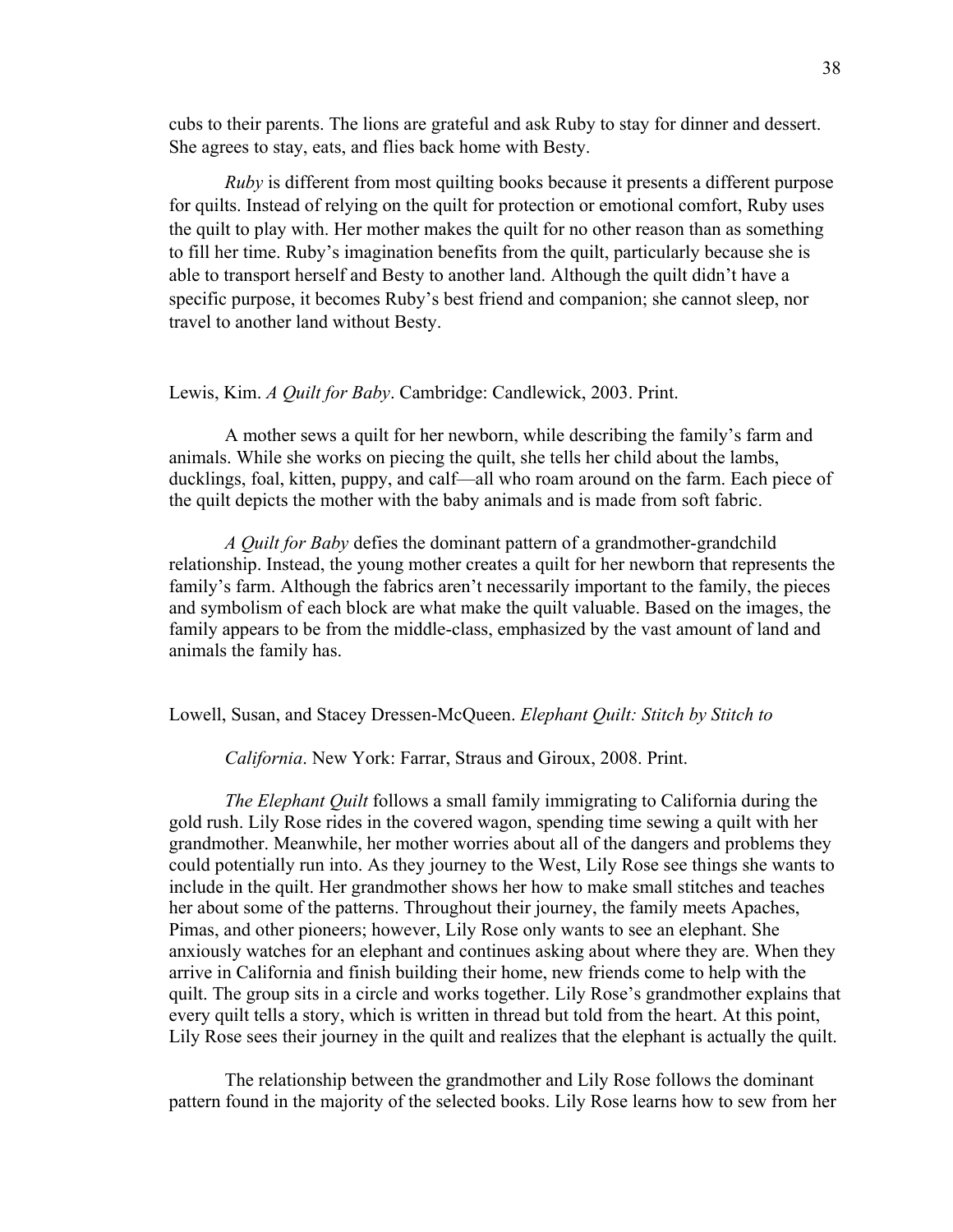cubs to their parents. The lions are grateful and ask Ruby to stay for dinner and dessert. She agrees to stay, eats, and flies back home with Besty.

*Ruby* is different from most quilting books because it presents a different purpose for quilts. Instead of relying on the quilt for protection or emotional comfort, Ruby uses the quilt to play with. Her mother makes the quilt for no other reason than as something to fill her time. Ruby's imagination benefits from the quilt, particularly because she is able to transport herself and Besty to another land. Although the quilt didn't have a specific purpose, it becomes Ruby's best friend and companion; she cannot sleep, nor travel to another land without Besty.

Lewis, Kim. *A Quilt for Baby*. Cambridge: Candlewick, 2003. Print.

A mother sews a quilt for her newborn, while describing the family's farm and animals. While she works on piecing the quilt, she tells her child about the lambs, ducklings, foal, kitten, puppy, and calf—all who roam around on the farm. Each piece of the quilt depicts the mother with the baby animals and is made from soft fabric.

*A Quilt for Baby* defies the dominant pattern of a grandmother-grandchild relationship. Instead, the young mother creates a quilt for her newborn that represents the family's farm. Although the fabrics aren't necessarily important to the family, the pieces and symbolism of each block are what make the quilt valuable. Based on the images, the family appears to be from the middle-class, emphasized by the vast amount of land and animals the family has.

Lowell, Susan, and Stacey Dressen-McQueen. *Elephant Quilt: Stitch by Stitch to California*. New York: Farrar, Straus and Giroux, 2008. Print.

*The Elephant Quilt* follows a small family immigrating to California during the gold rush. Lily Rose rides in the covered wagon, spending time sewing a quilt with her grandmother. Meanwhile, her mother worries about all of the dangers and problems they could potentially run into. As they journey to the West, Lily Rose see things she wants to include in the quilt. Her grandmother shows her how to make small stitches and teaches her about some of the patterns. Throughout their journey, the family meets Apaches, Pimas, and other pioneers; however, Lily Rose only wants to see an elephant. She anxiously watches for an elephant and continues asking about where they are. When they arrive in California and finish building their home, new friends come to help with the quilt. The group sits in a circle and works together. Lily Rose's grandmother explains that every quilt tells a story, which is written in thread but told from the heart. At this point, Lily Rose sees their journey in the quilt and realizes that the elephant is actually the quilt.

The relationship between the grandmother and Lily Rose follows the dominant pattern found in the majority of the selected books. Lily Rose learns how to sew from her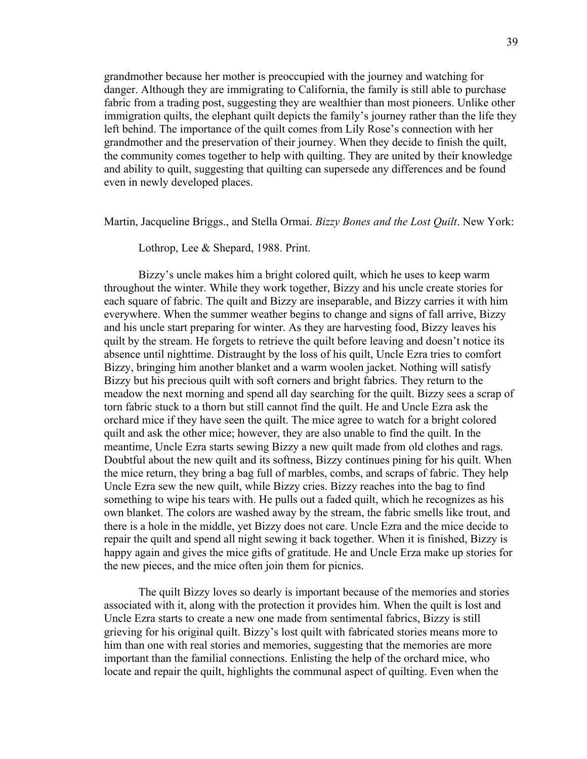grandmother because her mother is preoccupied with the journey and watching for danger. Although they are immigrating to California, the family is still able to purchase fabric from a trading post, suggesting they are wealthier than most pioneers. Unlike other immigration quilts, the elephant quilt depicts the family's journey rather than the life they left behind. The importance of the quilt comes from Lily Rose's connection with her grandmother and the preservation of their journey. When they decide to finish the quilt, the community comes together to help with quilting. They are united by their knowledge and ability to quilt, suggesting that quilting can supersede any differences and be found even in newly developed places.

Martin, Jacqueline Briggs., and Stella Ormai. *Bizzy Bones and the Lost Quilt*. New York: Lothrop, Lee & Shepard, 1988. Print.

Bizzy's uncle makes him a bright colored quilt, which he uses to keep warm throughout the winter. While they work together, Bizzy and his uncle create stories for each square of fabric. The quilt and Bizzy are inseparable, and Bizzy carries it with him everywhere. When the summer weather begins to change and signs of fall arrive, Bizzy and his uncle start preparing for winter. As they are harvesting food, Bizzy leaves his quilt by the stream. He forgets to retrieve the quilt before leaving and doesn't notice its absence until nighttime. Distraught by the loss of his quilt, Uncle Ezra tries to comfort Bizzy, bringing him another blanket and a warm woolen jacket. Nothing will satisfy Bizzy but his precious quilt with soft corners and bright fabrics. They return to the meadow the next morning and spend all day searching for the quilt. Bizzy sees a scrap of torn fabric stuck to a thorn but still cannot find the quilt. He and Uncle Ezra ask the orchard mice if they have seen the quilt. The mice agree to watch for a bright colored quilt and ask the other mice; however, they are also unable to find the quilt. In the meantime, Uncle Ezra starts sewing Bizzy a new quilt made from old clothes and rags. Doubtful about the new quilt and its softness, Bizzy continues pining for his quilt. When the mice return, they bring a bag full of marbles, combs, and scraps of fabric. They help Uncle Ezra sew the new quilt, while Bizzy cries. Bizzy reaches into the bag to find something to wipe his tears with. He pulls out a faded quilt, which he recognizes as his own blanket. The colors are washed away by the stream, the fabric smells like trout, and there is a hole in the middle, yet Bizzy does not care. Uncle Ezra and the mice decide to repair the quilt and spend all night sewing it back together. When it is finished, Bizzy is happy again and gives the mice gifts of gratitude. He and Uncle Erza make up stories for the new pieces, and the mice often join them for picnics.

The quilt Bizzy loves so dearly is important because of the memories and stories associated with it, along with the protection it provides him. When the quilt is lost and Uncle Ezra starts to create a new one made from sentimental fabrics, Bizzy is still grieving for his original quilt. Bizzy's lost quilt with fabricated stories means more to him than one with real stories and memories, suggesting that the memories are more important than the familial connections. Enlisting the help of the orchard mice, who locate and repair the quilt, highlights the communal aspect of quilting. Even when the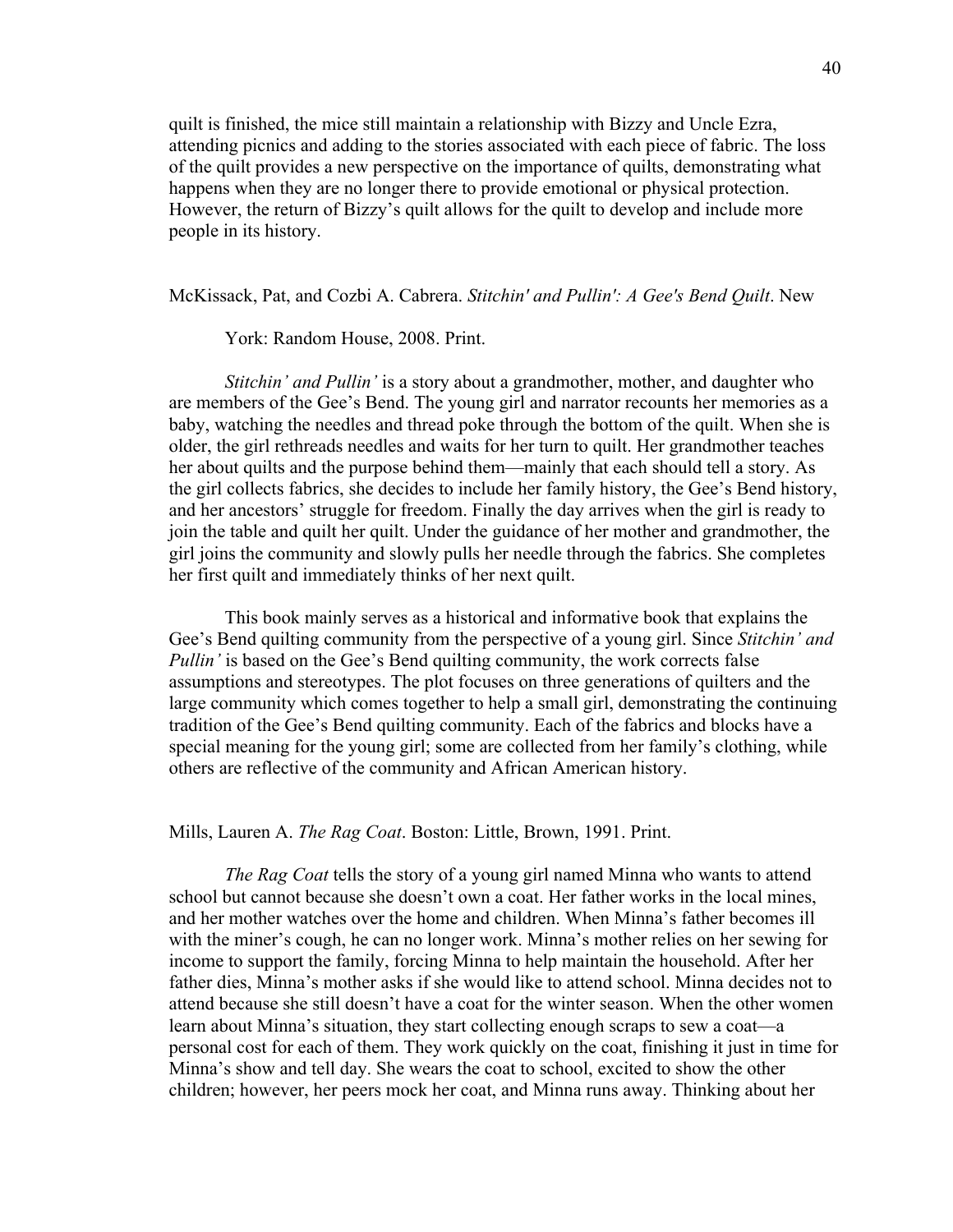quilt is finished, the mice still maintain a relationship with Bizzy and Uncle Ezra, attending picnics and adding to the stories associated with each piece of fabric. The loss of the quilt provides a new perspective on the importance of quilts, demonstrating what happens when they are no longer there to provide emotional or physical protection. However, the return of Bizzy's quilt allows for the quilt to develop and include more people in its history.

McKissack, Pat, and Cozbi A. Cabrera. *Stitchin' and Pullin': A Gee's Bend Quilt*. New York: Random House, 2008. Print.

*Stitchin' and Pullin'* is a story about a grandmother, mother, and daughter who are members of the Gee's Bend. The young girl and narrator recounts her memories as a baby, watching the needles and thread poke through the bottom of the quilt. When she is older, the girl rethreads needles and waits for her turn to quilt. Her grandmother teaches her about quilts and the purpose behind them—mainly that each should tell a story. As the girl collects fabrics, she decides to include her family history, the Gee's Bend history, and her ancestors' struggle for freedom. Finally the day arrives when the girl is ready to join the table and quilt her quilt. Under the guidance of her mother and grandmother, the girl joins the community and slowly pulls her needle through the fabrics. She completes her first quilt and immediately thinks of her next quilt.

This book mainly serves as a historical and informative book that explains the Gee's Bend quilting community from the perspective of a young girl. Since *Stitchin' and Pullin'* is based on the Gee's Bend quilting community, the work corrects false assumptions and stereotypes. The plot focuses on three generations of quilters and the large community which comes together to help a small girl, demonstrating the continuing tradition of the Gee's Bend quilting community. Each of the fabrics and blocks have a special meaning for the young girl; some are collected from her family's clothing, while others are reflective of the community and African American history.

Mills, Lauren A. *The Rag Coat*. Boston: Little, Brown, 1991. Print.

*The Rag Coat* tells the story of a young girl named Minna who wants to attend school but cannot because she doesn't own a coat. Her father works in the local mines, and her mother watches over the home and children. When Minna's father becomes ill with the miner's cough, he can no longer work. Minna's mother relies on her sewing for income to support the family, forcing Minna to help maintain the household. After her father dies, Minna's mother asks if she would like to attend school. Minna decides not to attend because she still doesn't have a coat for the winter season. When the other women learn about Minna's situation, they start collecting enough scraps to sew a coat—a personal cost for each of them. They work quickly on the coat, finishing it just in time for Minna's show and tell day. She wears the coat to school, excited to show the other children; however, her peers mock her coat, and Minna runs away. Thinking about her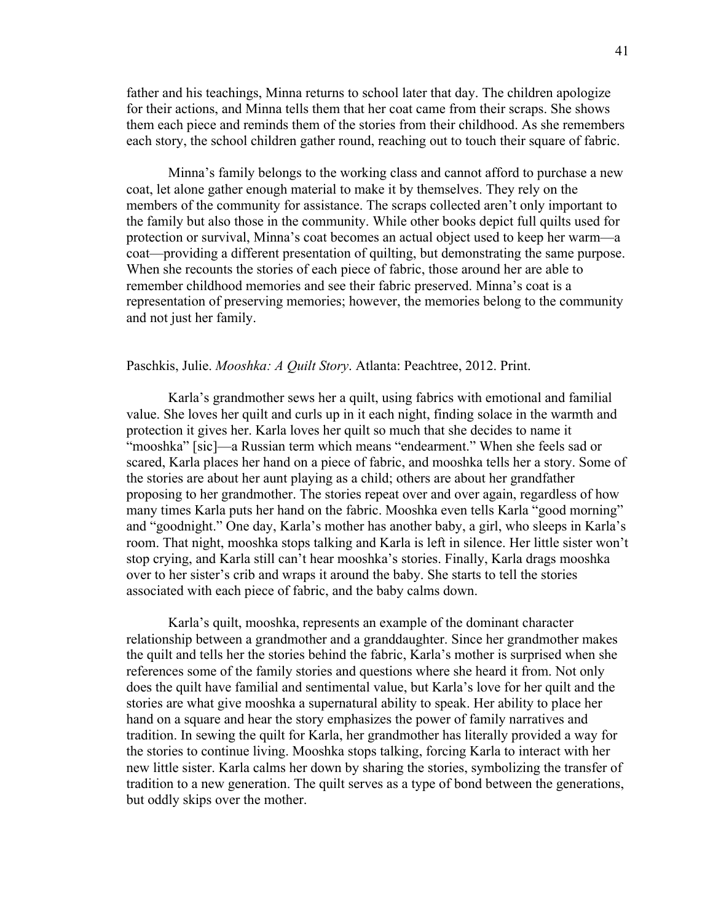father and his teachings, Minna returns to school later that day. The children apologize for their actions, and Minna tells them that her coat came from their scraps. She shows them each piece and reminds them of the stories from their childhood. As she remembers each story, the school children gather round, reaching out to touch their square of fabric.

Minna's family belongs to the working class and cannot afford to purchase a new coat, let alone gather enough material to make it by themselves. They rely on the members of the community for assistance. The scraps collected aren't only important to the family but also those in the community. While other books depict full quilts used for protection or survival, Minna's coat becomes an actual object used to keep her warm—a coat—providing a different presentation of quilting, but demonstrating the same purpose. When she recounts the stories of each piece of fabric, those around her are able to remember childhood memories and see their fabric preserved. Minna's coat is a representation of preserving memories; however, the memories belong to the community and not just her family.

Paschkis, Julie. *Mooshka: A Quilt Story*. Atlanta: Peachtree, 2012. Print.

Karla's grandmother sews her a quilt, using fabrics with emotional and familial value. She loves her quilt and curls up in it each night, finding solace in the warmth and protection it gives her. Karla loves her quilt so much that she decides to name it "mooshka" [sic]—a Russian term which means "endearment." When she feels sad or scared, Karla places her hand on a piece of fabric, and mooshka tells her a story. Some of the stories are about her aunt playing as a child; others are about her grandfather proposing to her grandmother. The stories repeat over and over again, regardless of how many times Karla puts her hand on the fabric. Mooshka even tells Karla "good morning" and "goodnight." One day, Karla's mother has another baby, a girl, who sleeps in Karla's room. That night, mooshka stops talking and Karla is left in silence. Her little sister won't stop crying, and Karla still can't hear mooshka's stories. Finally, Karla drags mooshka over to her sister's crib and wraps it around the baby. She starts to tell the stories associated with each piece of fabric, and the baby calms down.

Karla's quilt, mooshka, represents an example of the dominant character relationship between a grandmother and a granddaughter. Since her grandmother makes the quilt and tells her the stories behind the fabric, Karla's mother is surprised when she references some of the family stories and questions where she heard it from. Not only does the quilt have familial and sentimental value, but Karla's love for her quilt and the stories are what give mooshka a supernatural ability to speak. Her ability to place her hand on a square and hear the story emphasizes the power of family narratives and tradition. In sewing the quilt for Karla, her grandmother has literally provided a way for the stories to continue living. Mooshka stops talking, forcing Karla to interact with her new little sister. Karla calms her down by sharing the stories, symbolizing the transfer of tradition to a new generation. The quilt serves as a type of bond between the generations, but oddly skips over the mother.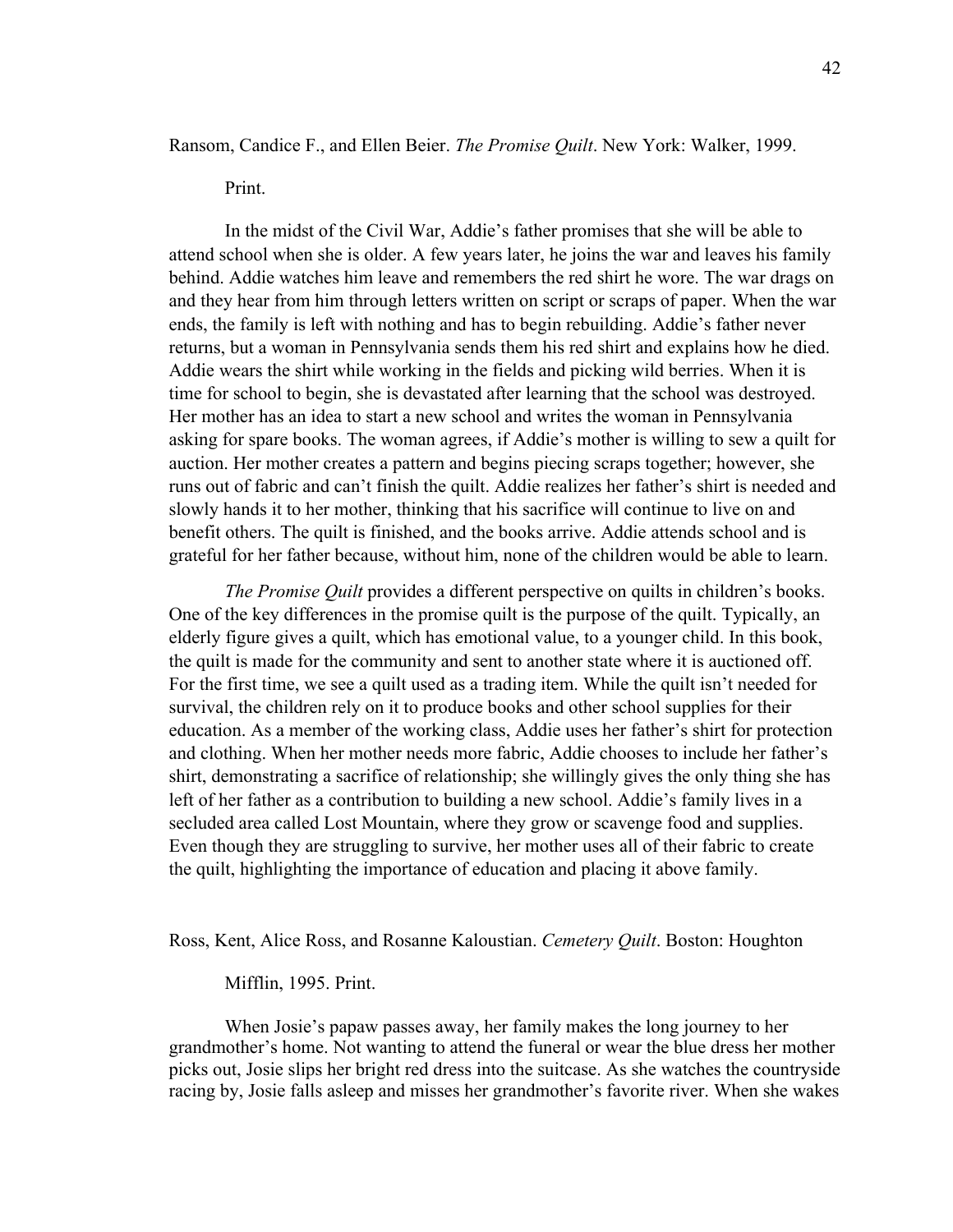Ransom, Candice F., and Ellen Beier. *The Promise Quilt*. New York: Walker, 1999. Print.

In the midst of the Civil War, Addie's father promises that she will be able to attend school when she is older. A few years later, he joins the war and leaves his family behind. Addie watches him leave and remembers the red shirt he wore. The war drags on and they hear from him through letters written on script or scraps of paper. When the war ends, the family is left with nothing and has to begin rebuilding. Addie's father never returns, but a woman in Pennsylvania sends them his red shirt and explains how he died. Addie wears the shirt while working in the fields and picking wild berries. When it is time for school to begin, she is devastated after learning that the school was destroyed. Her mother has an idea to start a new school and writes the woman in Pennsylvania asking for spare books. The woman agrees, if Addie's mother is willing to sew a quilt for auction. Her mother creates a pattern and begins piecing scraps together; however, she runs out of fabric and can't finish the quilt. Addie realizes her father's shirt is needed and slowly hands it to her mother, thinking that his sacrifice will continue to live on and benefit others. The quilt is finished, and the books arrive. Addie attends school and is grateful for her father because, without him, none of the children would be able to learn.

*The Promise Quilt* provides a different perspective on quilts in children's books. One of the key differences in the promise quilt is the purpose of the quilt. Typically, an elderly figure gives a quilt, which has emotional value, to a younger child. In this book, the quilt is made for the community and sent to another state where it is auctioned off. For the first time, we see a quilt used as a trading item. While the quilt isn't needed for survival, the children rely on it to produce books and other school supplies for their education. As a member of the working class, Addie uses her father's shirt for protection and clothing. When her mother needs more fabric, Addie chooses to include her father's shirt, demonstrating a sacrifice of relationship; she willingly gives the only thing she has left of her father as a contribution to building a new school. Addie's family lives in a secluded area called Lost Mountain, where they grow or scavenge food and supplies. Even though they are struggling to survive, her mother uses all of their fabric to create the quilt, highlighting the importance of education and placing it above family.

Ross, Kent, Alice Ross, and Rosanne Kaloustian. *Cemetery Quilt*. Boston: Houghton Mifflin, 1995. Print.

When Josie's papaw passes away, her family makes the long journey to her grandmother's home. Not wanting to attend the funeral or wear the blue dress her mother picks out, Josie slips her bright red dress into the suitcase. As she watches the countryside racing by, Josie falls asleep and misses her grandmother's favorite river. When she wakes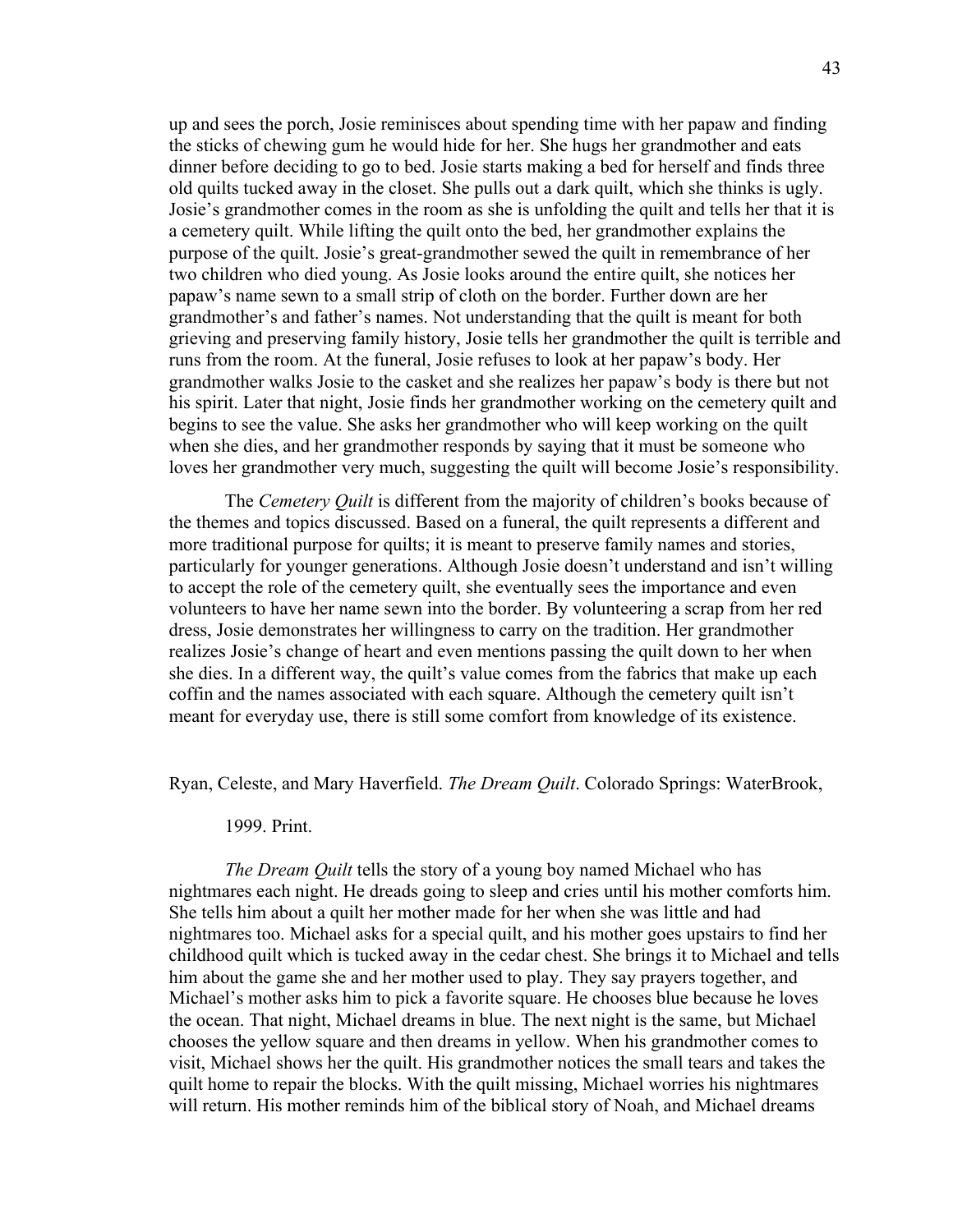up and sees the porch, Josie reminisces about spending time with her papaw and finding the sticks of chewing gum he would hide for her. She hugs her grandmother and eats dinner before deciding to go to bed. Josie starts making a bed for herself and finds three old quilts tucked away in the closet. She pulls out a dark quilt, which she thinks is ugly. Josie's grandmother comes in the room as she is unfolding the quilt and tells her that it is a cemetery quilt. While lifting the quilt onto the bed, her grandmother explains the purpose of the quilt. Josie's great-grandmother sewed the quilt in remembrance of her two children who died young. As Josie looks around the entire quilt, she notices her papaw's name sewn to a small strip of cloth on the border. Further down are her grandmother's and father's names. Not understanding that the quilt is meant for both grieving and preserving family history, Josie tells her grandmother the quilt is terrible and runs from the room. At the funeral, Josie refuses to look at her papaw's body. Her grandmother walks Josie to the casket and she realizes her papaw's body is there but not his spirit. Later that night, Josie finds her grandmother working on the cemetery quilt and begins to see the value. She asks her grandmother who will keep working on the quilt when she dies, and her grandmother responds by saying that it must be someone who loves her grandmother very much, suggesting the quilt will become Josie's responsibility.

The *Cemetery Quilt* is different from the majority of children's books because of the themes and topics discussed. Based on a funeral, the quilt represents a different and more traditional purpose for quilts; it is meant to preserve family names and stories, particularly for younger generations. Although Josie doesn't understand and isn't willing to accept the role of the cemetery quilt, she eventually sees the importance and even volunteers to have her name sewn into the border. By volunteering a scrap from her red dress, Josie demonstrates her willingness to carry on the tradition. Her grandmother realizes Josie's change of heart and even mentions passing the quilt down to her when she dies. In a different way, the quilt's value comes from the fabrics that make up each coffin and the names associated with each square. Although the cemetery quilt isn't meant for everyday use, there is still some comfort from knowledge of its existence.

Ryan, Celeste, and Mary Haverfield. *The Dream Quilt*. Colorado Springs: WaterBrook, 1999. Print.

*The Dream Quilt* tells the story of a young boy named Michael who has nightmares each night. He dreads going to sleep and cries until his mother comforts him. She tells him about a quilt her mother made for her when she was little and had nightmares too. Michael asks for a special quilt, and his mother goes upstairs to find her childhood quilt which is tucked away in the cedar chest. She brings it to Michael and tells him about the game she and her mother used to play. They say prayers together, and Michael's mother asks him to pick a favorite square. He chooses blue because he loves the ocean. That night, Michael dreams in blue. The next night is the same, but Michael chooses the yellow square and then dreams in yellow. When his grandmother comes to visit, Michael shows her the quilt. His grandmother notices the small tears and takes the quilt home to repair the blocks. With the quilt missing, Michael worries his nightmares will return. His mother reminds him of the biblical story of Noah, and Michael dreams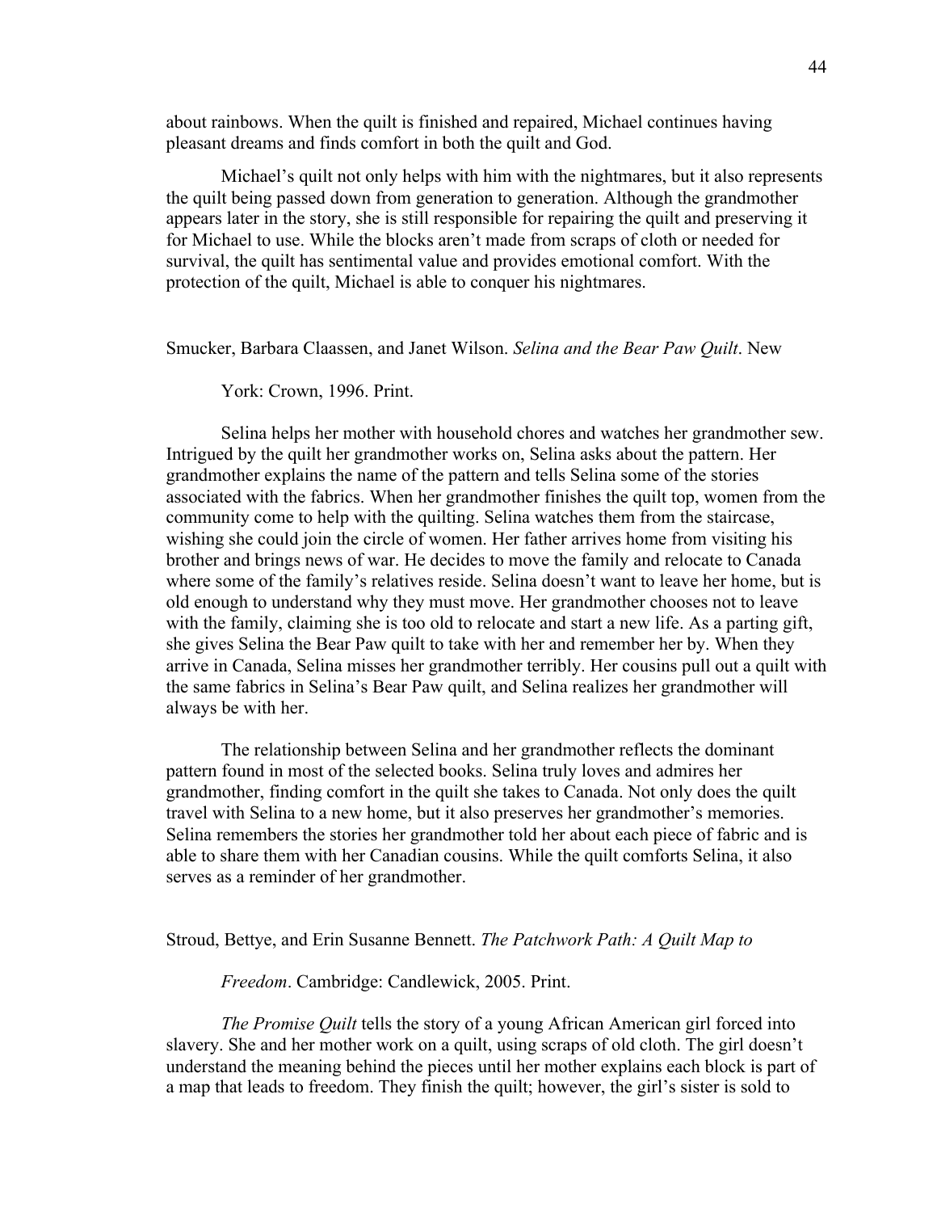about rainbows. When the quilt is finished and repaired, Michael continues having pleasant dreams and finds comfort in both the quilt and God.

Michael's quilt not only helps with him with the nightmares, but it also represents the quilt being passed down from generation to generation. Although the grandmother appears later in the story, she is still responsible for repairing the quilt and preserving it for Michael to use. While the blocks aren't made from scraps of cloth or needed for survival, the quilt has sentimental value and provides emotional comfort. With the protection of the quilt, Michael is able to conquer his nightmares.

Smucker, Barbara Claassen, and Janet Wilson. *Selina and the Bear Paw Quilt*. New York: Crown, 1996. Print.

Selina helps her mother with household chores and watches her grandmother sew. Intrigued by the quilt her grandmother works on, Selina asks about the pattern. Her grandmother explains the name of the pattern and tells Selina some of the stories associated with the fabrics. When her grandmother finishes the quilt top, women from the community come to help with the quilting. Selina watches them from the staircase, wishing she could join the circle of women. Her father arrives home from visiting his brother and brings news of war. He decides to move the family and relocate to Canada where some of the family's relatives reside. Selina doesn't want to leave her home, but is old enough to understand why they must move. Her grandmother chooses not to leave with the family, claiming she is too old to relocate and start a new life. As a parting gift, she gives Selina the Bear Paw quilt to take with her and remember her by. When they arrive in Canada, Selina misses her grandmother terribly. Her cousins pull out a quilt with the same fabrics in Selina's Bear Paw quilt, and Selina realizes her grandmother will always be with her.

The relationship between Selina and her grandmother reflects the dominant pattern found in most of the selected books. Selina truly loves and admires her grandmother, finding comfort in the quilt she takes to Canada. Not only does the quilt travel with Selina to a new home, but it also preserves her grandmother's memories. Selina remembers the stories her grandmother told her about each piece of fabric and is able to share them with her Canadian cousins. While the quilt comforts Selina, it also serves as a reminder of her grandmother.

Stroud, Bettye, and Erin Susanne Bennett. *The Patchwork Path: A Quilt Map to Freedom*. Cambridge: Candlewick, 2005. Print.

*The Promise Quilt* tells the story of a young African American girl forced into slavery. She and her mother work on a quilt, using scraps of old cloth. The girl doesn't understand the meaning behind the pieces until her mother explains each block is part of a map that leads to freedom. They finish the quilt; however, the girl's sister is sold to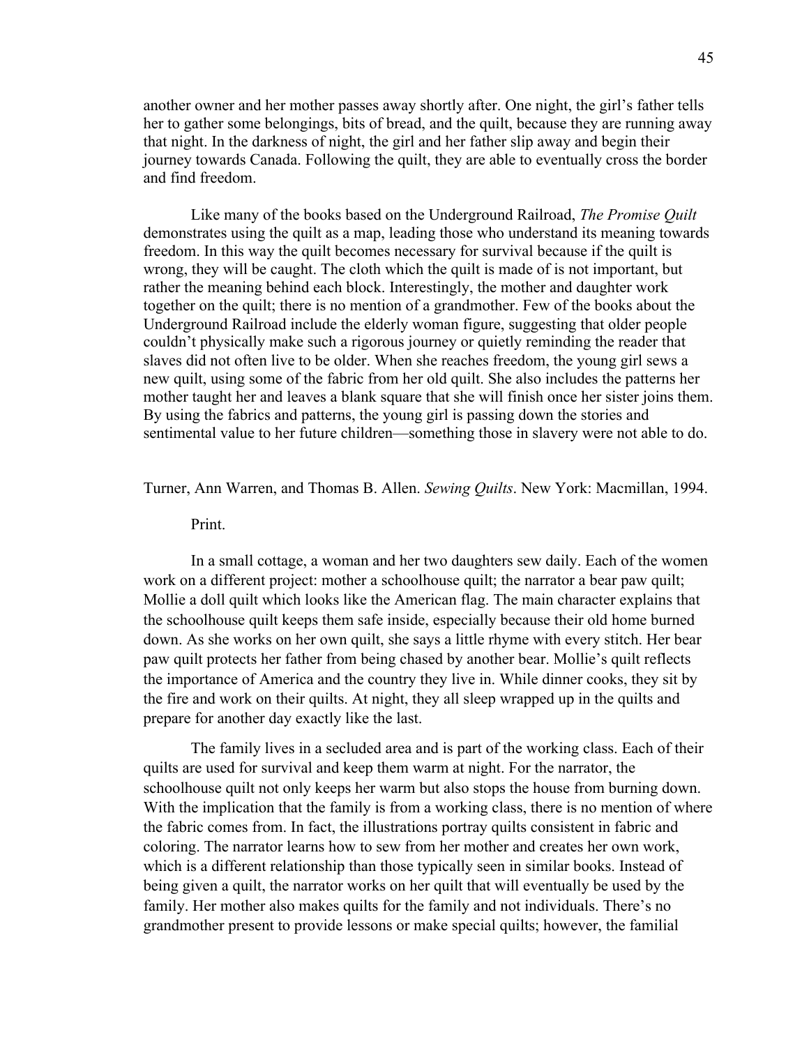another owner and her mother passes away shortly after. One night, the girl's father tells her to gather some belongings, bits of bread, and the quilt, because they are running away that night. In the darkness of night, the girl and her father slip away and begin their journey towards Canada. Following the quilt, they are able to eventually cross the border and find freedom.

Like many of the books based on the Underground Railroad, *The Promise Quilt* demonstrates using the quilt as a map, leading those who understand its meaning towards freedom. In this way the quilt becomes necessary for survival because if the quilt is wrong, they will be caught. The cloth which the quilt is made of is not important, but rather the meaning behind each block. Interestingly, the mother and daughter work together on the quilt; there is no mention of a grandmother. Few of the books about the Underground Railroad include the elderly woman figure, suggesting that older people couldn't physically make such a rigorous journey or quietly reminding the reader that slaves did not often live to be older. When she reaches freedom, the young girl sews a new quilt, using some of the fabric from her old quilt. She also includes the patterns her mother taught her and leaves a blank square that she will finish once her sister joins them. By using the fabrics and patterns, the young girl is passing down the stories and sentimental value to her future children—something those in slavery were not able to do.

Turner, Ann Warren, and Thomas B. Allen. *Sewing Quilts*. New York: Macmillan, 1994. Print.

In a small cottage, a woman and her two daughters sew daily. Each of the women work on a different project: mother a schoolhouse quilt; the narrator a bear paw quilt; Mollie a doll quilt which looks like the American flag. The main character explains that the schoolhouse quilt keeps them safe inside, especially because their old home burned down. As she works on her own quilt, she says a little rhyme with every stitch. Her bear paw quilt protects her father from being chased by another bear. Mollie's quilt reflects the importance of America and the country they live in. While dinner cooks, they sit by the fire and work on their quilts. At night, they all sleep wrapped up in the quilts and prepare for another day exactly like the last.

The family lives in a secluded area and is part of the working class. Each of their quilts are used for survival and keep them warm at night. For the narrator, the schoolhouse quilt not only keeps her warm but also stops the house from burning down. With the implication that the family is from a working class, there is no mention of where the fabric comes from. In fact, the illustrations portray quilts consistent in fabric and coloring. The narrator learns how to sew from her mother and creates her own work, which is a different relationship than those typically seen in similar books. Instead of being given a quilt, the narrator works on her quilt that will eventually be used by the family. Her mother also makes quilts for the family and not individuals. There's no grandmother present to provide lessons or make special quilts; however, the familial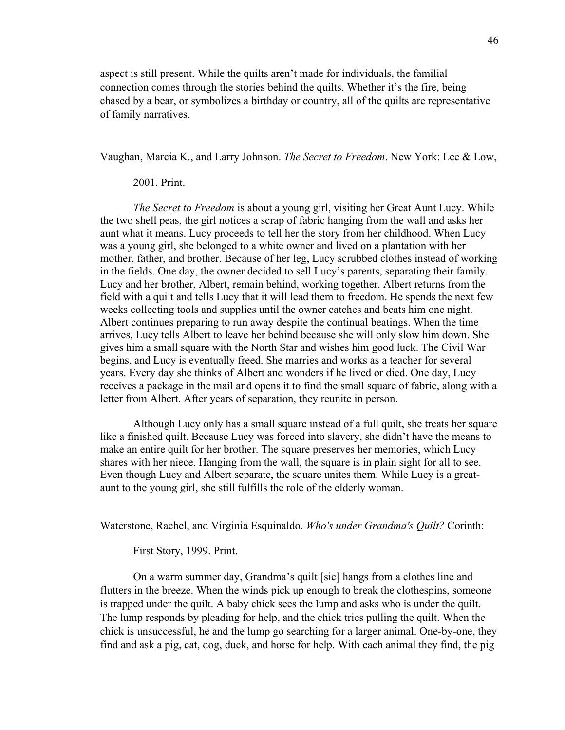aspect is still present. While the quilts aren't made for individuals, the familial connection comes through the stories behind the quilts. Whether it's the fire, being chased by a bear, or symbolizes a birthday or country, all of the quilts are representative of family narratives.

Vaughan, Marcia K., and Larry Johnson. *The Secret to Freedom*. New York: Lee & Low, 2001. Print.

*The Secret to Freedom* is about a young girl, visiting her Great Aunt Lucy. While the two shell peas, the girl notices a scrap of fabric hanging from the wall and asks her aunt what it means. Lucy proceeds to tell her the story from her childhood. When Lucy was a young girl, she belonged to a white owner and lived on a plantation with her mother, father, and brother. Because of her leg, Lucy scrubbed clothes instead of working in the fields. One day, the owner decided to sell Lucy's parents, separating their family. Lucy and her brother, Albert, remain behind, working together. Albert returns from the field with a quilt and tells Lucy that it will lead them to freedom. He spends the next few weeks collecting tools and supplies until the owner catches and beats him one night. Albert continues preparing to run away despite the continual beatings. When the time arrives, Lucy tells Albert to leave her behind because she will only slow him down. She gives him a small square with the North Star and wishes him good luck. The Civil War begins, and Lucy is eventually freed. She marries and works as a teacher for several years. Every day she thinks of Albert and wonders if he lived or died. One day, Lucy receives a package in the mail and opens it to find the small square of fabric, along with a letter from Albert. After years of separation, they reunite in person.

Although Lucy only has a small square instead of a full quilt, she treats her square like a finished quilt. Because Lucy was forced into slavery, she didn't have the means to make an entire quilt for her brother. The square preserves her memories, which Lucy shares with her niece. Hanging from the wall, the square is in plain sight for all to see. Even though Lucy and Albert separate, the square unites them. While Lucy is a great-aunt to the young girl, she still fulfills the role of the elderly woman.

Waterstone, Rachel, and Virginia Esquinaldo. *Who's under Grandma's Quilt?* Corinth: First Story, 1999. Print.

On a warm summer day, Grandma's quilt [sic] hangs from a clothes line and flutters in the breeze. When the winds pick up enough to break the clothespins, someone is trapped under the quilt. A baby chick sees the lump and asks who is under the quilt. The lump responds by pleading for help, and the chick tries pulling the quilt. When the chick is unsuccessful, he and the lump go searching for a larger animal. One-by-one, they find and ask a pig, cat, dog, duck, and horse for help. With each animal they find, the pig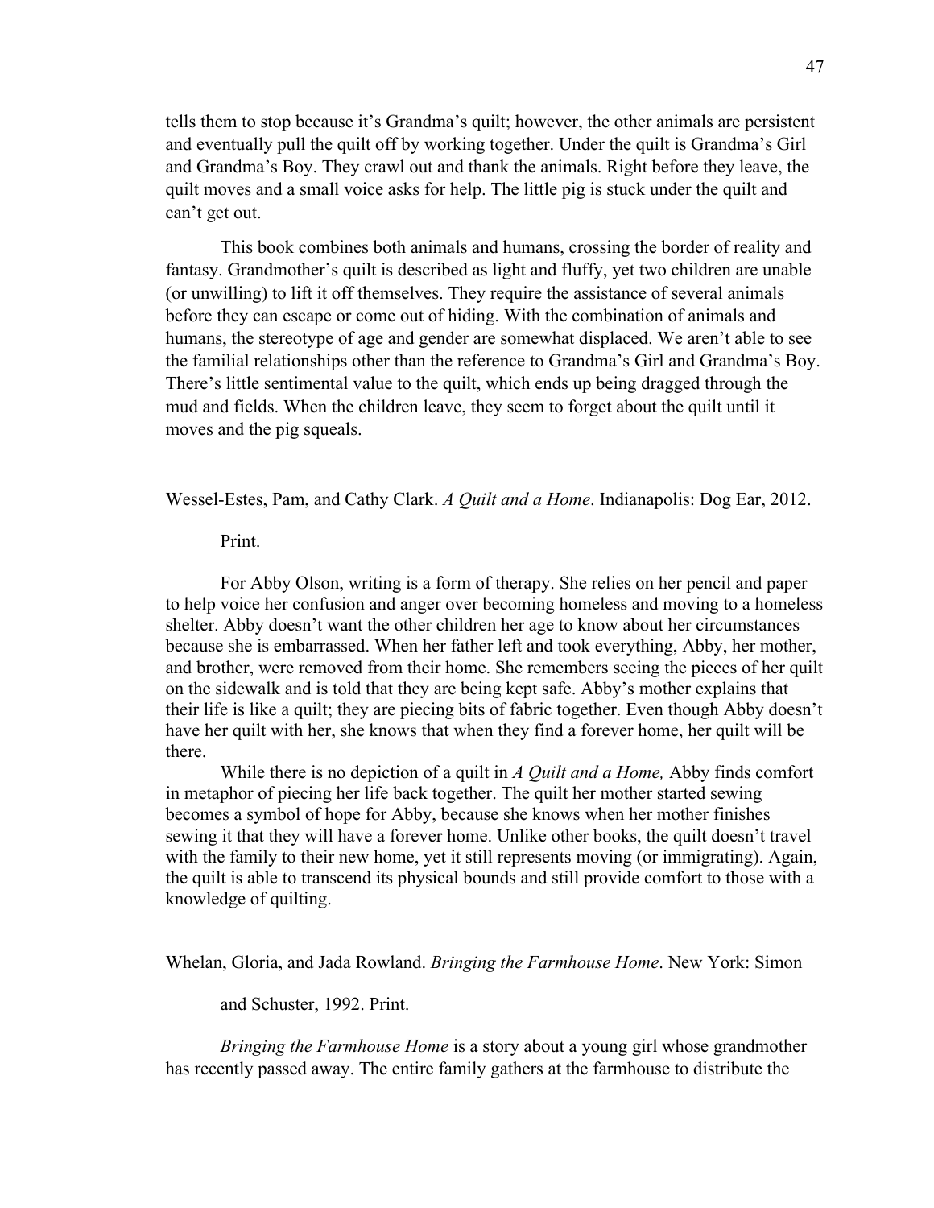tells them to stop because it's Grandma's quilt; however, the other animals are persistent and eventually pull the quilt off by working together. Under the quilt is Grandma's Girl and Grandma's Boy. They crawl out and thank the animals. Right before they leave, the quilt moves and a small voice asks for help. The little pig is stuck under the quilt and can't get out.

This book combines both animals and humans, crossing the border of reality and fantasy. Grandmother's quilt is described as light and fluffy, yet two children are unable (or unwilling) to lift it off themselves. They require the assistance of several animals before they can escape or come out of hiding. With the combination of animals and humans, the stereotype of age and gender are somewhat displaced. We aren't able to see the familial relationships other than the reference to Grandma's Girl and Grandma's Boy. There's little sentimental value to the quilt, which ends up being dragged through the mud and fields. When the children leave, they seem to forget about the quilt until it moves and the pig squeals.

Wessel-Estes, Pam, and Cathy Clark. *A Quilt and a Home*. Indianapolis: Dog Ear, 2012. Print.

For Abby Olson, writing is a form of therapy. She relies on her pencil and paper to help voice her confusion and anger over becoming homeless and moving to a homeless shelter. Abby doesn't want the other children her age to know about her circumstances because she is embarrassed. When her father left and took everything, Abby, her mother, and brother, were removed from their home. She remembers seeing the pieces of her quilt on the sidewalk and is told that they are being kept safe. Abby's mother explains that their life is like a quilt; they are piecing bits of fabric together. Even though Abby doesn't have her quilt with her, she knows that when they find a forever home, her quilt will be there.

While there is no depiction of a quilt in *A Quilt and a Home,* Abby finds comfort in metaphor of piecing her life back together. The quilt her mother started sewing becomes a symbol of hope for Abby, because she knows when her mother finishes sewing it that they will have a forever home. Unlike other books, the quilt doesn't travel with the family to their new home, yet it still represents moving (or immigrating). Again, the quilt is able to transcend its physical bounds and still provide comfort to those with a knowledge of quilting.

Whelan, Gloria, and Jada Rowland. *Bringing the Farmhouse Home*. New York: Simon and Schuster, 1992. Print.

*Bringing the Farmhouse Home* is a story about a young girl whose grandmother has recently passed away. The entire family gathers at the farmhouse to distribute the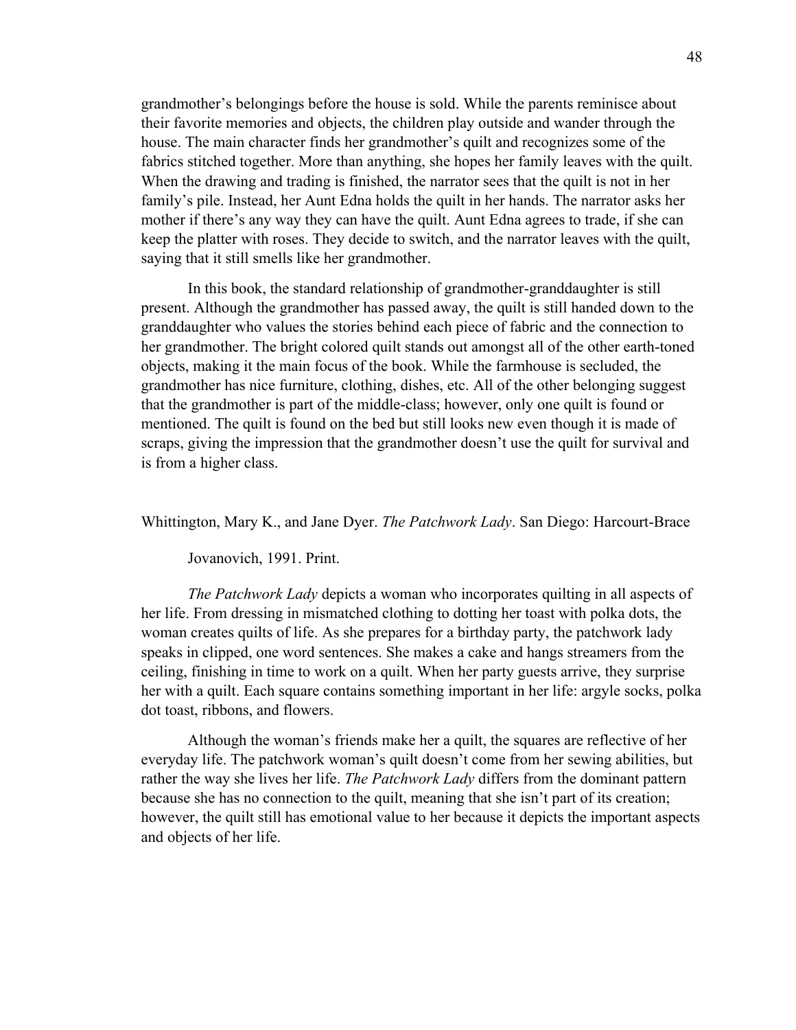grandmother's belongings before the house is sold. While the parents reminisce about their favorite memories and objects, the children play outside and wander through the house. The main character finds her grandmother's quilt and recognizes some of the fabrics stitched together. More than anything, she hopes her family leaves with the quilt. When the drawing and trading is finished, the narrator sees that the quilt is not in her family's pile. Instead, her Aunt Edna holds the quilt in her hands. The narrator asks her mother if there's any way they can have the quilt. Aunt Edna agrees to trade, if she can keep the platter with roses. They decide to switch, and the narrator leaves with the quilt, saying that it still smells like her grandmother.

In this book, the standard relationship of grandmother-granddaughter is still present. Although the grandmother has passed away, the quilt is still handed down to the granddaughter who values the stories behind each piece of fabric and the connection to her grandmother. The bright colored quilt stands out amongst all of the other earth-toned objects, making it the main focus of the book. While the farmhouse is secluded, the grandmother has nice furniture, clothing, dishes, etc. All of the other belonging suggest that the grandmother is part of the middle-class; however, only one quilt is found or mentioned. The quilt is found on the bed but still looks new even though it is made of scraps, giving the impression that the grandmother doesn't use the quilt for survival and is from a higher class.

Whittington, Mary K., and Jane Dyer. *The Patchwork Lady*. San Diego: Harcourt-Brace Jovanovich, 1991. Print.

*The Patchwork Lady* depicts a woman who incorporates quilting in all aspects of her life. From dressing in mismatched clothing to dotting her toast with polka dots, the woman creates quilts of life. As she prepares for a birthday party, the patchwork lady speaks in clipped, one word sentences. She makes a cake and hangs streamers from the ceiling, finishing in time to work on a quilt. When her party guests arrive, they surprise her with a quilt. Each square contains something important in her life: argyle socks, polka dot toast, ribbons, and flowers.

Although the woman's friends make her a quilt, the squares are reflective of her everyday life. The patchwork woman's quilt doesn't come from her sewing abilities, but rather the way she lives her life. *The Patchwork Lady* differs from the dominant pattern because she has no connection to the quilt, meaning that she isn't part of its creation; however, the quilt still has emotional value to her because it depicts the important aspects and objects of her life.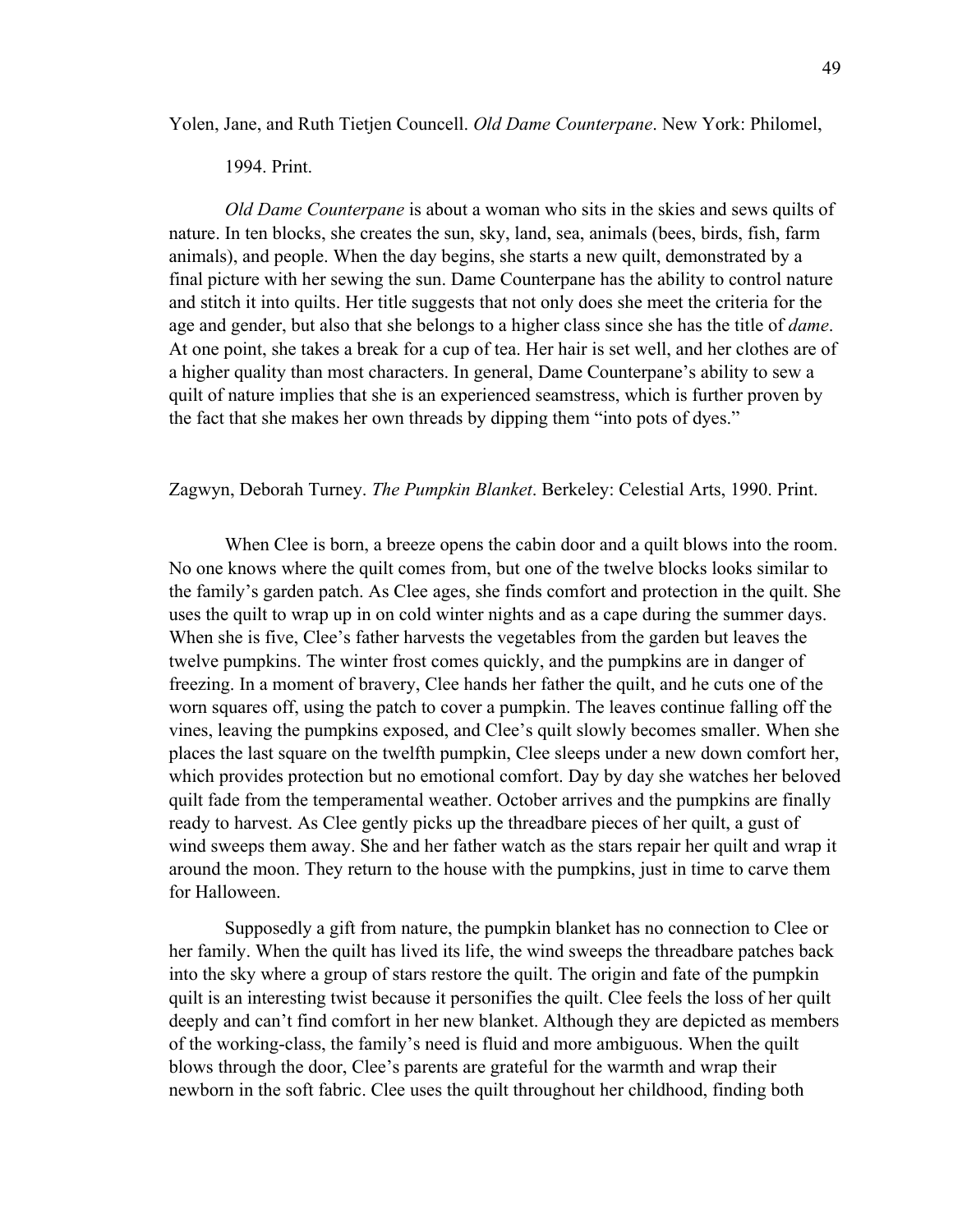Yolen, Jane, and Ruth Tietjen Councell. *Old Dame Counterpane*. New York: Philomel, 1994. Print.

*Old Dame Counterpane* is about a woman who sits in the skies and sews quilts of nature. In ten blocks, she creates the sun, sky, land, sea, animals (bees, birds, fish, farm animals), and people. When the day begins, she starts a new quilt, demonstrated by a final picture with her sewing the sun. Dame Counterpane has the ability to control nature and stitch it into quilts. Her title suggests that not only does she meet the criteria for the age and gender, but also that she belongs to a higher class since she has the title of *dame*. At one point, she takes a break for a cup of tea. Her hair is set well, and her clothes are of a higher quality than most characters. In general, Dame Counterpane's ability to sew a quilt of nature implies that she is an experienced seamstress, which is further proven by the fact that she makes her own threads by dipping them "into pots of dyes."

Zagwyn, Deborah Turney. *The Pumpkin Blanket*. Berkeley: Celestial Arts, 1990. Print.

When Clee is born, a breeze opens the cabin door and a quilt blows into the room. No one knows where the quilt comes from, but one of the twelve blocks looks similar to the family's garden patch. As Clee ages, she finds comfort and protection in the quilt. She uses the quilt to wrap up in on cold winter nights and as a cape during the summer days. When she is five, Clee's father harvests the vegetables from the garden but leaves the twelve pumpkins. The winter frost comes quickly, and the pumpkins are in danger of freezing. In a moment of bravery, Clee hands her father the quilt, and he cuts one of the worn squares off, using the patch to cover a pumpkin. The leaves continue falling off the vines, leaving the pumpkins exposed, and Clee's quilt slowly becomes smaller. When she places the last square on the twelfth pumpkin, Clee sleeps under a new down comfort her, which provides protection but no emotional comfort. Day by day she watches her beloved quilt fade from the temperamental weather. October arrives and the pumpkins are finally ready to harvest. As Clee gently picks up the threadbare pieces of her quilt, a gust of wind sweeps them away. She and her father watch as the stars repair her quilt and wrap it around the moon. They return to the house with the pumpkins, just in time to carve them for Halloween.

Supposedly a gift from nature, the pumpkin blanket has no connection to Clee or her family. When the quilt has lived its life, the wind sweeps the threadbare patches back into the sky where a group of stars restore the quilt. The origin and fate of the pumpkin quilt is an interesting twist because it personifies the quilt. Clee feels the loss of her quilt deeply and can't find comfort in her new blanket. Although they are depicted as members of the working-class, the family's need is fluid and more ambiguous. When the quilt blows through the door, Clee's parents are grateful for the warmth and wrap their newborn in the soft fabric. Clee uses the quilt throughout her childhood, finding both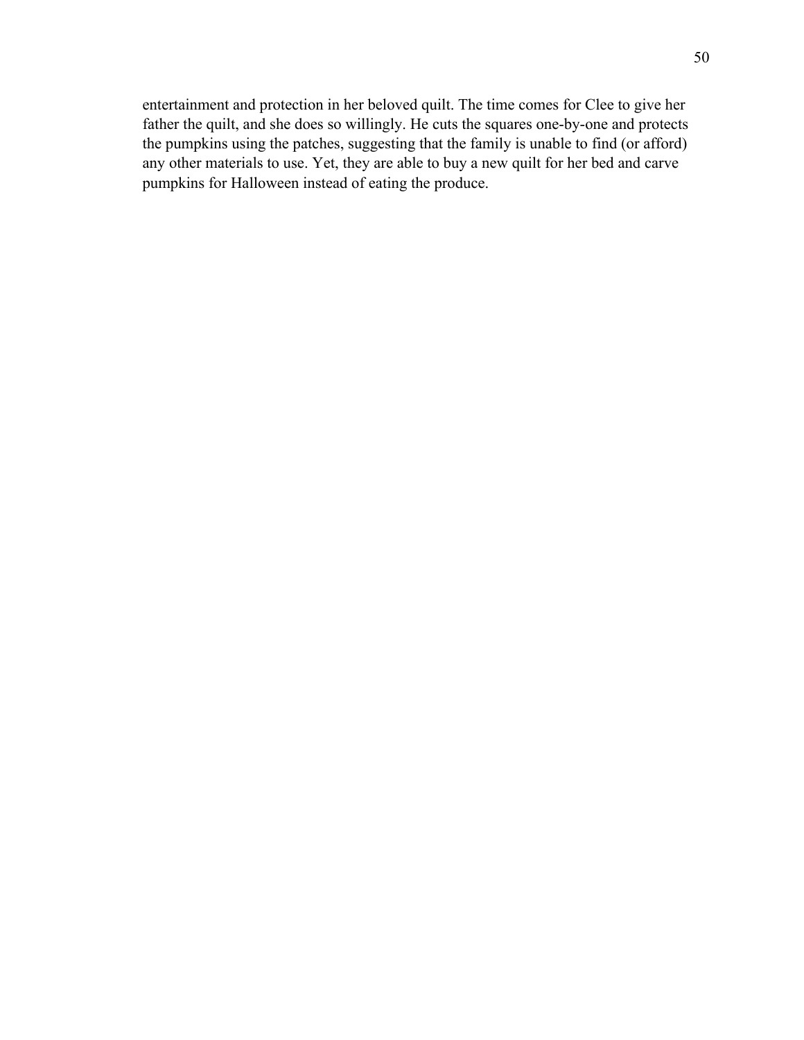entertainment and protection in her beloved quilt. The time comes for Clee to give her father the quilt, and she does so willingly. He cuts the squares one-by-one and protects the pumpkins using the patches, suggesting that the family is unable to find (or afford) any other materials to use. Yet, they are able to buy a new quilt for her bed and carve pumpkins for Halloween instead of eating the produce.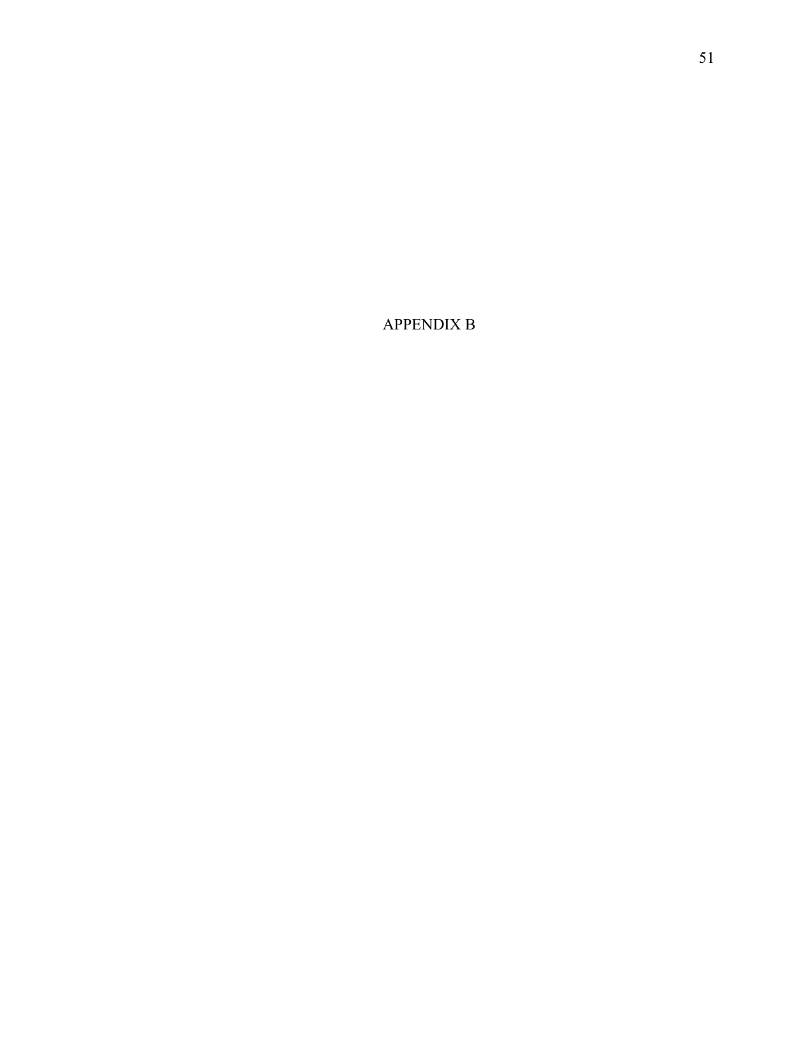# APPENDIX B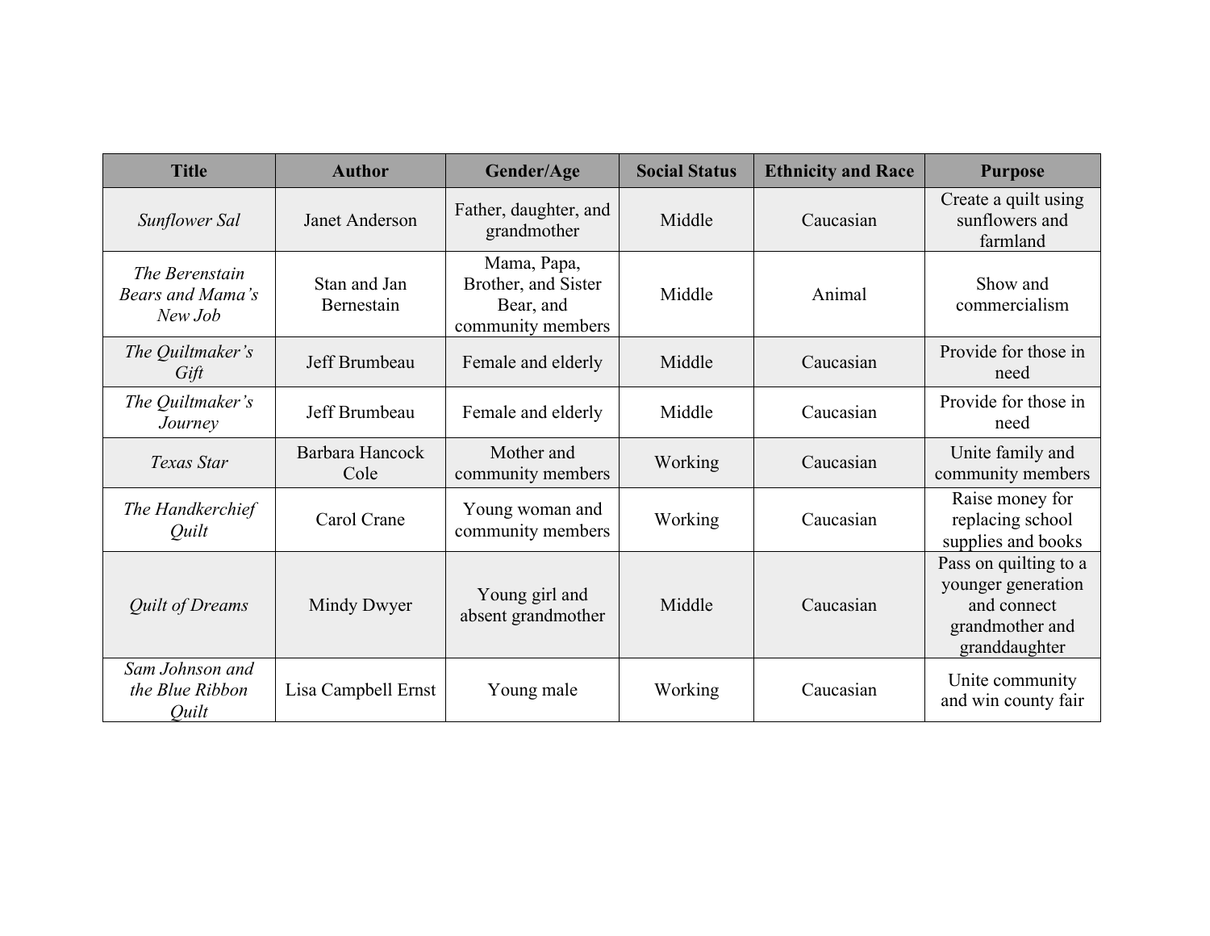| Title | Author | Gender/Age | Social Status | Ethnicity and Race | Purpose |
|---|---|---|---|---|---|
| *Sunflower Sal* | Janet Anderson | Father, daughter, and grandmother | Middle | Caucasian | Create a quilt using sunflowers and farmland |
| *The Berenstain Bears and Mama's New Job* | Stan and Jan Bernestain | Mama, Papa, Brother, and Sister Bear, and community members | Middle | Animal | Show and commercialism |
| *The Quiltmaker's Gift* | Jeff Brumbeau | Female and elderly | Middle | Caucasian | Provide for those in need |
| *The Quiltmaker's Journey* | Jeff Brumbeau | Female and elderly | Middle | Caucasian | Provide for those in need |
| *Texas Star* | Barbara Hancock Cole | Mother and community members | Working | Caucasian | Unite family and community members |
| *The Handkerchief Quilt* | Carol Crane | Young woman and community members | Working | Caucasian | Raise money for replacing school supplies and books |
| *Quilt of Dreams* | Mindy Dwyer | Young girl and absent grandmother | Middle | Caucasian | Pass on quilting to a younger generation and connect grandmother and granddaughter |
| *Sam Johnson and the Blue Ribbon Quilt* | Lisa Campbell Ernst | Young male | Working | Caucasian | Unite community and win county fair |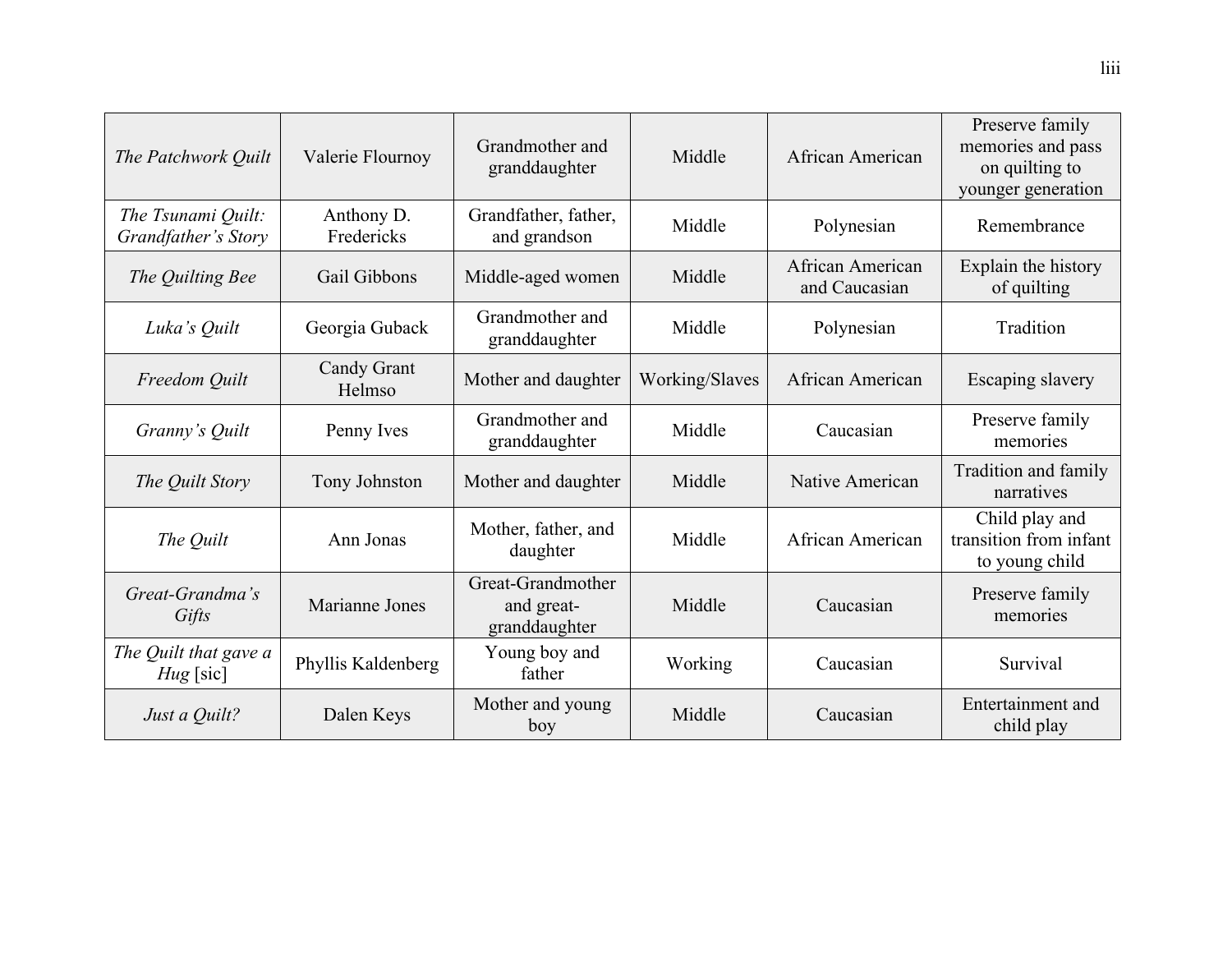| | | | | | |
|---|---|---|---|---|---|
| *The Patchwork Quilt* | Valerie Flournoy | Grandmother and granddaughter | Middle | African American | Preserve family memories and pass on quilting to younger generation |
| *The Tsunami Quilt: Grandfather's Story* | Anthony D. Fredericks | Grandfather, father, and grandson | Middle | Polynesian | Remembrance |
| *The Quilting Bee* | Gail Gibbons | Middle-aged women | Middle | African American and Caucasian | Explain the history of quilting |
| *Luka's Quilt* | Georgia Guback | Grandmother and granddaughter | Middle | Polynesian | Tradition |
| *Freedom Quilt* | Candy Grant Helmso | Mother and daughter | Working/Slaves | African American | Escaping slavery |
| *Granny's Quilt* | Penny Ives | Grandmother and granddaughter | Middle | Caucasian | Preserve family memories |
| *The Quilt Story* | Tony Johnston | Mother and daughter | Middle | Native American | Tradition and family narratives |
| *The Quilt* | Ann Jonas | Mother, father, and daughter | Middle | African American | Child play and transition from infant to young child |
| *Great-Grandma's Gifts* | Marianne Jones | Great-Grandmother and great-granddaughter | Middle | Caucasian | Preserve family memories |
| *The Quilt that gave a Hug* [sic] | Phyllis Kaldenberg | Young boy and father | Working | Caucasian | Survival |
| *Just a Quilt?* | Dalen Keys | Mother and young boy | Middle | Caucasian | Entertainment and child play |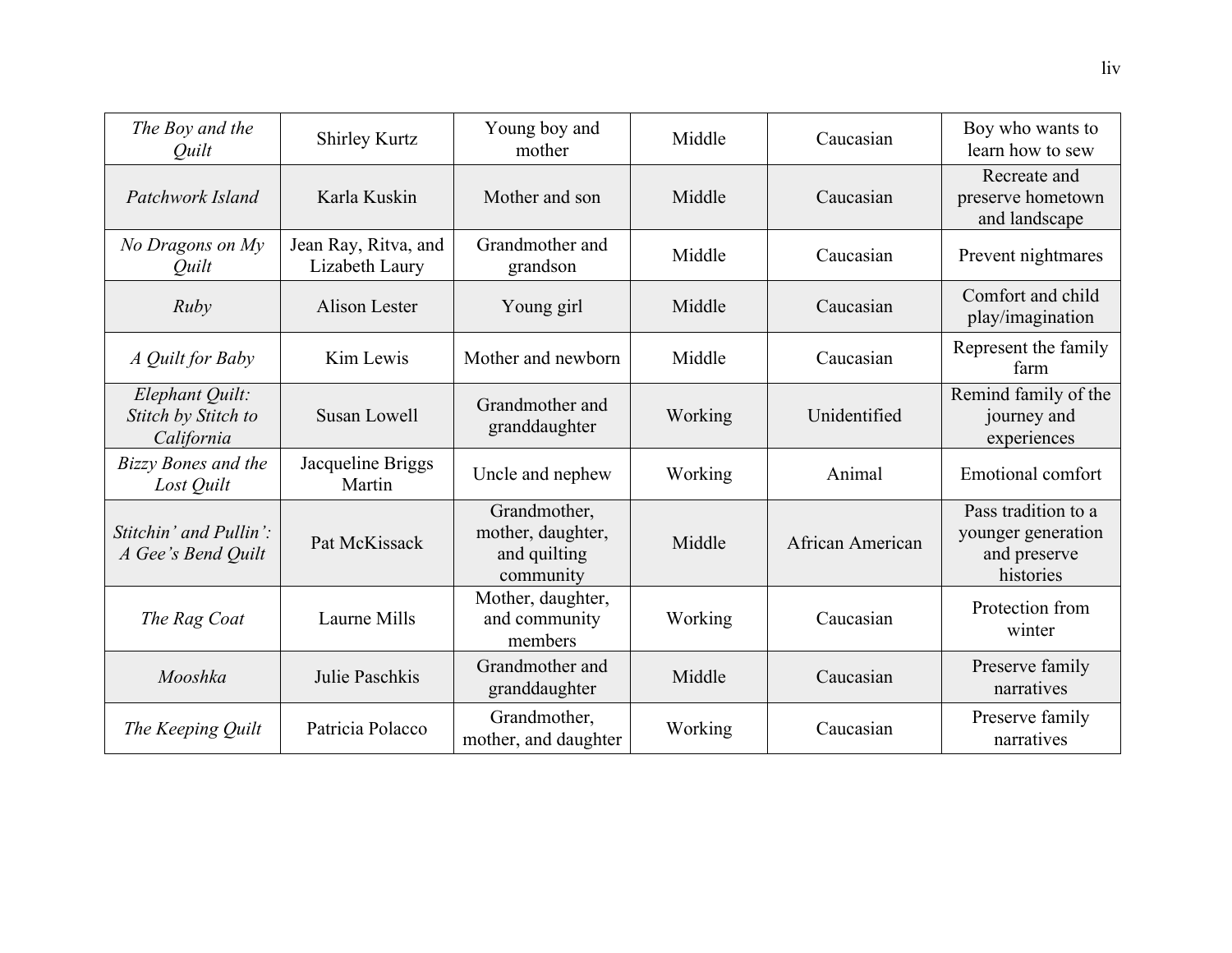| *The Boy and the Quilt* | Shirley Kurtz | Young boy and mother | Middle | Caucasian | Boy who wants to learn how to sew |
|---|---|---|---|---|---|
| *Patchwork Island* | Karla Kuskin | Mother and son | Middle | Caucasian | Recreate and preserve hometown and landscape |
| *No Dragons on My Quilt* | Jean Ray, Ritva, and Lizabeth Laury | Grandmother and grandson | Middle | Caucasian | Prevent nightmares |
| *Ruby* | Alison Lester | Young girl | Middle | Caucasian | Comfort and child play/imagination |
| *A Quilt for Baby* | Kim Lewis | Mother and newborn | Middle | Caucasian | Represent the family farm |
| *Elephant Quilt: Stitch by Stitch to California* | Susan Lowell | Grandmother and granddaughter | Working | Unidentified | Remind family of the journey and experiences |
| *Bizzy Bones and the Lost Quilt* | Jacqueline Briggs Martin | Uncle and nephew | Working | Animal | Emotional comfort |
| *Stitchin' and Pullin': A Gee's Bend Quilt* | Pat McKissack | Grandmother, mother, daughter, and quilting community | Middle | African American | Pass tradition to a younger generation and preserve histories |
| *The Rag Coat* | Laurne Mills | Mother, daughter, and community members | Working | Caucasian | Protection from winter |
| *Mooshka* | Julie Paschkis | Grandmother and granddaughter | Middle | Caucasian | Preserve family narratives |
| *The Keeping Quilt* | Patricia Polacco | Grandmother, mother, and daughter | Working | Caucasian | Preserve family narratives |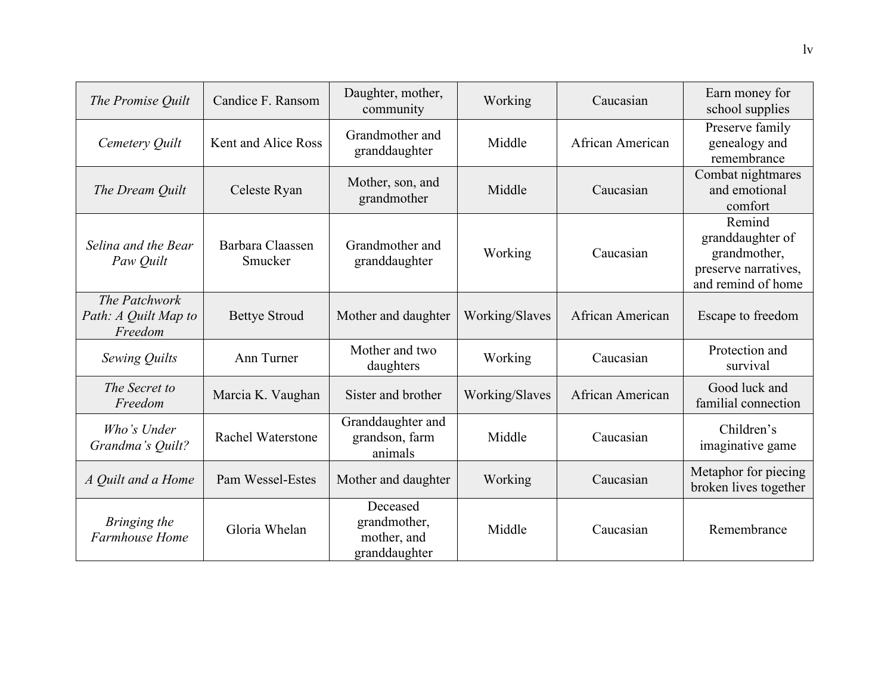| | | | | | |
|---|---|---|---|---|---|
| *The Promise Quilt* | Candice F. Ransom | Daughter, mother, community | Working | Caucasian | Earn money for school supplies |
| *Cemetery Quilt* | Kent and Alice Ross | Grandmother and granddaughter | Middle | African American | Preserve family genealogy and remembrance |
| *The Dream Quilt* | Celeste Ryan | Mother, son, and grandmother | Middle | Caucasian | Combat nightmares and emotional comfort |
| *Selina and the Bear Paw Quilt* | Barbara Claassen Smucker | Grandmother and granddaughter | Working | Caucasian | Remind granddaughter of grandmother, preserve narratives, and remind of home |
| *The Patchwork Path: A Quilt Map to Freedom* | Bettye Stroud | Mother and daughter | Working/Slaves | African American | Escape to freedom |
| *Sewing Quilts* | Ann Turner | Mother and two daughters | Working | Caucasian | Protection and survival |
| *The Secret to Freedom* | Marcia K. Vaughan | Sister and brother | Working/Slaves | African American | Good luck and familial connection |
| *Who's Under Grandma's Quilt?* | Rachel Waterstone | Granddaughter and grandson, farm animals | Middle | Caucasian | Children's imaginative game |
| *A Quilt and a Home* | Pam Wessel-Estes | Mother and daughter | Working | Caucasian | Metaphor for piecing broken lives together |
| *Bringing the Farmhouse Home* | Gloria Whelan | Deceased grandmother, mother, and granddaughter | Middle | Caucasian | Remembrance |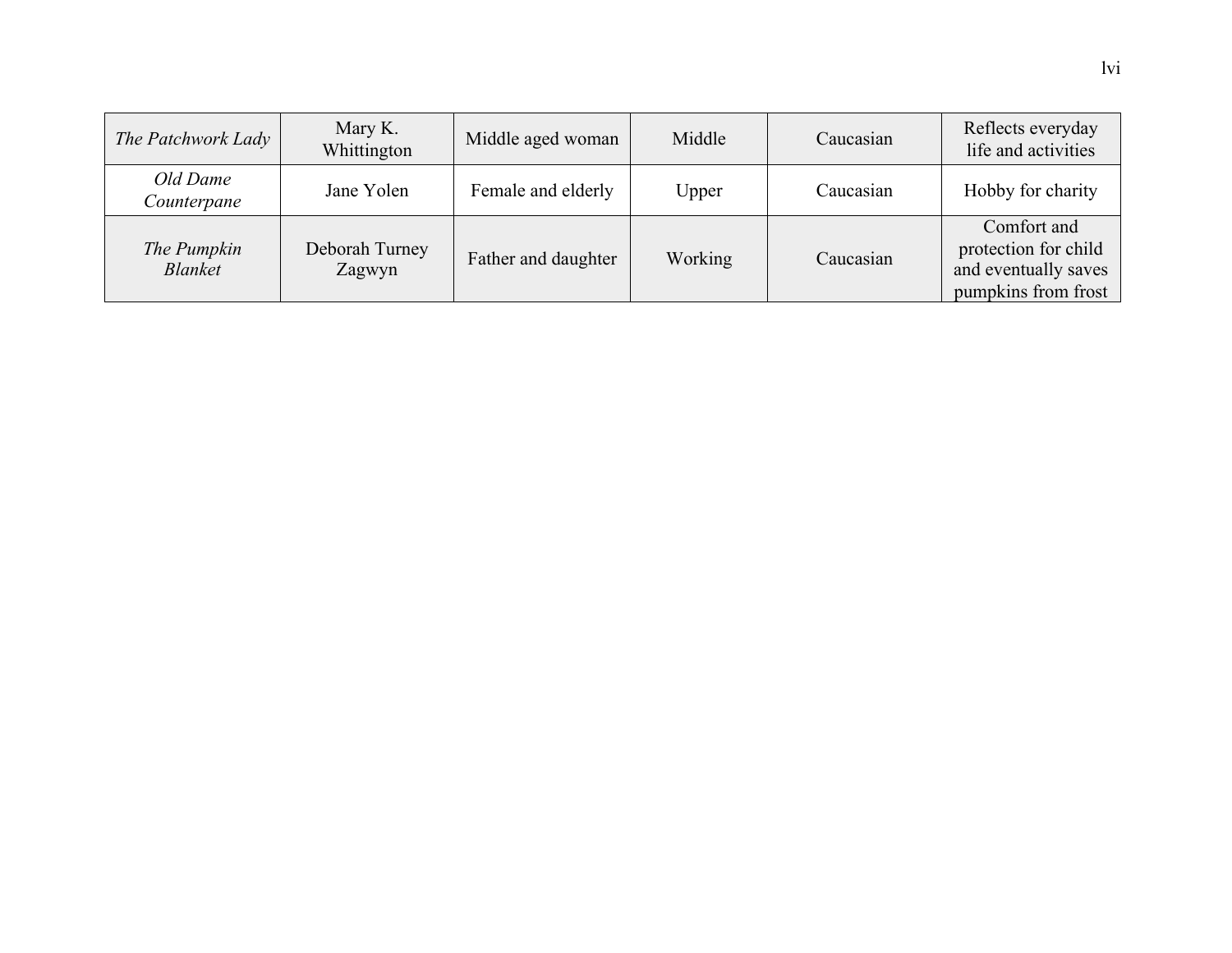| | | | | | |
|---|---|---|---|---|---|
| *The Patchwork Lady* | Mary K. Whittington | Middle aged woman | Middle | Caucasian | Reflects everyday life and activities |
| *Old Dame Counterpane* | Jane Yolen | Female and elderly | Upper | Caucasian | Hobby for charity |
| *The Pumpkin Blanket* | Deborah Turney Zagwyn | Father and daughter | Working | Caucasian | Comfort and protection for child and eventually saves pumpkins from frost |